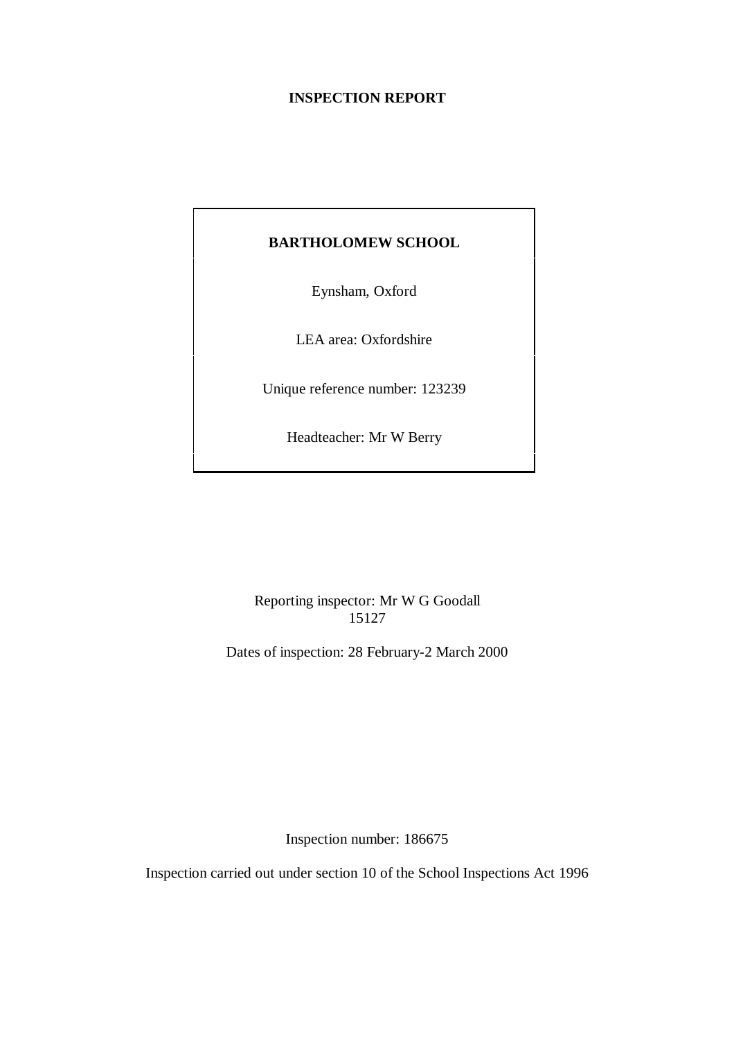# INSPECTION REPORT

## BARTHOLOMEW SCHOOL

Eynsham, Oxford

LEA area: Oxfordshire

Unique reference number: 123239

Headteacher: Mr W Berry

Reporting inspector: Mr W G Goodall
15127

Dates of inspection: 28 February-2 March 2000

Inspection number: 186675

Inspection carried out under section 10 of the School Inspections Act 1996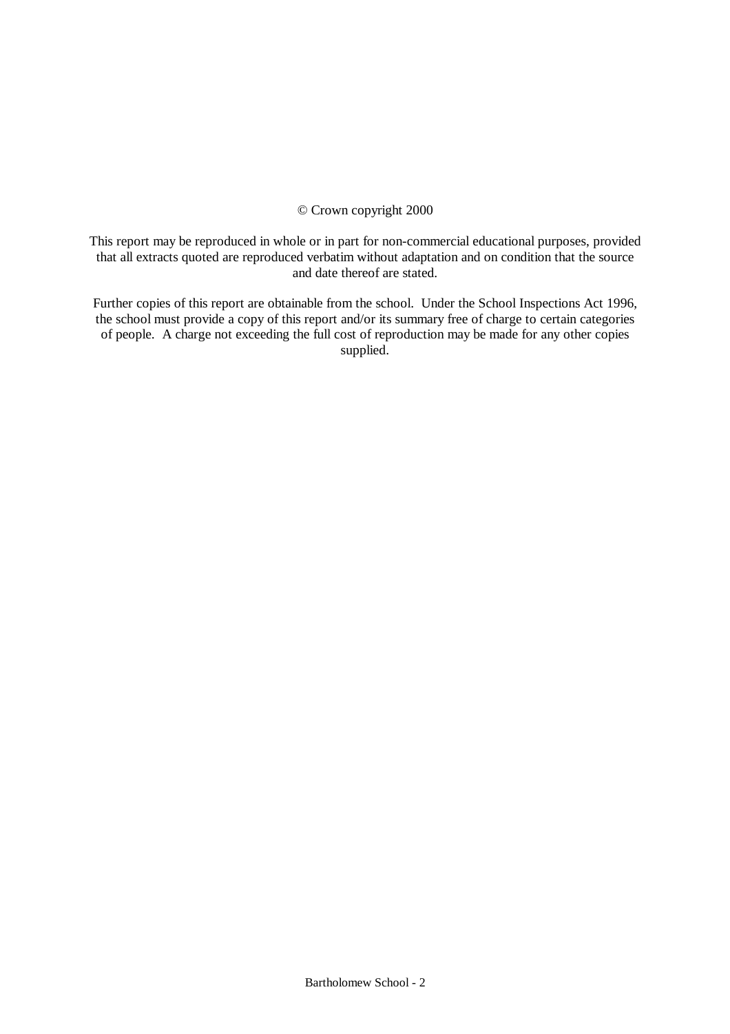© Crown copyright 2000

This report may be reproduced in whole or in part for non-commercial educational purposes, provided that all extracts quoted are reproduced verbatim without adaptation and on condition that the source and date thereof are stated.

Further copies of this report are obtainable from the school. Under the School Inspections Act 1996, the school must provide a copy of this report and/or its summary free of charge to certain categories of people. A charge not exceeding the full cost of reproduction may be made for any other copies supplied.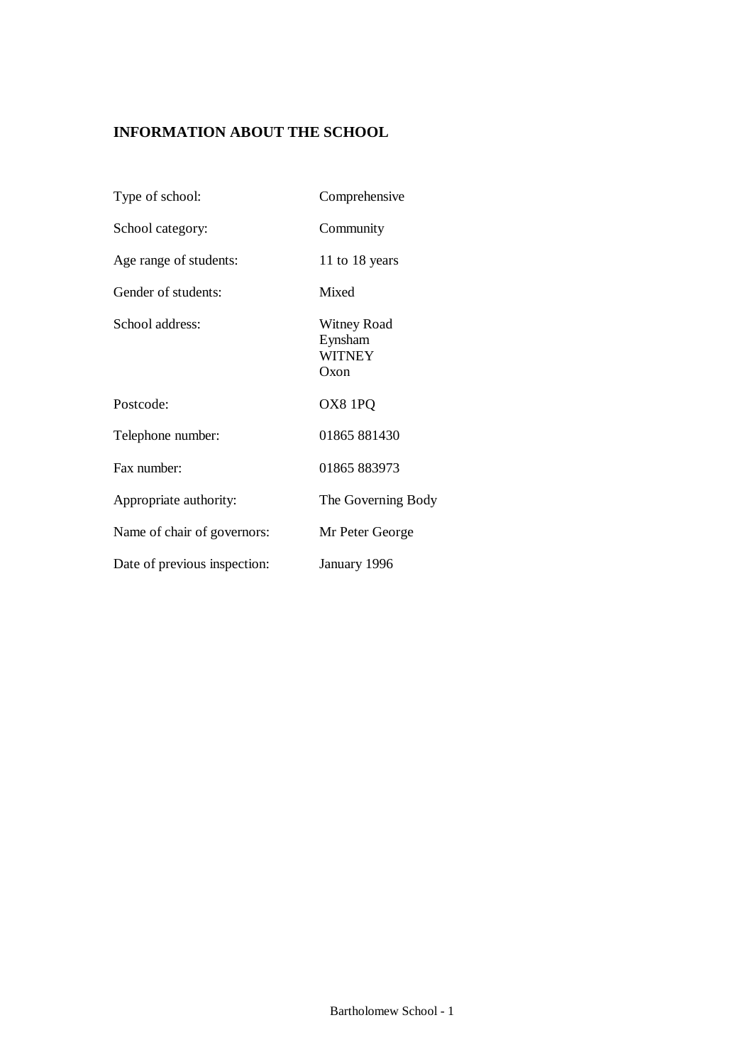## INFORMATION ABOUT THE SCHOOL

| | |
|---|---|
| Type of school: | Comprehensive |
| School category: | Community |
| Age range of students: | 11 to 18 years |
| Gender of students: | Mixed |
| School address: | Witney Road<br>Eynsham<br>WITNEY<br>Oxon |
| Postcode: | OX8 1PQ |
| Telephone number: | 01865 881430 |
| Fax number: | 01865 883973 |
| Appropriate authority: | The Governing Body |
| Name of chair of governors: | Mr Peter George |
| Date of previous inspection: | January 1996 |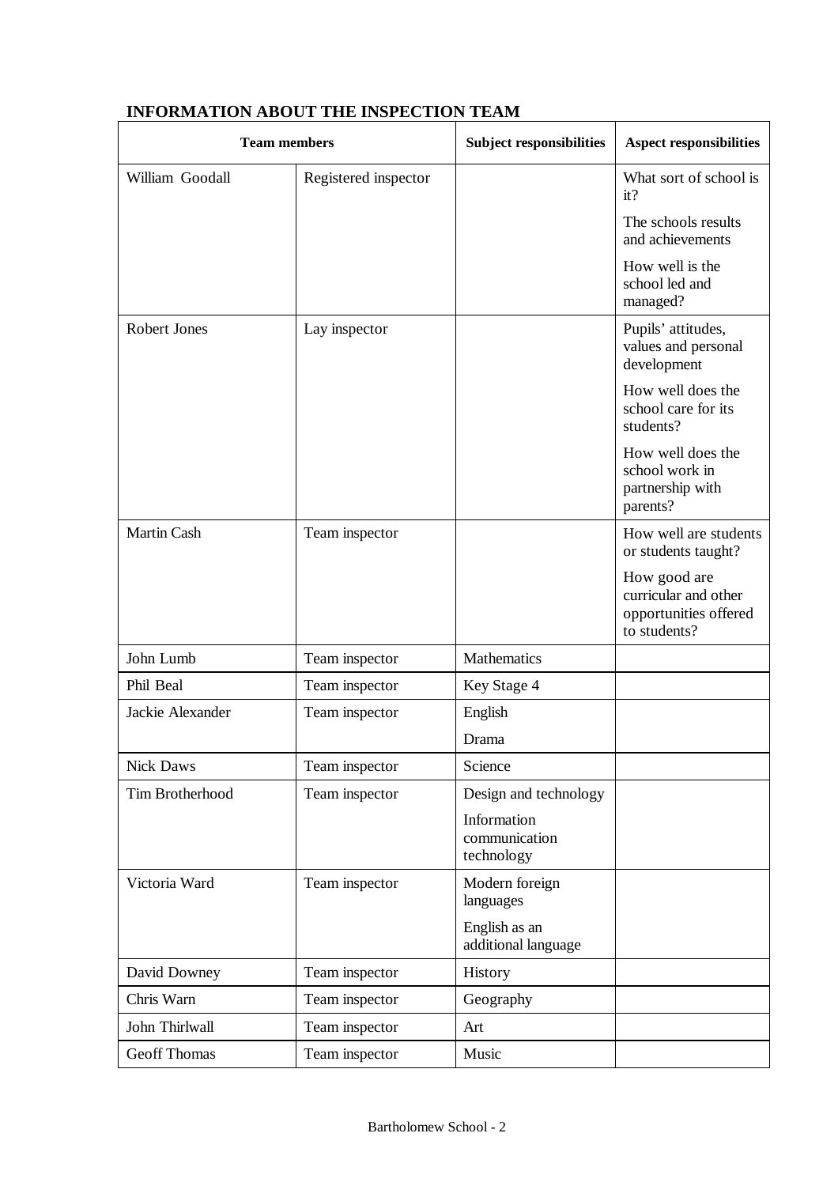## INFORMATION ABOUT THE INSPECTION TEAM

| Team members | | Subject responsibilities | Aspect responsibilities |
|---|---|---|---|
| William Goodall | Registered inspector | | What sort of school is it?<br>The schools results and achievements<br>How well is the school led and managed? |
| Robert Jones | Lay inspector | | Pupils' attitudes, values and personal development<br>How well does the school care for its students?<br>How well does the school work in partnership with parents? |
| Martin Cash | Team inspector | | How well are students or students taught?<br>How good are curricular and other opportunities offered to students? |
| John Lumb | Team inspector | Mathematics | |
| Phil Beal | Team inspector | Key Stage 4 | |
| Jackie Alexander | Team inspector | English<br>Drama | |
| Nick Daws | Team inspector | Science | |
| Tim Brotherhood | Team inspector | Design and technology<br>Information communication technology | |
| Victoria Ward | Team inspector | Modern foreign languages<br>English as an additional language | |
| David Downey | Team inspector | History | |
| Chris Warn | Team inspector | Geography | |
| John Thirlwall | Team inspector | Art | |
| Geoff Thomas | Team inspector | Music | |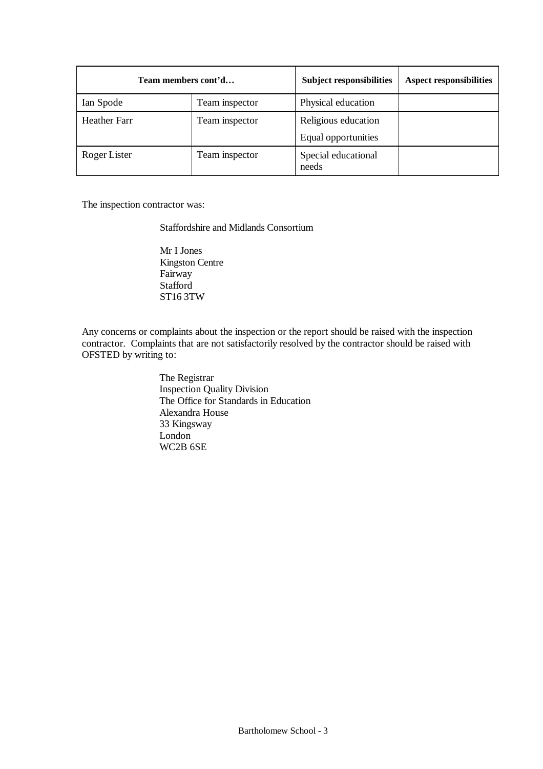| Team members cont'd… | | Subject responsibilities | Aspect responsibilities |
|---|---|---|---|
| Ian Spode | Team inspector | Physical education | |
| Heather Farr | Team inspector | Religious education<br>Equal opportunities | |
| Roger Lister | Team inspector | Special educational needs | |

The inspection contractor was:

Staffordshire and Midlands Consortium

Mr I Jones
Kingston Centre
Fairway
Stafford
ST16 3TW

Any concerns or complaints about the inspection or the report should be raised with the inspection contractor. Complaints that are not satisfactorily resolved by the contractor should be raised with OFSTED by writing to:

The Registrar
Inspection Quality Division
The Office for Standards in Education
Alexandra House
33 Kingsway
London
WC2B 6SE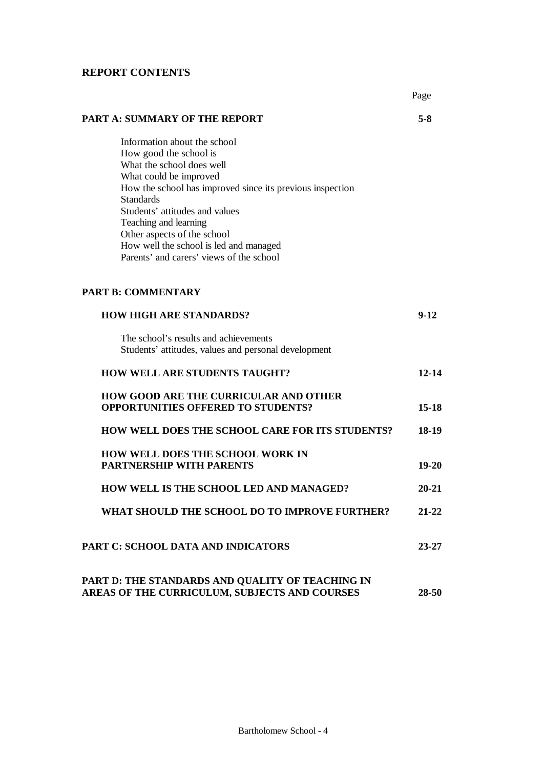## REPORT CONTENTS

| | Page |
|---|---|
| **PART A: SUMMARY OF THE REPORT** | **5-8** |
| Information about the school<br>How good the school is<br>What the school does well<br>What could be improved<br>How the school has improved since its previous inspection<br>Standards<br>Students' attitudes and values<br>Teaching and learning<br>Other aspects of the school<br>How well the school is led and managed<br>Parents' and carers' views of the school | |
| **PART B: COMMENTARY** | |
| **HOW HIGH ARE STANDARDS?** | **9-12** |
| The school's results and achievements<br>Students' attitudes, values and personal development | |
| **HOW WELL ARE STUDENTS TAUGHT?** | **12-14** |
| **HOW GOOD ARE THE CURRICULAR AND OTHER OPPORTUNITIES OFFERED TO STUDENTS?** | **15-18** |
| **HOW WELL DOES THE SCHOOL CARE FOR ITS STUDENTS?** | **18-19** |
| **HOW WELL DOES THE SCHOOL WORK IN PARTNERSHIP WITH PARENTS** | **19-20** |
| **HOW WELL IS THE SCHOOL LED AND MANAGED?** | **20-21** |
| **WHAT SHOULD THE SCHOOL DO TO IMPROVE FURTHER?** | **21-22** |
| **PART C: SCHOOL DATA AND INDICATORS** | **23-27** |
| **PART D: THE STANDARDS AND QUALITY OF TEACHING IN AREAS OF THE CURRICULUM, SUBJECTS AND COURSES** | **28-50** |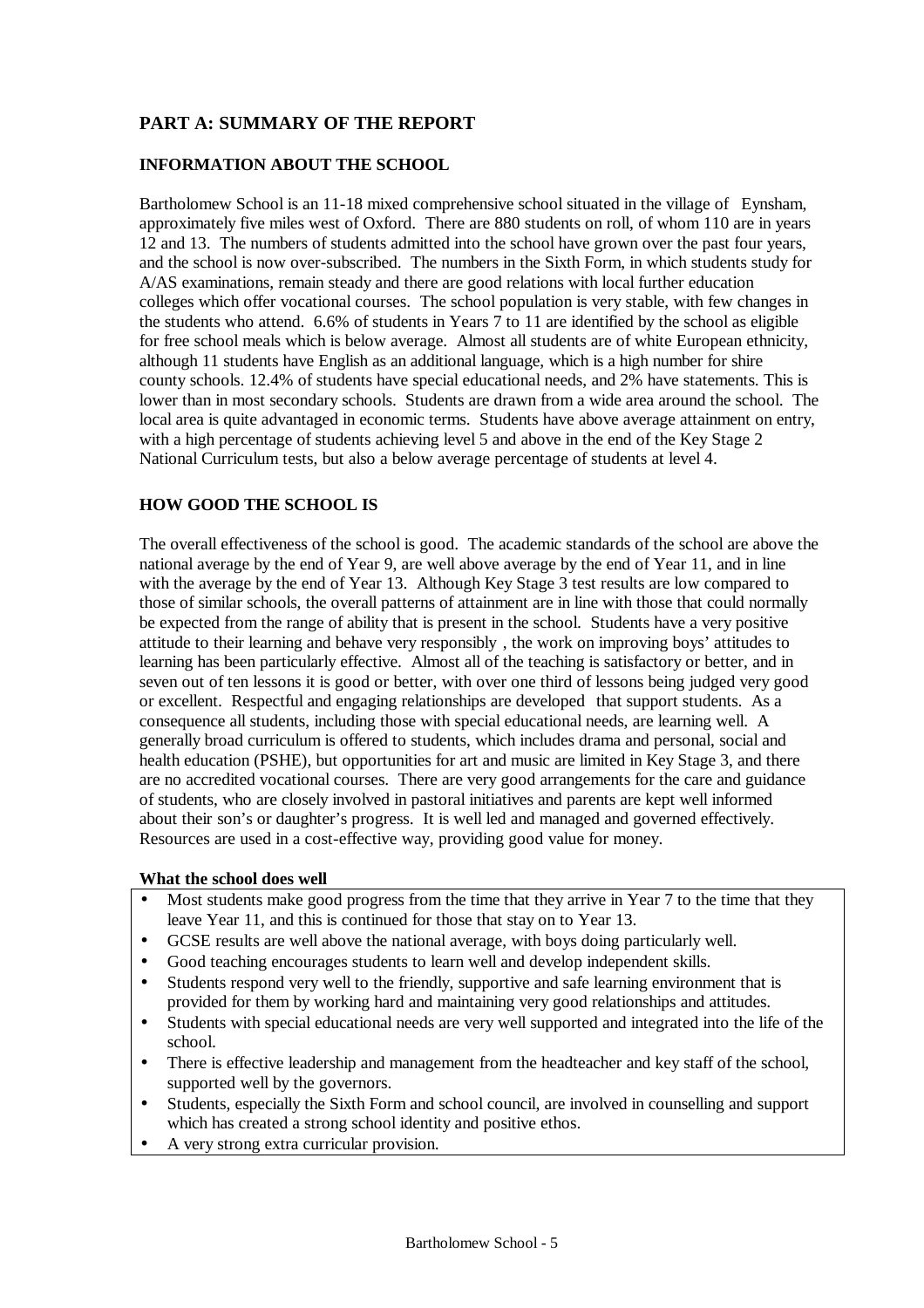## PART A: SUMMARY OF THE REPORT

### INFORMATION ABOUT THE SCHOOL

Bartholomew School is an 11-18 mixed comprehensive school situated in the village of Eynsham, approximately five miles west of Oxford. There are 880 students on roll, of whom 110 are in years 12 and 13. The numbers of students admitted into the school have grown over the past four years, and the school is now over-subscribed. The numbers in the Sixth Form, in which students study for A/AS examinations, remain steady and there are good relations with local further education colleges which offer vocational courses. The school population is very stable, with few changes in the students who attend. 6.6% of students in Years 7 to 11 are identified by the school as eligible for free school meals which is below average. Almost all students are of white European ethnicity, although 11 students have English as an additional language, which is a high number for shire county schools. 12.4% of students have special educational needs, and 2% have statements. This is lower than in most secondary schools. Students are drawn from a wide area around the school. The local area is quite advantaged in economic terms. Students have above average attainment on entry, with a high percentage of students achieving level 5 and above in the end of the Key Stage 2 National Curriculum tests, but also a below average percentage of students at level 4.

### HOW GOOD THE SCHOOL IS

The overall effectiveness of the school is good. The academic standards of the school are above the national average by the end of Year 9, are well above average by the end of Year 11, and in line with the average by the end of Year 13. Although Key Stage 3 test results are low compared to those of similar schools, the overall patterns of attainment are in line with those that could normally be expected from the range of ability that is present in the school. Students have a very positive attitude to their learning and behave very responsibly , the work on improving boys' attitudes to learning has been particularly effective. Almost all of the teaching is satisfactory or better, and in seven out of ten lessons it is good or better, with over one third of lessons being judged very good or excellent. Respectful and engaging relationships are developed that support students. As a consequence all students, including those with special educational needs, are learning well. A generally broad curriculum is offered to students, which includes drama and personal, social and health education (PSHE), but opportunities for art and music are limited in Key Stage 3, and there are no accredited vocational courses. There are very good arrangements for the care and guidance of students, who are closely involved in pastoral initiatives and parents are kept well informed about their son's or daughter's progress. It is well led and managed and governed effectively. Resources are used in a cost-effective way, providing good value for money.

**What the school does well**

- Most students make good progress from the time that they arrive in Year 7 to the time that they leave Year 11, and this is continued for those that stay on to Year 13.
- GCSE results are well above the national average, with boys doing particularly well.
- Good teaching encourages students to learn well and develop independent skills.
- Students respond very well to the friendly, supportive and safe learning environment that is provided for them by working hard and maintaining very good relationships and attitudes.
- Students with special educational needs are very well supported and integrated into the life of the school.
- There is effective leadership and management from the headteacher and key staff of the school, supported well by the governors.
- Students, especially the Sixth Form and school council, are involved in counselling and support which has created a strong school identity and positive ethos.
- A very strong extra curricular provision.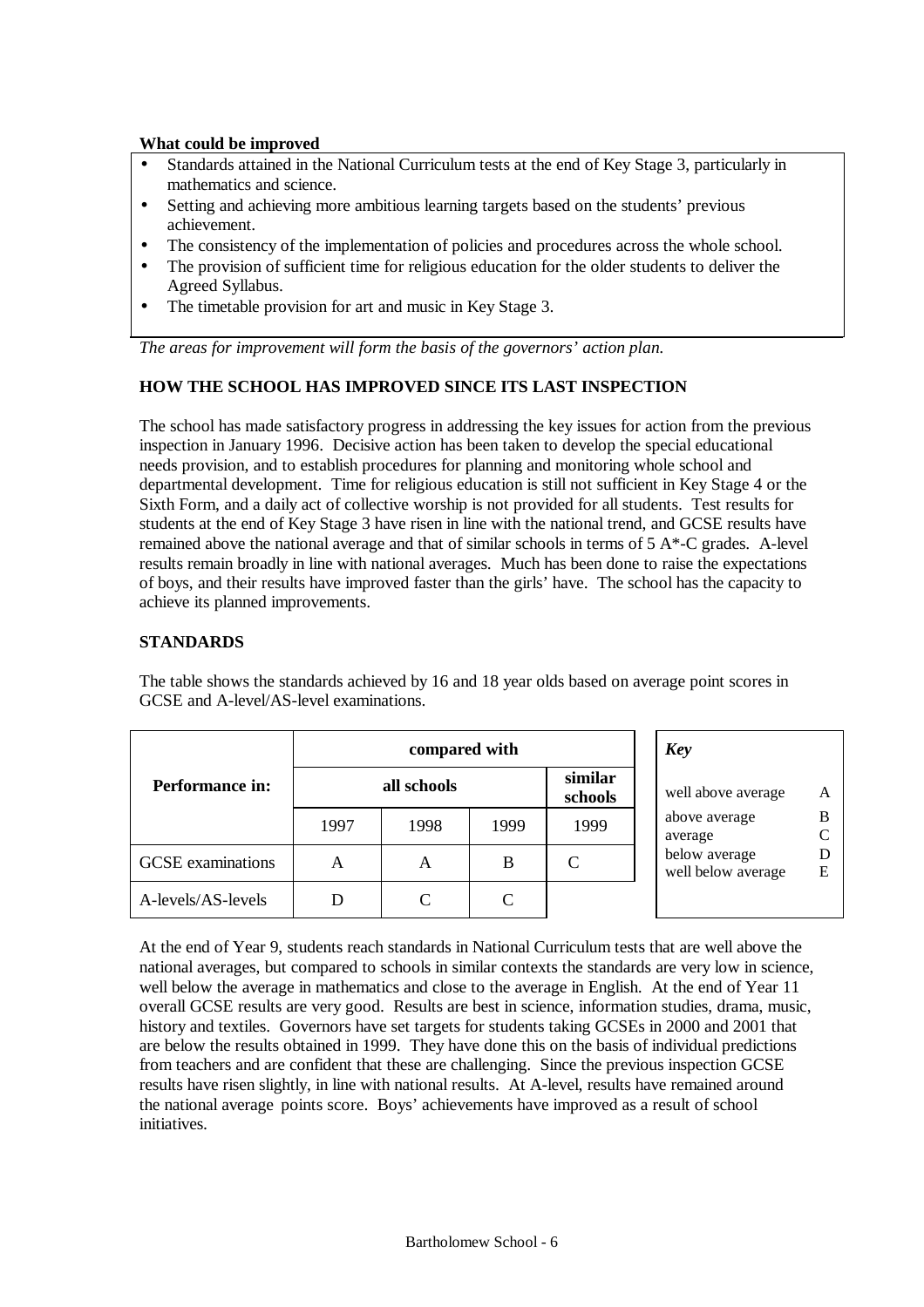**What could be improved**

- Standards attained in the National Curriculum tests at the end of Key Stage 3, particularly in mathematics and science.
- Setting and achieving more ambitious learning targets based on the students' previous achievement.
- The consistency of the implementation of policies and procedures across the whole school.
- The provision of sufficient time for religious education for the older students to deliver the Agreed Syllabus.
- The timetable provision for art and music in Key Stage 3.

*The areas for improvement will form the basis of the governors' action plan.*

## HOW THE SCHOOL HAS IMPROVED SINCE ITS LAST INSPECTION

The school has made satisfactory progress in addressing the key issues for action from the previous inspection in January 1996. Decisive action has been taken to develop the special educational needs provision, and to establish procedures for planning and monitoring whole school and departmental development. Time for religious education is still not sufficient in Key Stage 4 or the Sixth Form, and a daily act of collective worship is not provided for all students. Test results for students at the end of Key Stage 3 have risen in line with the national trend, and GCSE results have remained above the national average and that of similar schools in terms of 5 A*-C grades. A-level results remain broadly in line with national averages. Much has been done to raise the expectations of boys, and their results have improved faster than the girls' have. The school has the capacity to achieve its planned improvements.

## STANDARDS

The table shows the standards achieved by 16 and 18 year olds based on average point scores in GCSE and A-level/AS-level examinations.

| Performance in: | compared with | | | |
|---|---|---|---|---|
| | all schools | | | similar schools |
| | 1997 | 1998 | 1999 | 1999 |
| GCSE examinations | A | A | B | C |
| A-levels/AS-levels | D | C | C | |

| *Key* | |
|---|---|
| well above average | A |
| above average | B |
| average | C |
| below average | D |
| well below average | E |

At the end of Year 9, students reach standards in National Curriculum tests that are well above the national averages, but compared to schools in similar contexts the standards are very low in science, well below the average in mathematics and close to the average in English. At the end of Year 11 overall GCSE results are very good. Results are best in science, information studies, drama, music, history and textiles. Governors have set targets for students taking GCSEs in 2000 and 2001 that are below the results obtained in 1999. They have done this on the basis of individual predictions from teachers and are confident that these are challenging. Since the previous inspection GCSE results have risen slightly, in line with national results. At A-level, results have remained around the national average points score. Boys' achievements have improved as a result of school initiatives.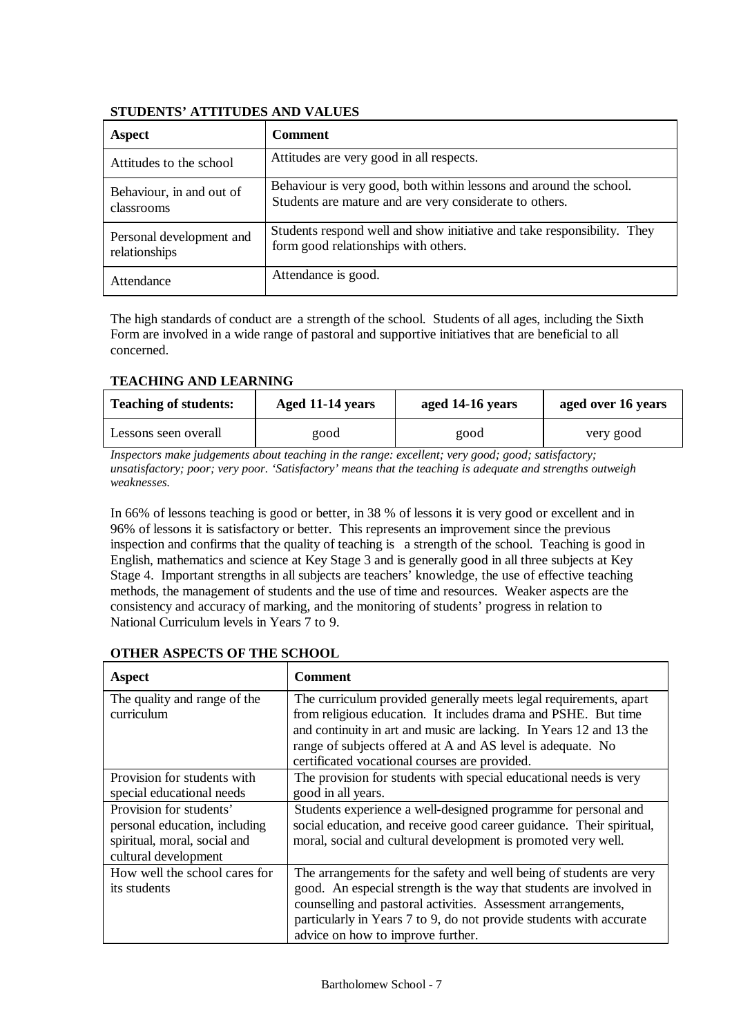## STUDENTS' ATTITUDES AND VALUES

| Aspect | Comment |
|---|---|
| Attitudes to the school | Attitudes are very good in all respects. |
| Behaviour, in and out of classrooms | Behaviour is very good, both within lessons and around the school. Students are mature and are very considerate to others. |
| Personal development and relationships | Students respond well and show initiative and take responsibility. They form good relationships with others. |
| Attendance | Attendance is good. |

The high standards of conduct are a strength of the school. Students of all ages, including the Sixth Form are involved in a wide range of pastoral and supportive initiatives that are beneficial to all concerned.

## TEACHING AND LEARNING

| Teaching of students: | Aged 11-14 years | aged 14-16 years | aged over 16 years |
|---|---|---|---|
| Lessons seen overall | good | good | very good |

*Inspectors make judgements about teaching in the range: excellent; very good; good; satisfactory; unsatisfactory; poor; very poor. 'Satisfactory' means that the teaching is adequate and strengths outweigh weaknesses.*

In 66% of lessons teaching is good or better, in 38 % of lessons it is very good or excellent and in 96% of lessons it is satisfactory or better. This represents an improvement since the previous inspection and confirms that the quality of teaching is a strength of the school. Teaching is good in English, mathematics and science at Key Stage 3 and is generally good in all three subjects at Key Stage 4. Important strengths in all subjects are teachers' knowledge, the use of effective teaching methods, the management of students and the use of time and resources. Weaker aspects are the consistency and accuracy of marking, and the monitoring of students' progress in relation to National Curriculum levels in Years 7 to 9.

## OTHER ASPECTS OF THE SCHOOL

| Aspect | Comment |
|---|---|
| The quality and range of the curriculum | The curriculum provided generally meets legal requirements, apart from religious education. It includes drama and PSHE. But time and continuity in art and music are lacking. In Years 12 and 13 the range of subjects offered at A and AS level is adequate. No certificated vocational courses are provided. |
| Provision for students with special educational needs | The provision for students with special educational needs is very good in all years. |
| Provision for students' personal education, including spiritual, moral, social and cultural development | Students experience a well-designed programme for personal and social education, and receive good career guidance. Their spiritual, moral, social and cultural development is promoted very well. |
| How well the school cares for its students | The arrangements for the safety and well being of students are very good. An especial strength is the way that students are involved in counselling and pastoral activities. Assessment arrangements, particularly in Years 7 to 9, do not provide students with accurate advice on how to improve further. |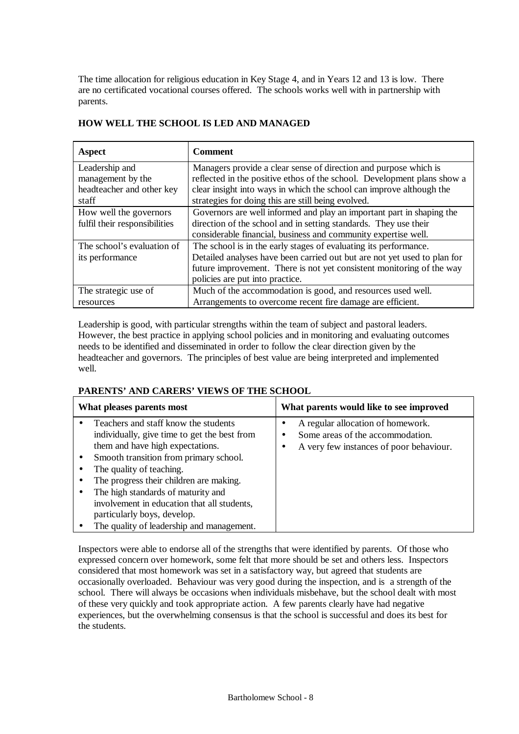The time allocation for religious education in Key Stage 4, and in Years 12 and 13 is low. There are no certificated vocational courses offered. The schools works well with in partnership with parents.

## HOW WELL THE SCHOOL IS LED AND MANAGED

| Aspect | Comment |
|---|---|
| Leadership and management by the headteacher and other key staff | Managers provide a clear sense of direction and purpose which is reflected in the positive ethos of the school. Development plans show a clear insight into ways in which the school can improve although the strategies for doing this are still being evolved. |
| How well the governors fulfil their responsibilities | Governors are well informed and play an important part in shaping the direction of the school and in setting standards. They use their considerable financial, business and community expertise well. |
| The school's evaluation of its performance | The school is in the early stages of evaluating its performance. Detailed analyses have been carried out but are not yet used to plan for future improvement. There is not yet consistent monitoring of the way policies are put into practice. |
| The strategic use of resources | Much of the accommodation is good, and resources used well. Arrangements to overcome recent fire damage are efficient. |

Leadership is good, with particular strengths within the team of subject and pastoral leaders. However, the best practice in applying school policies and in monitoring and evaluating outcomes needs to be identified and disseminated in order to follow the clear direction given by the headteacher and governors. The principles of best value are being interpreted and implemented well.

## PARENTS' AND CARERS' VIEWS OF THE SCHOOL

| What pleases parents most | What parents would like to see improved |
|---|---|
| • Teachers and staff know the students individually, give time to get the best from them and have high expectations.<br>• Smooth transition from primary school.<br>• The quality of teaching.<br>• The progress their children are making.<br>• The high standards of maturity and involvement in education that all students, particularly boys, develop.<br>• The quality of leadership and management. | • A regular allocation of homework.<br>• Some areas of the accommodation.<br>• A very few instances of poor behaviour. |

Inspectors were able to endorse all of the strengths that were identified by parents. Of those who expressed concern over homework, some felt that more should be set and others less. Inspectors considered that most homework was set in a satisfactory way, but agreed that students are occasionally overloaded. Behaviour was very good during the inspection, and is a strength of the school. There will always be occasions when individuals misbehave, but the school dealt with most of these very quickly and took appropriate action. A few parents clearly have had negative experiences, but the overwhelming consensus is that the school is successful and does its best for the students.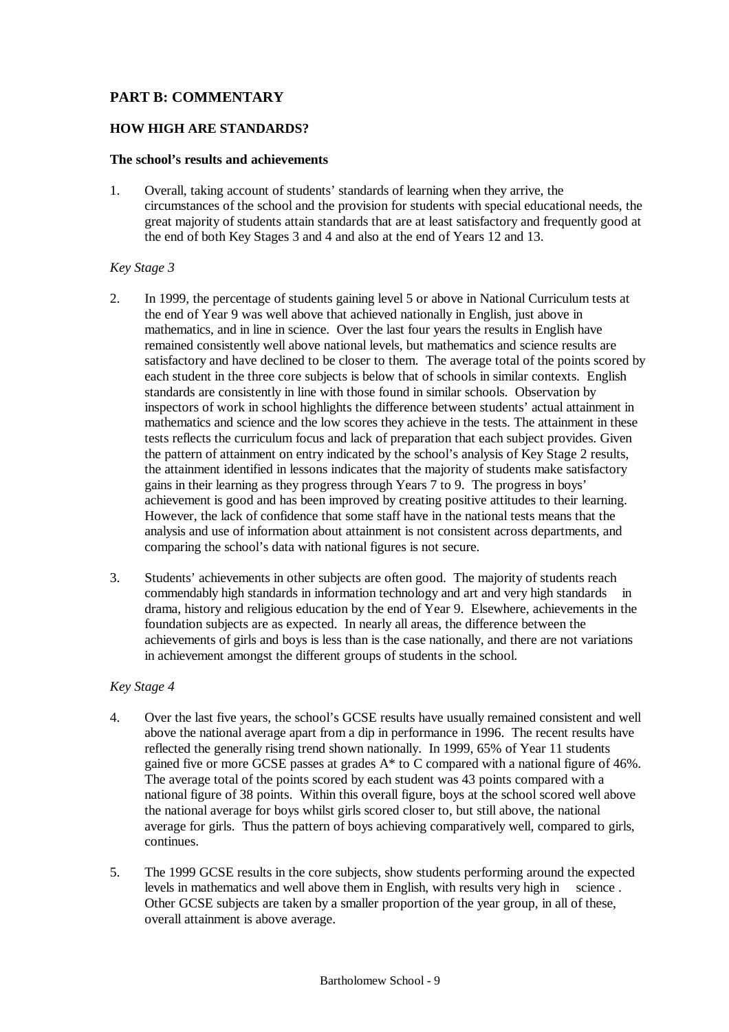## PART B: COMMENTARY

### HOW HIGH ARE STANDARDS?

#### The school's results and achievements

1. Overall, taking account of students' standards of learning when they arrive, the circumstances of the school and the provision for students with special educational needs, the great majority of students attain standards that are at least satisfactory and frequently good at the end of both Key Stages 3 and 4 and also at the end of Years 12 and 13.

*Key Stage 3*

2. In 1999, the percentage of students gaining level 5 or above in National Curriculum tests at the end of Year 9 was well above that achieved nationally in English, just above in mathematics, and in line in science. Over the last four years the results in English have remained consistently well above national levels, but mathematics and science results are satisfactory and have declined to be closer to them. The average total of the points scored by each student in the three core subjects is below that of schools in similar contexts. English standards are consistently in line with those found in similar schools. Observation by inspectors of work in school highlights the difference between students' actual attainment in mathematics and science and the low scores they achieve in the tests. The attainment in these tests reflects the curriculum focus and lack of preparation that each subject provides. Given the pattern of attainment on entry indicated by the school's analysis of Key Stage 2 results, the attainment identified in lessons indicates that the majority of students make satisfactory gains in their learning as they progress through Years 7 to 9. The progress in boys' achievement is good and has been improved by creating positive attitudes to their learning. However, the lack of confidence that some staff have in the national tests means that the analysis and use of information about attainment is not consistent across departments, and comparing the school's data with national figures is not secure.

3. Students' achievements in other subjects are often good. The majority of students reach commendably high standards in information technology and art and very high standards in drama, history and religious education by the end of Year 9. Elsewhere, achievements in the foundation subjects are as expected. In nearly all areas, the difference between the achievements of girls and boys is less than is the case nationally, and there are not variations in achievement amongst the different groups of students in the school.

*Key Stage 4*

4. Over the last five years, the school's GCSE results have usually remained consistent and well above the national average apart from a dip in performance in 1996. The recent results have reflected the generally rising trend shown nationally. In 1999, 65% of Year 11 students gained five or more GCSE passes at grades A* to C compared with a national figure of 46%. The average total of the points scored by each student was 43 points compared with a national figure of 38 points. Within this overall figure, boys at the school scored well above the national average for boys whilst girls scored closer to, but still above, the national average for girls. Thus the pattern of boys achieving comparatively well, compared to girls, continues.

5. The 1999 GCSE results in the core subjects, show students performing around the expected levels in mathematics and well above them in English, with results very high in science. Other GCSE subjects are taken by a smaller proportion of the year group, in all of these, overall attainment is above average.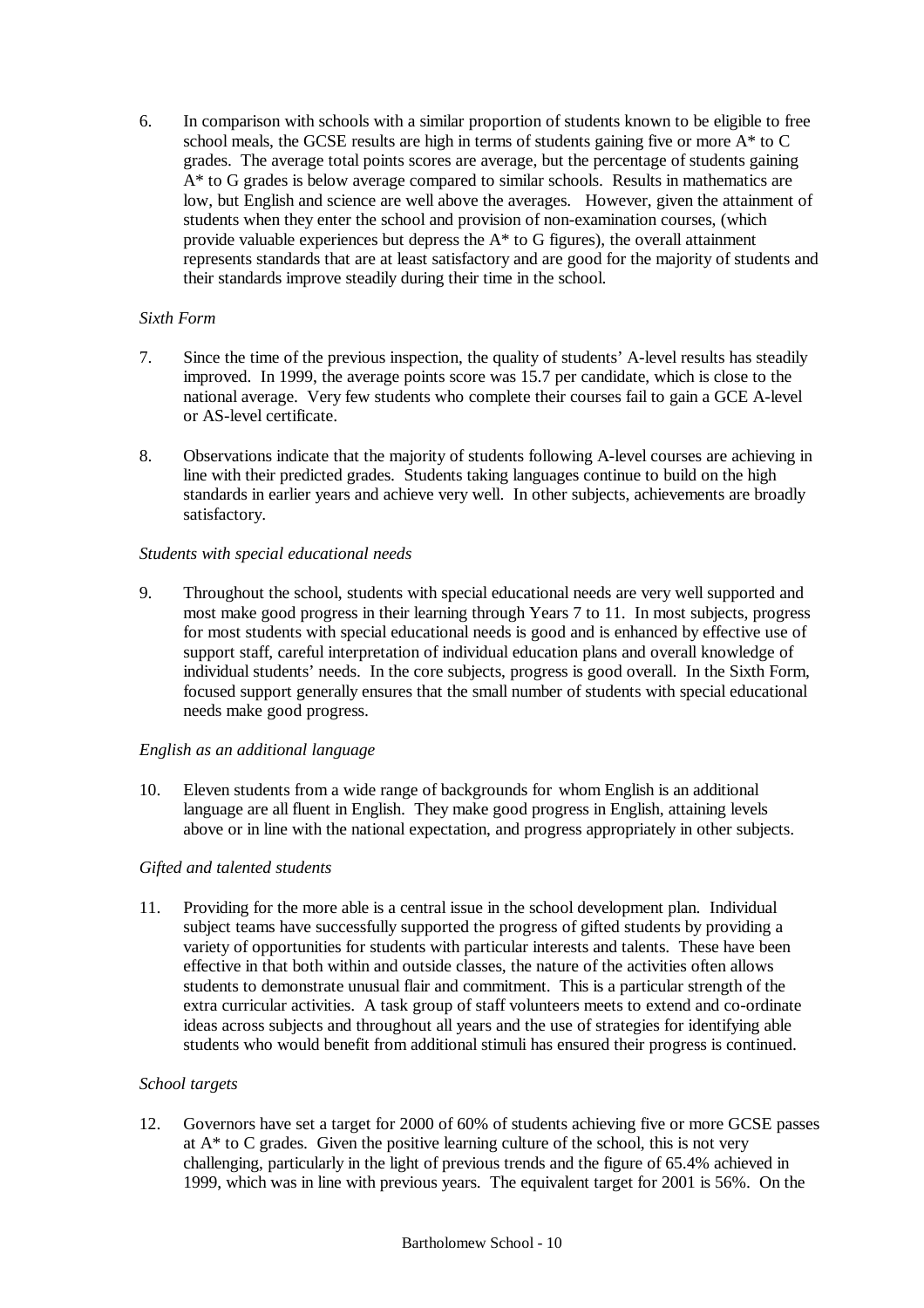6. In comparison with schools with a similar proportion of students known to be eligible to free school meals, the GCSE results are high in terms of students gaining five or more A* to C grades. The average total points scores are average, but the percentage of students gaining A* to G grades is below average compared to similar schools. Results in mathematics are low, but English and science are well above the averages. However, given the attainment of students when they enter the school and provision of non-examination courses, (which provide valuable experiences but depress the A* to G figures), the overall attainment represents standards that are at least satisfactory and are good for the majority of students and their standards improve steadily during their time in the school.

*Sixth Form*

7. Since the time of the previous inspection, the quality of students' A-level results has steadily improved. In 1999, the average points score was 15.7 per candidate, which is close to the national average. Very few students who complete their courses fail to gain a GCE A-level or AS-level certificate.

8. Observations indicate that the majority of students following A-level courses are achieving in line with their predicted grades. Students taking languages continue to build on the high standards in earlier years and achieve very well. In other subjects, achievements are broadly satisfactory.

*Students with special educational needs*

9. Throughout the school, students with special educational needs are very well supported and most make good progress in their learning through Years 7 to 11. In most subjects, progress for most students with special educational needs is good and is enhanced by effective use of support staff, careful interpretation of individual education plans and overall knowledge of individual students' needs. In the core subjects, progress is good overall. In the Sixth Form, focused support generally ensures that the small number of students with special educational needs make good progress.

*English as an additional language*

10. Eleven students from a wide range of backgrounds for whom English is an additional language are all fluent in English. They make good progress in English, attaining levels above or in line with the national expectation, and progress appropriately in other subjects.

*Gifted and talented students*

11. Providing for the more able is a central issue in the school development plan. Individual subject teams have successfully supported the progress of gifted students by providing a variety of opportunities for students with particular interests and talents. These have been effective in that both within and outside classes, the nature of the activities often allows students to demonstrate unusual flair and commitment. This is a particular strength of the extra curricular activities. A task group of staff volunteers meets to extend and co-ordinate ideas across subjects and throughout all years and the use of strategies for identifying able students who would benefit from additional stimuli has ensured their progress is continued.

*School targets*

12. Governors have set a target for 2000 of 60% of students achieving five or more GCSE passes at A* to C grades. Given the positive learning culture of the school, this is not very challenging, particularly in the light of previous trends and the figure of 65.4% achieved in 1999, which was in line with previous years. The equivalent target for 2001 is 56%. On the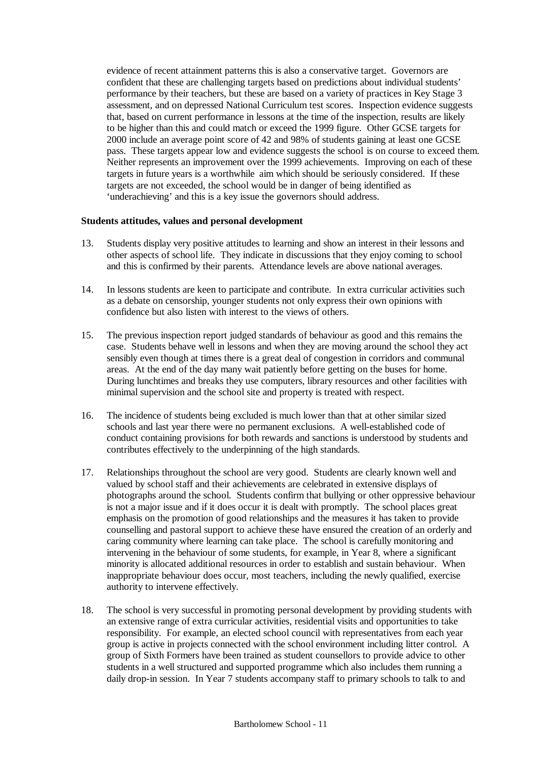evidence of recent attainment patterns this is also a conservative target. Governors are confident that these are challenging targets based on predictions about individual students' performance by their teachers, but these are based on a variety of practices in Key Stage 3 assessment, and on depressed National Curriculum test scores. Inspection evidence suggests that, based on current performance in lessons at the time of the inspection, results are likely to be higher than this and could match or exceed the 1999 figure. Other GCSE targets for 2000 include an average point score of 42 and 98% of students gaining at least one GCSE pass. These targets appear low and evidence suggests the school is on course to exceed them. Neither represents an improvement over the 1999 achievements. Improving on each of these targets in future years is a worthwhile aim which should be seriously considered. If these targets are not exceeded, the school would be in danger of being identified as 'underachieving' and this is a key issue the governors should address.

**Students attitudes, values and personal development**

13. Students display very positive attitudes to learning and show an interest in their lessons and other aspects of school life. They indicate in discussions that they enjoy coming to school and this is confirmed by their parents. Attendance levels are above national averages.

14. In lessons students are keen to participate and contribute. In extra curricular activities such as a debate on censorship, younger students not only express their own opinions with confidence but also listen with interest to the views of others.

15. The previous inspection report judged standards of behaviour as good and this remains the case. Students behave well in lessons and when they are moving around the school they act sensibly even though at times there is a great deal of congestion in corridors and communal areas. At the end of the day many wait patiently before getting on the buses for home. During lunchtimes and breaks they use computers, library resources and other facilities with minimal supervision and the school site and property is treated with respect.

16. The incidence of students being excluded is much lower than that at other similar sized schools and last year there were no permanent exclusions. A well-established code of conduct containing provisions for both rewards and sanctions is understood by students and contributes effectively to the underpinning of the high standards.

17. Relationships throughout the school are very good. Students are clearly known well and valued by school staff and their achievements are celebrated in extensive displays of photographs around the school. Students confirm that bullying or other oppressive behaviour is not a major issue and if it does occur it is dealt with promptly. The school places great emphasis on the promotion of good relationships and the measures it has taken to provide counselling and pastoral support to achieve these have ensured the creation of an orderly and caring community where learning can take place. The school is carefully monitoring and intervening in the behaviour of some students, for example, in Year 8, where a significant minority is allocated additional resources in order to establish and sustain behaviour. When inappropriate behaviour does occur, most teachers, including the newly qualified, exercise authority to intervene effectively.

18. The school is very successful in promoting personal development by providing students with an extensive range of extra curricular activities, residential visits and opportunities to take responsibility. For example, an elected school council with representatives from each year group is active in projects connected with the school environment including litter control. A group of Sixth Formers have been trained as student counsellors to provide advice to other students in a well structured and supported programme which also includes them running a daily drop-in session. In Year 7 students accompany staff to primary schools to talk to and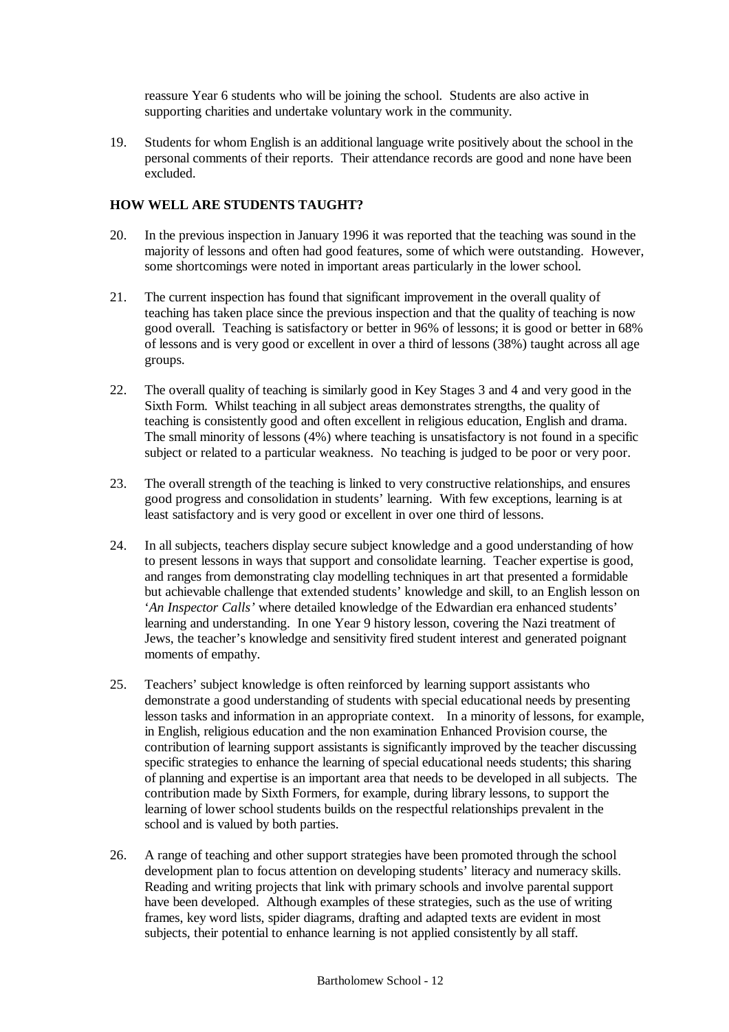reassure Year 6 students who will be joining the school. Students are also active in supporting charities and undertake voluntary work in the community.

19. Students for whom English is an additional language write positively about the school in the personal comments of their reports. Their attendance records are good and none have been excluded.

## HOW WELL ARE STUDENTS TAUGHT?

20. In the previous inspection in January 1996 it was reported that the teaching was sound in the majority of lessons and often had good features, some of which were outstanding. However, some shortcomings were noted in important areas particularly in the lower school.

21. The current inspection has found that significant improvement in the overall quality of teaching has taken place since the previous inspection and that the quality of teaching is now good overall. Teaching is satisfactory or better in 96% of lessons; it is good or better in 68% of lessons and is very good or excellent in over a third of lessons (38%) taught across all age groups.

22. The overall quality of teaching is similarly good in Key Stages 3 and 4 and very good in the Sixth Form. Whilst teaching in all subject areas demonstrates strengths, the quality of teaching is consistently good and often excellent in religious education, English and drama. The small minority of lessons (4%) where teaching is unsatisfactory is not found in a specific subject or related to a particular weakness. No teaching is judged to be poor or very poor.

23. The overall strength of the teaching is linked to very constructive relationships, and ensures good progress and consolidation in students' learning. With few exceptions, learning is at least satisfactory and is very good or excellent in over one third of lessons.

24. In all subjects, teachers display secure subject knowledge and a good understanding of how to present lessons in ways that support and consolidate learning. Teacher expertise is good, and ranges from demonstrating clay modelling techniques in art that presented a formidable but achievable challenge that extended students' knowledge and skill, to an English lesson on '*An Inspector Calls*' where detailed knowledge of the Edwardian era enhanced students' learning and understanding. In one Year 9 history lesson, covering the Nazi treatment of Jews, the teacher's knowledge and sensitivity fired student interest and generated poignant moments of empathy.

25. Teachers' subject knowledge is often reinforced by learning support assistants who demonstrate a good understanding of students with special educational needs by presenting lesson tasks and information in an appropriate context. In a minority of lessons, for example, in English, religious education and the non examination Enhanced Provision course, the contribution of learning support assistants is significantly improved by the teacher discussing specific strategies to enhance the learning of special educational needs students; this sharing of planning and expertise is an important area that needs to be developed in all subjects. The contribution made by Sixth Formers, for example, during library lessons, to support the learning of lower school students builds on the respectful relationships prevalent in the school and is valued by both parties.

26. A range of teaching and other support strategies have been promoted through the school development plan to focus attention on developing students' literacy and numeracy skills. Reading and writing projects that link with primary schools and involve parental support have been developed. Although examples of these strategies, such as the use of writing frames, key word lists, spider diagrams, drafting and adapted texts are evident in most subjects, their potential to enhance learning is not applied consistently by all staff.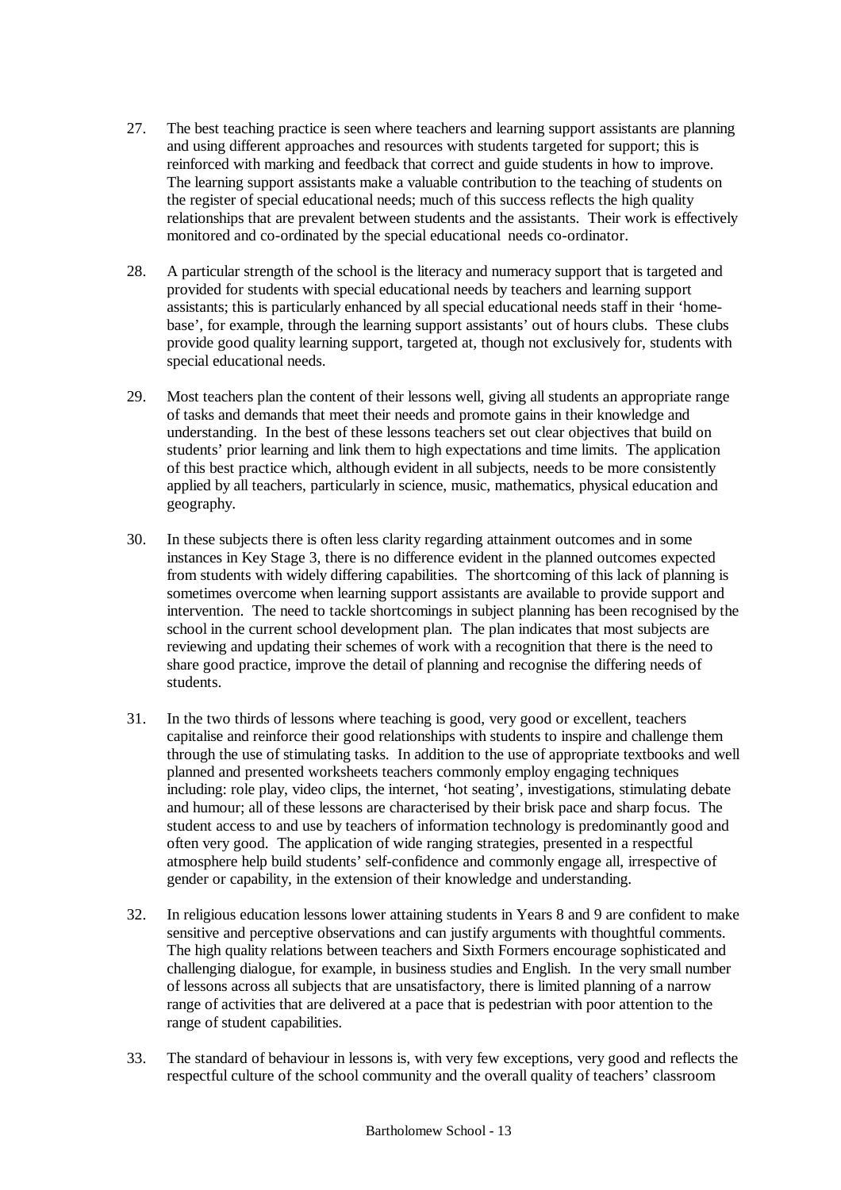27. The best teaching practice is seen where teachers and learning support assistants are planning and using different approaches and resources with students targeted for support; this is reinforced with marking and feedback that correct and guide students in how to improve. The learning support assistants make a valuable contribution to the teaching of students on the register of special educational needs; much of this success reflects the high quality relationships that are prevalent between students and the assistants. Their work is effectively monitored and co-ordinated by the special educational needs co-ordinator.

28. A particular strength of the school is the literacy and numeracy support that is targeted and provided for students with special educational needs by teachers and learning support assistants; this is particularly enhanced by all special educational needs staff in their 'home-base', for example, through the learning support assistants' out of hours clubs. These clubs provide good quality learning support, targeted at, though not exclusively for, students with special educational needs.

29. Most teachers plan the content of their lessons well, giving all students an appropriate range of tasks and demands that meet their needs and promote gains in their knowledge and understanding. In the best of these lessons teachers set out clear objectives that build on students' prior learning and link them to high expectations and time limits. The application of this best practice which, although evident in all subjects, needs to be more consistently applied by all teachers, particularly in science, music, mathematics, physical education and geography.

30. In these subjects there is often less clarity regarding attainment outcomes and in some instances in Key Stage 3, there is no difference evident in the planned outcomes expected from students with widely differing capabilities. The shortcoming of this lack of planning is sometimes overcome when learning support assistants are available to provide support and intervention. The need to tackle shortcomings in subject planning has been recognised by the school in the current school development plan. The plan indicates that most subjects are reviewing and updating their schemes of work with a recognition that there is the need to share good practice, improve the detail of planning and recognise the differing needs of students.

31. In the two thirds of lessons where teaching is good, very good or excellent, teachers capitalise and reinforce their good relationships with students to inspire and challenge them through the use of stimulating tasks. In addition to the use of appropriate textbooks and well planned and presented worksheets teachers commonly employ engaging techniques including: role play, video clips, the internet, 'hot seating', investigations, stimulating debate and humour; all of these lessons are characterised by their brisk pace and sharp focus. The student access to and use by teachers of information technology is predominantly good and often very good. The application of wide ranging strategies, presented in a respectful atmosphere help build students' self-confidence and commonly engage all, irrespective of gender or capability, in the extension of their knowledge and understanding.

32. In religious education lessons lower attaining students in Years 8 and 9 are confident to make sensitive and perceptive observations and can justify arguments with thoughtful comments. The high quality relations between teachers and Sixth Formers encourage sophisticated and challenging dialogue, for example, in business studies and English. In the very small number of lessons across all subjects that are unsatisfactory, there is limited planning of a narrow range of activities that are delivered at a pace that is pedestrian with poor attention to the range of student capabilities.

33. The standard of behaviour in lessons is, with very few exceptions, very good and reflects the respectful culture of the school community and the overall quality of teachers' classroom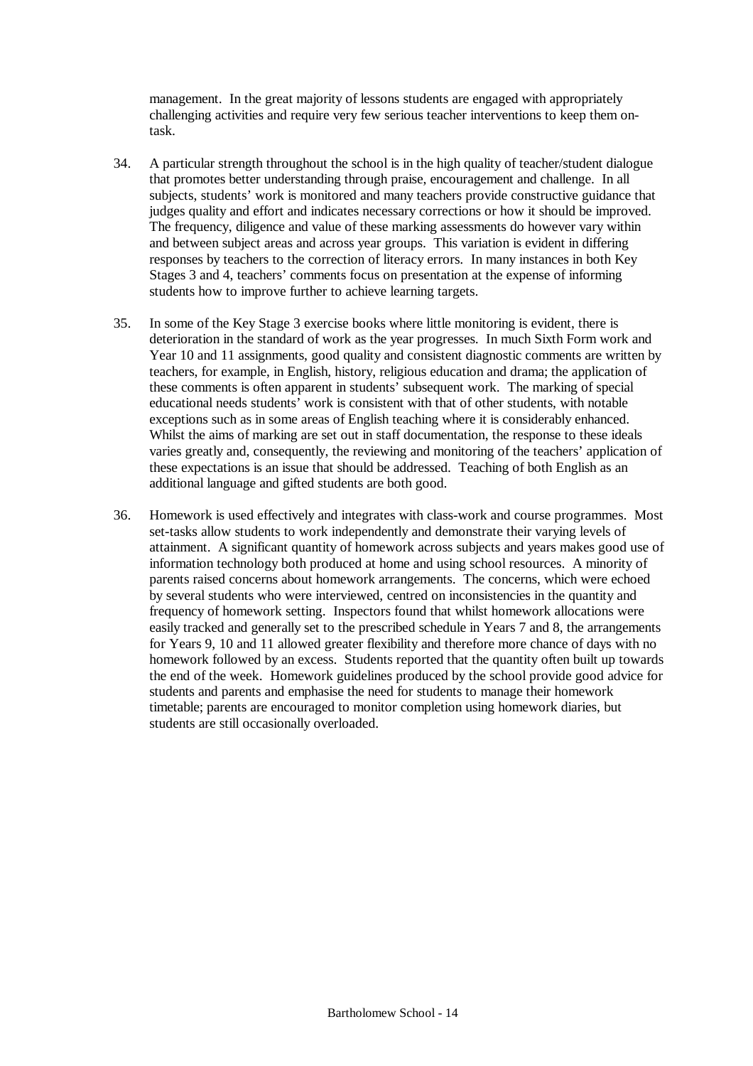management. In the great majority of lessons students are engaged with appropriately challenging activities and require very few serious teacher interventions to keep them on-task.

34. A particular strength throughout the school is in the high quality of teacher/student dialogue that promotes better understanding through praise, encouragement and challenge. In all subjects, students' work is monitored and many teachers provide constructive guidance that judges quality and effort and indicates necessary corrections or how it should be improved. The frequency, diligence and value of these marking assessments do however vary within and between subject areas and across year groups. This variation is evident in differing responses by teachers to the correction of literacy errors. In many instances in both Key Stages 3 and 4, teachers' comments focus on presentation at the expense of informing students how to improve further to achieve learning targets.

35. In some of the Key Stage 3 exercise books where little monitoring is evident, there is deterioration in the standard of work as the year progresses. In much Sixth Form work and Year 10 and 11 assignments, good quality and consistent diagnostic comments are written by teachers, for example, in English, history, religious education and drama; the application of these comments is often apparent in students' subsequent work. The marking of special educational needs students' work is consistent with that of other students, with notable exceptions such as in some areas of English teaching where it is considerably enhanced. Whilst the aims of marking are set out in staff documentation, the response to these ideals varies greatly and, consequently, the reviewing and monitoring of the teachers' application of these expectations is an issue that should be addressed. Teaching of both English as an additional language and gifted students are both good.

36. Homework is used effectively and integrates with class-work and course programmes. Most set-tasks allow students to work independently and demonstrate their varying levels of attainment. A significant quantity of homework across subjects and years makes good use of information technology both produced at home and using school resources. A minority of parents raised concerns about homework arrangements. The concerns, which were echoed by several students who were interviewed, centred on inconsistencies in the quantity and frequency of homework setting. Inspectors found that whilst homework allocations were easily tracked and generally set to the prescribed schedule in Years 7 and 8, the arrangements for Years 9, 10 and 11 allowed greater flexibility and therefore more chance of days with no homework followed by an excess. Students reported that the quantity often built up towards the end of the week. Homework guidelines produced by the school provide good advice for students and parents and emphasise the need for students to manage their homework timetable; parents are encouraged to monitor completion using homework diaries, but students are still occasionally overloaded.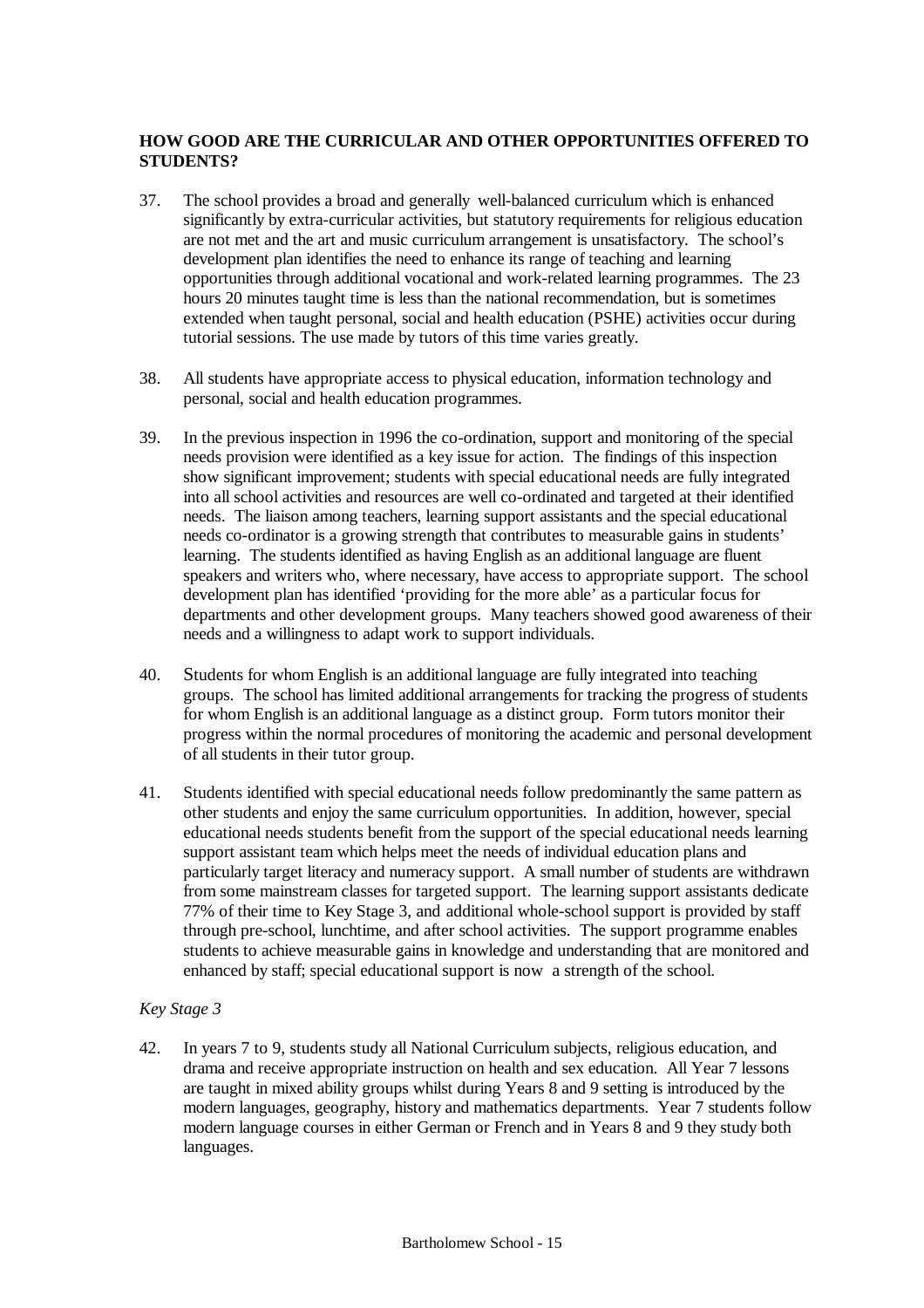**HOW GOOD ARE THE CURRICULAR AND OTHER OPPORTUNITIES OFFERED TO STUDENTS?**

37. The school provides a broad and generally well-balanced curriculum which is enhanced significantly by extra-curricular activities, but statutory requirements for religious education are not met and the art and music curriculum arrangement is unsatisfactory. The school's development plan identifies the need to enhance its range of teaching and learning opportunities through additional vocational and work-related learning programmes. The 23 hours 20 minutes taught time is less than the national recommendation, but is sometimes extended when taught personal, social and health education (PSHE) activities occur during tutorial sessions. The use made by tutors of this time varies greatly.

38. All students have appropriate access to physical education, information technology and personal, social and health education programmes.

39. In the previous inspection in 1996 the co-ordination, support and monitoring of the special needs provision were identified as a key issue for action. The findings of this inspection show significant improvement; students with special educational needs are fully integrated into all school activities and resources are well co-ordinated and targeted at their identified needs. The liaison among teachers, learning support assistants and the special educational needs co-ordinator is a growing strength that contributes to measurable gains in students' learning. The students identified as having English as an additional language are fluent speakers and writers who, where necessary, have access to appropriate support. The school development plan has identified 'providing for the more able' as a particular focus for departments and other development groups. Many teachers showed good awareness of their needs and a willingness to adapt work to support individuals.

40. Students for whom English is an additional language are fully integrated into teaching groups. The school has limited additional arrangements for tracking the progress of students for whom English is an additional language as a distinct group. Form tutors monitor their progress within the normal procedures of monitoring the academic and personal development of all students in their tutor group.

41. Students identified with special educational needs follow predominantly the same pattern as other students and enjoy the same curriculum opportunities. In addition, however, special educational needs students benefit from the support of the special educational needs learning support assistant team which helps meet the needs of individual education plans and particularly target literacy and numeracy support. A small number of students are withdrawn from some mainstream classes for targeted support. The learning support assistants dedicate 77% of their time to Key Stage 3, and additional whole-school support is provided by staff through pre-school, lunchtime, and after school activities. The support programme enables students to achieve measurable gains in knowledge and understanding that are monitored and enhanced by staff; special educational support is now a strength of the school.

*Key Stage 3*

42. In years 7 to 9, students study all National Curriculum subjects, religious education, and drama and receive appropriate instruction on health and sex education. All Year 7 lessons are taught in mixed ability groups whilst during Years 8 and 9 setting is introduced by the modern languages, geography, history and mathematics departments. Year 7 students follow modern language courses in either German or French and in Years 8 and 9 they study both languages.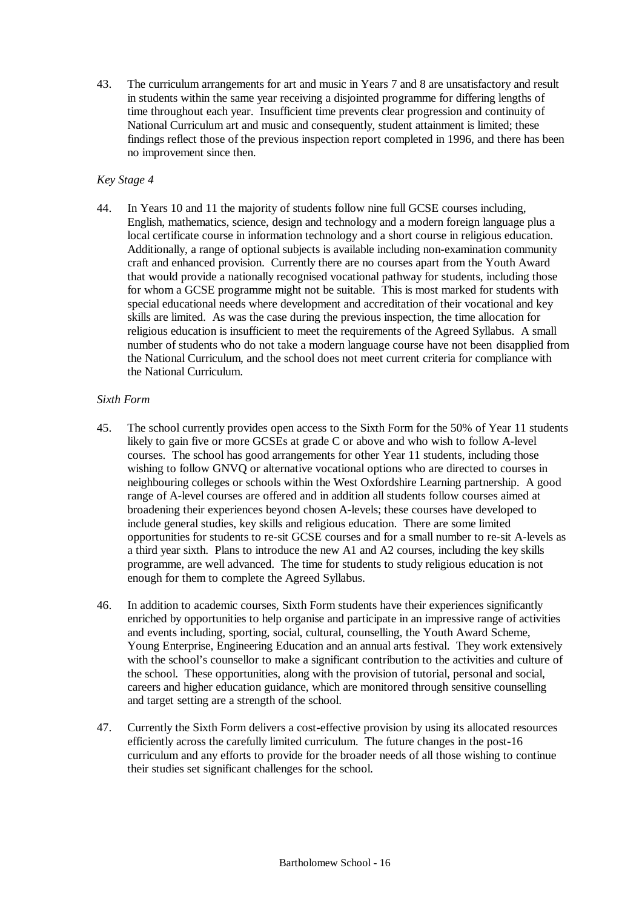43. The curriculum arrangements for art and music in Years 7 and 8 are unsatisfactory and result in students within the same year receiving a disjointed programme for differing lengths of time throughout each year. Insufficient time prevents clear progression and continuity of National Curriculum art and music and consequently, student attainment is limited; these findings reflect those of the previous inspection report completed in 1996, and there has been no improvement since then.

*Key Stage 4*

44. In Years 10 and 11 the majority of students follow nine full GCSE courses including, English, mathematics, science, design and technology and a modern foreign language plus a local certificate course in information technology and a short course in religious education. Additionally, a range of optional subjects is available including non-examination community craft and enhanced provision. Currently there are no courses apart from the Youth Award that would provide a nationally recognised vocational pathway for students, including those for whom a GCSE programme might not be suitable. This is most marked for students with special educational needs where development and accreditation of their vocational and key skills are limited. As was the case during the previous inspection, the time allocation for religious education is insufficient to meet the requirements of the Agreed Syllabus. A small number of students who do not take a modern language course have not been disapplied from the National Curriculum, and the school does not meet current criteria for compliance with the National Curriculum.

*Sixth Form*

45. The school currently provides open access to the Sixth Form for the 50% of Year 11 students likely to gain five or more GCSEs at grade C or above and who wish to follow A-level courses. The school has good arrangements for other Year 11 students, including those wishing to follow GNVQ or alternative vocational options who are directed to courses in neighbouring colleges or schools within the West Oxfordshire Learning partnership. A good range of A-level courses are offered and in addition all students follow courses aimed at broadening their experiences beyond chosen A-levels; these courses have developed to include general studies, key skills and religious education. There are some limited opportunities for students to re-sit GCSE courses and for a small number to re-sit A-levels as a third year sixth. Plans to introduce the new A1 and A2 courses, including the key skills programme, are well advanced. The time for students to study religious education is not enough for them to complete the Agreed Syllabus.

46. In addition to academic courses, Sixth Form students have their experiences significantly enriched by opportunities to help organise and participate in an impressive range of activities and events including, sporting, social, cultural, counselling, the Youth Award Scheme, Young Enterprise, Engineering Education and an annual arts festival. They work extensively with the school's counsellor to make a significant contribution to the activities and culture of the school. These opportunities, along with the provision of tutorial, personal and social, careers and higher education guidance, which are monitored through sensitive counselling and target setting are a strength of the school.

47. Currently the Sixth Form delivers a cost-effective provision by using its allocated resources efficiently across the carefully limited curriculum. The future changes in the post-16 curriculum and any efforts to provide for the broader needs of all those wishing to continue their studies set significant challenges for the school.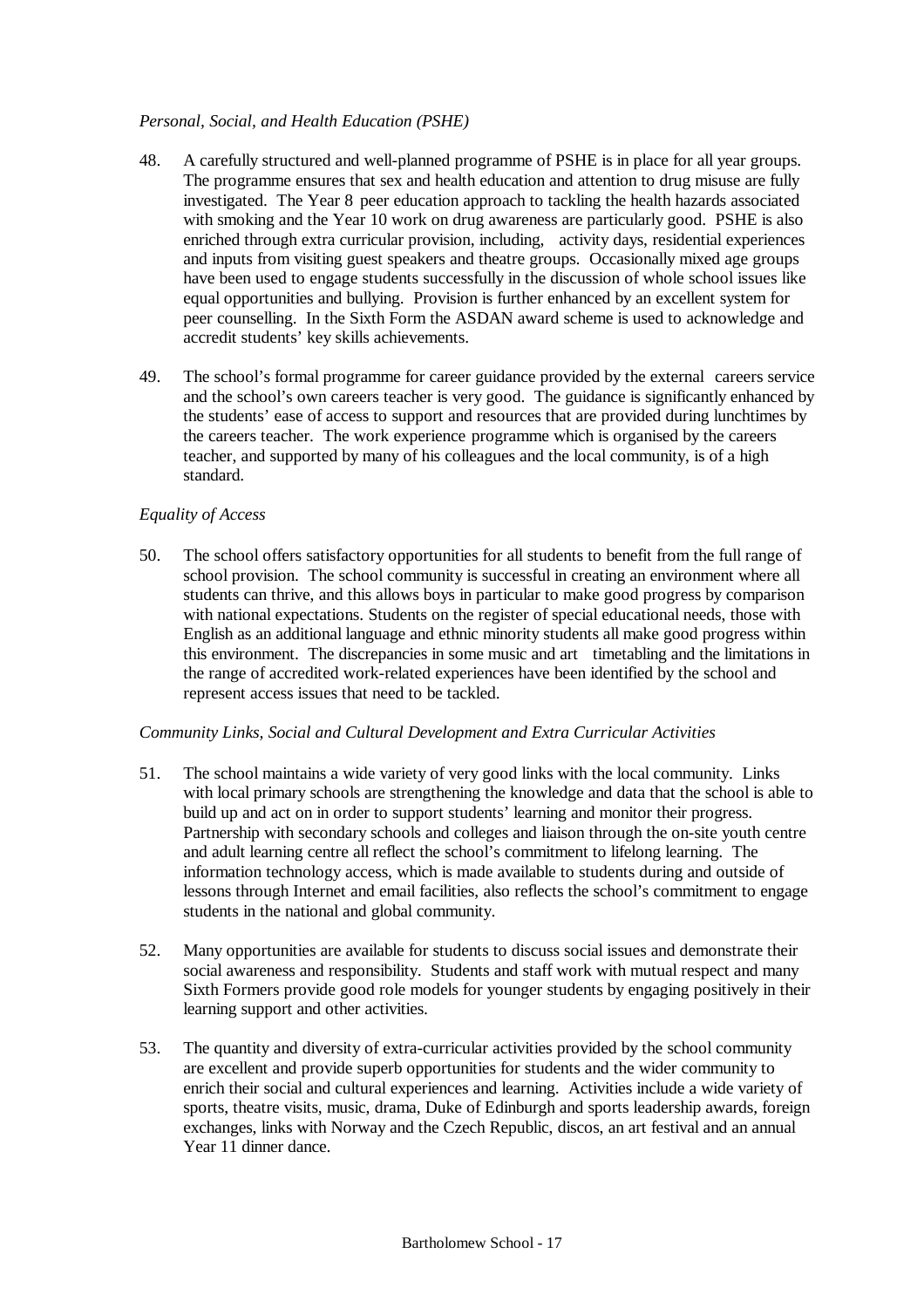*Personal, Social, and Health Education (PSHE)*

48. A carefully structured and well-planned programme of PSHE is in place for all year groups. The programme ensures that sex and health education and attention to drug misuse are fully investigated. The Year 8 peer education approach to tackling the health hazards associated with smoking and the Year 10 work on drug awareness are particularly good. PSHE is also enriched through extra curricular provision, including, activity days, residential experiences and inputs from visiting guest speakers and theatre groups. Occasionally mixed age groups have been used to engage students successfully in the discussion of whole school issues like equal opportunities and bullying. Provision is further enhanced by an excellent system for peer counselling. In the Sixth Form the ASDAN award scheme is used to acknowledge and accredit students' key skills achievements.

49. The school's formal programme for career guidance provided by the external careers service and the school's own careers teacher is very good. The guidance is significantly enhanced by the students' ease of access to support and resources that are provided during lunchtimes by the careers teacher. The work experience programme which is organised by the careers teacher, and supported by many of his colleagues and the local community, is of a high standard.

*Equality of Access*

50. The school offers satisfactory opportunities for all students to benefit from the full range of school provision. The school community is successful in creating an environment where all students can thrive, and this allows boys in particular to make good progress by comparison with national expectations. Students on the register of special educational needs, those with English as an additional language and ethnic minority students all make good progress within this environment. The discrepancies in some music and art timetabling and the limitations in the range of accredited work-related experiences have been identified by the school and represent access issues that need to be tackled.

*Community Links, Social and Cultural Development and Extra Curricular Activities*

51. The school maintains a wide variety of very good links with the local community. Links with local primary schools are strengthening the knowledge and data that the school is able to build up and act on in order to support students' learning and monitor their progress. Partnership with secondary schools and colleges and liaison through the on-site youth centre and adult learning centre all reflect the school's commitment to lifelong learning. The information technology access, which is made available to students during and outside of lessons through Internet and email facilities, also reflects the school's commitment to engage students in the national and global community.

52. Many opportunities are available for students to discuss social issues and demonstrate their social awareness and responsibility. Students and staff work with mutual respect and many Sixth Formers provide good role models for younger students by engaging positively in their learning support and other activities.

53. The quantity and diversity of extra-curricular activities provided by the school community are excellent and provide superb opportunities for students and the wider community to enrich their social and cultural experiences and learning. Activities include a wide variety of sports, theatre visits, music, drama, Duke of Edinburgh and sports leadership awards, foreign exchanges, links with Norway and the Czech Republic, discos, an art festival and an annual Year 11 dinner dance.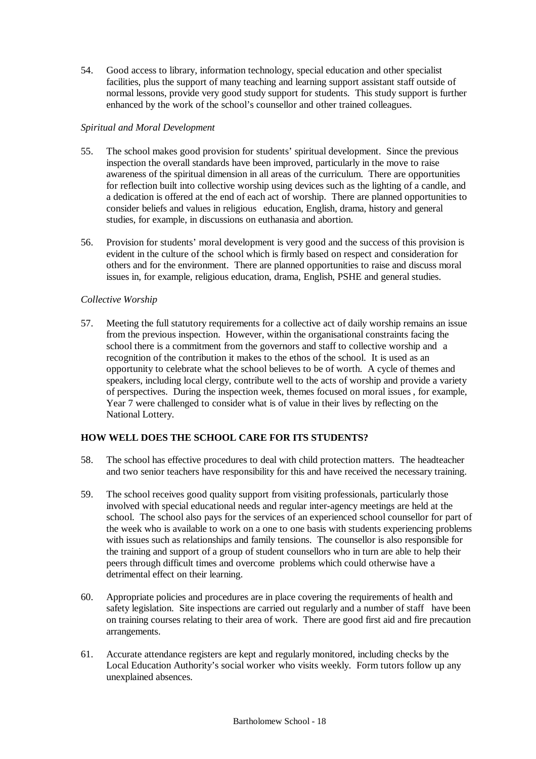54. Good access to library, information technology, special education and other specialist facilities, plus the support of many teaching and learning support assistant staff outside of normal lessons, provide very good study support for students. This study support is further enhanced by the work of the school's counsellor and other trained colleagues.

*Spiritual and Moral Development*

55. The school makes good provision for students' spiritual development. Since the previous inspection the overall standards have been improved, particularly in the move to raise awareness of the spiritual dimension in all areas of the curriculum. There are opportunities for reflection built into collective worship using devices such as the lighting of a candle, and a dedication is offered at the end of each act of worship. There are planned opportunities to consider beliefs and values in religious education, English, drama, history and general studies, for example, in discussions on euthanasia and abortion.

56. Provision for students' moral development is very good and the success of this provision is evident in the culture of the school which is firmly based on respect and consideration for others and for the environment. There are planned opportunities to raise and discuss moral issues in, for example, religious education, drama, English, PSHE and general studies.

*Collective Worship*

57. Meeting the full statutory requirements for a collective act of daily worship remains an issue from the previous inspection. However, within the organisational constraints facing the school there is a commitment from the governors and staff to collective worship and a recognition of the contribution it makes to the ethos of the school. It is used as an opportunity to celebrate what the school believes to be of worth. A cycle of themes and speakers, including local clergy, contribute well to the acts of worship and provide a variety of perspectives. During the inspection week, themes focused on moral issues, for example, Year 7 were challenged to consider what is of value in their lives by reflecting on the National Lottery.

**HOW WELL DOES THE SCHOOL CARE FOR ITS STUDENTS?**

58. The school has effective procedures to deal with child protection matters. The headteacher and two senior teachers have responsibility for this and have received the necessary training.

59. The school receives good quality support from visiting professionals, particularly those involved with special educational needs and regular inter-agency meetings are held at the school. The school also pays for the services of an experienced school counsellor for part of the week who is available to work on a one to one basis with students experiencing problems with issues such as relationships and family tensions. The counsellor is also responsible for the training and support of a group of student counsellors who in turn are able to help their peers through difficult times and overcome problems which could otherwise have a detrimental effect on their learning.

60. Appropriate policies and procedures are in place covering the requirements of health and safety legislation. Site inspections are carried out regularly and a number of staff have been on training courses relating to their area of work. There are good first aid and fire precaution arrangements.

61. Accurate attendance registers are kept and regularly monitored, including checks by the Local Education Authority's social worker who visits weekly. Form tutors follow up any unexplained absences.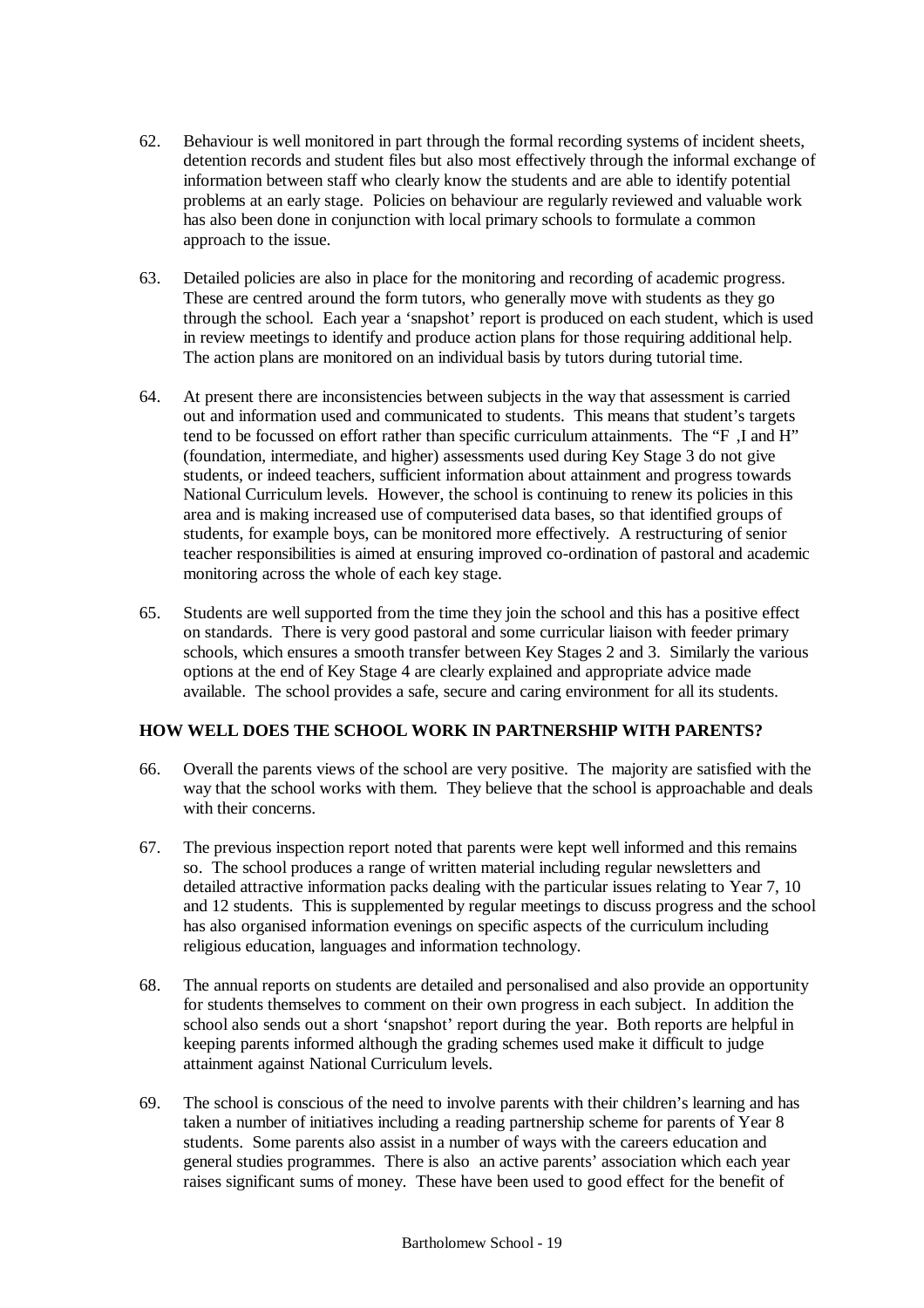62. Behaviour is well monitored in part through the formal recording systems of incident sheets, detention records and student files but also most effectively through the informal exchange of information between staff who clearly know the students and are able to identify potential problems at an early stage. Policies on behaviour are regularly reviewed and valuable work has also been done in conjunction with local primary schools to formulate a common approach to the issue.

63. Detailed policies are also in place for the monitoring and recording of academic progress. These are centred around the form tutors, who generally move with students as they go through the school. Each year a 'snapshot' report is produced on each student, which is used in review meetings to identify and produce action plans for those requiring additional help. The action plans are monitored on an individual basis by tutors during tutorial time.

64. At present there are inconsistencies between subjects in the way that assessment is carried out and information used and communicated to students. This means that student's targets tend to be focussed on effort rather than specific curriculum attainments. The "F ,I and H" (foundation, intermediate, and higher) assessments used during Key Stage 3 do not give students, or indeed teachers, sufficient information about attainment and progress towards National Curriculum levels. However, the school is continuing to renew its policies in this area and is making increased use of computerised data bases, so that identified groups of students, for example boys, can be monitored more effectively. A restructuring of senior teacher responsibilities is aimed at ensuring improved co-ordination of pastoral and academic monitoring across the whole of each key stage.

65. Students are well supported from the time they join the school and this has a positive effect on standards. There is very good pastoral and some curricular liaison with feeder primary schools, which ensures a smooth transfer between Key Stages 2 and 3. Similarly the various options at the end of Key Stage 4 are clearly explained and appropriate advice made available. The school provides a safe, secure and caring environment for all its students.

## HOW WELL DOES THE SCHOOL WORK IN PARTNERSHIP WITH PARENTS?

66. Overall the parents views of the school are very positive. The majority are satisfied with the way that the school works with them. They believe that the school is approachable and deals with their concerns.

67. The previous inspection report noted that parents were kept well informed and this remains so. The school produces a range of written material including regular newsletters and detailed attractive information packs dealing with the particular issues relating to Year 7, 10 and 12 students. This is supplemented by regular meetings to discuss progress and the school has also organised information evenings on specific aspects of the curriculum including religious education, languages and information technology.

68. The annual reports on students are detailed and personalised and also provide an opportunity for students themselves to comment on their own progress in each subject. In addition the school also sends out a short 'snapshot' report during the year. Both reports are helpful in keeping parents informed although the grading schemes used make it difficult to judge attainment against National Curriculum levels.

69. The school is conscious of the need to involve parents with their children's learning and has taken a number of initiatives including a reading partnership scheme for parents of Year 8 students. Some parents also assist in a number of ways with the careers education and general studies programmes. There is also an active parents' association which each year raises significant sums of money. These have been used to good effect for the benefit of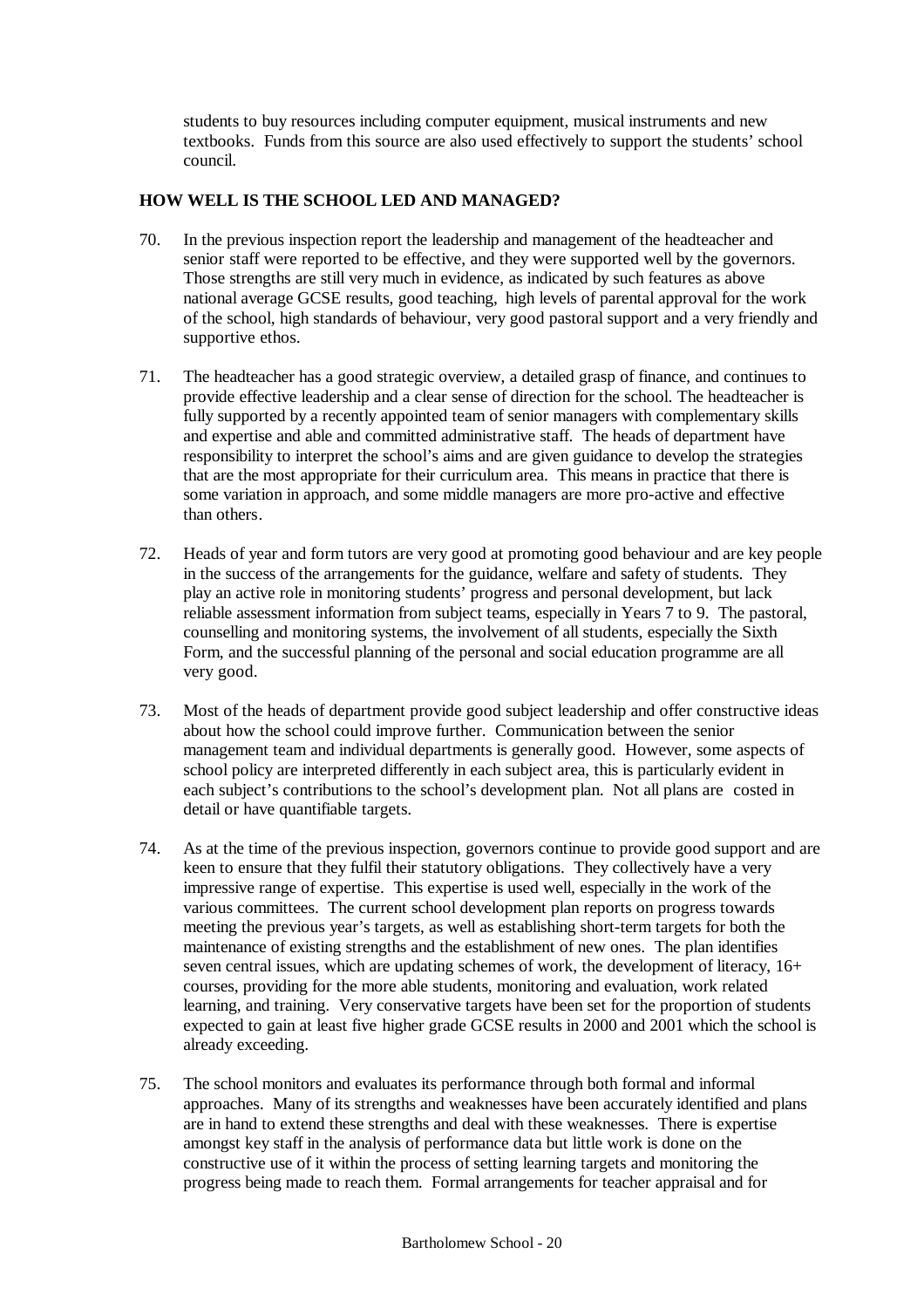students to buy resources including computer equipment, musical instruments and new textbooks. Funds from this source are also used effectively to support the students' school council.

## HOW WELL IS THE SCHOOL LED AND MANAGED?

70. In the previous inspection report the leadership and management of the headteacher and senior staff were reported to be effective, and they were supported well by the governors. Those strengths are still very much in evidence, as indicated by such features as above national average GCSE results, good teaching, high levels of parental approval for the work of the school, high standards of behaviour, very good pastoral support and a very friendly and supportive ethos.

71. The headteacher has a good strategic overview, a detailed grasp of finance, and continues to provide effective leadership and a clear sense of direction for the school. The headteacher is fully supported by a recently appointed team of senior managers with complementary skills and expertise and able and committed administrative staff. The heads of department have responsibility to interpret the school's aims and are given guidance to develop the strategies that are the most appropriate for their curriculum area. This means in practice that there is some variation in approach, and some middle managers are more pro-active and effective than others.

72. Heads of year and form tutors are very good at promoting good behaviour and are key people in the success of the arrangements for the guidance, welfare and safety of students. They play an active role in monitoring students' progress and personal development, but lack reliable assessment information from subject teams, especially in Years 7 to 9. The pastoral, counselling and monitoring systems, the involvement of all students, especially the Sixth Form, and the successful planning of the personal and social education programme are all very good.

73. Most of the heads of department provide good subject leadership and offer constructive ideas about how the school could improve further. Communication between the senior management team and individual departments is generally good. However, some aspects of school policy are interpreted differently in each subject area, this is particularly evident in each subject's contributions to the school's development plan. Not all plans are costed in detail or have quantifiable targets.

74. As at the time of the previous inspection, governors continue to provide good support and are keen to ensure that they fulfil their statutory obligations. They collectively have a very impressive range of expertise. This expertise is used well, especially in the work of the various committees. The current school development plan reports on progress towards meeting the previous year's targets, as well as establishing short-term targets for both the maintenance of existing strengths and the establishment of new ones. The plan identifies seven central issues, which are updating schemes of work, the development of literacy, 16+ courses, providing for the more able students, monitoring and evaluation, work related learning, and training. Very conservative targets have been set for the proportion of students expected to gain at least five higher grade GCSE results in 2000 and 2001 which the school is already exceeding.

75. The school monitors and evaluates its performance through both formal and informal approaches. Many of its strengths and weaknesses have been accurately identified and plans are in hand to extend these strengths and deal with these weaknesses. There is expertise amongst key staff in the analysis of performance data but little work is done on the constructive use of it within the process of setting learning targets and monitoring the progress being made to reach them. Formal arrangements for teacher appraisal and for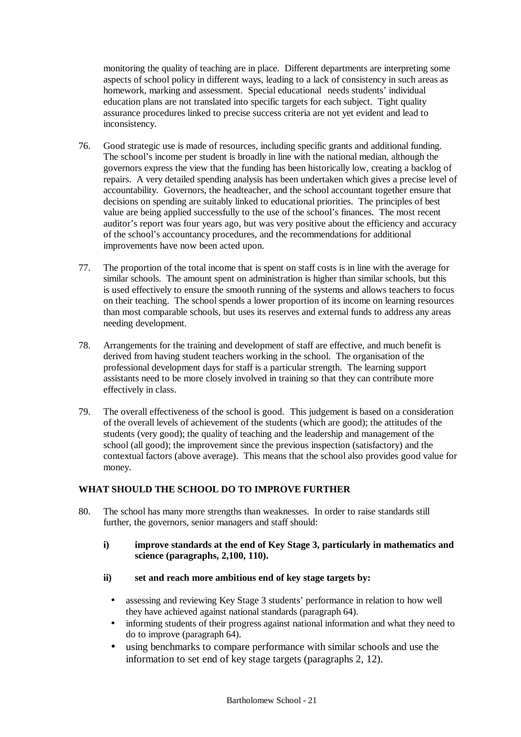monitoring the quality of teaching are in place. Different departments are interpreting some aspects of school policy in different ways, leading to a lack of consistency in such areas as homework, marking and assessment. Special educational needs students' individual education plans are not translated into specific targets for each subject. Tight quality assurance procedures linked to precise success criteria are not yet evident and lead to inconsistency.

76. Good strategic use is made of resources, including specific grants and additional funding. The school's income per student is broadly in line with the national median, although the governors express the view that the funding has been historically low, creating a backlog of repairs. A very detailed spending analysis has been undertaken which gives a precise level of accountability. Governors, the headteacher, and the school accountant together ensure that decisions on spending are suitably linked to educational priorities. The principles of best value are being applied successfully to the use of the school's finances. The most recent auditor's report was four years ago, but was very positive about the efficiency and accuracy of the school's accountancy procedures, and the recommendations for additional improvements have now been acted upon.

77. The proportion of the total income that is spent on staff costs is in line with the average for similar schools. The amount spent on administration is higher than similar schools, but this is used effectively to ensure the smooth running of the systems and allows teachers to focus on their teaching. The school spends a lower proportion of its income on learning resources than most comparable schools, but uses its reserves and external funds to address any areas needing development.

78. Arrangements for the training and development of staff are effective, and much benefit is derived from having student teachers working in the school. The organisation of the professional development days for staff is a particular strength. The learning support assistants need to be more closely involved in training so that they can contribute more effectively in class.

79. The overall effectiveness of the school is good. This judgement is based on a consideration of the overall levels of achievement of the students (which are good); the attitudes of the students (very good); the quality of teaching and the leadership and management of the school (all good); the improvement since the previous inspection (satisfactory) and the contextual factors (above average). This means that the school also provides good value for money.

## WHAT SHOULD THE SCHOOL DO TO IMPROVE FURTHER

80. The school has many more strengths than weaknesses. In order to raise standards still further, the governors, senior managers and staff should:

   **i) improve standards at the end of Key Stage 3, particularly in mathematics and science (paragraphs, 2,100, 110).**

   **ii) set and reach more ambitious end of key stage targets by:**

   - assessing and reviewing Key Stage 3 students' performance in relation to how well they have achieved against national standards (paragraph 64).
   - informing students of their progress against national information and what they need to do to improve (paragraph 64).
   - using benchmarks to compare performance with similar schools and use the information to set end of key stage targets (paragraphs 2, 12).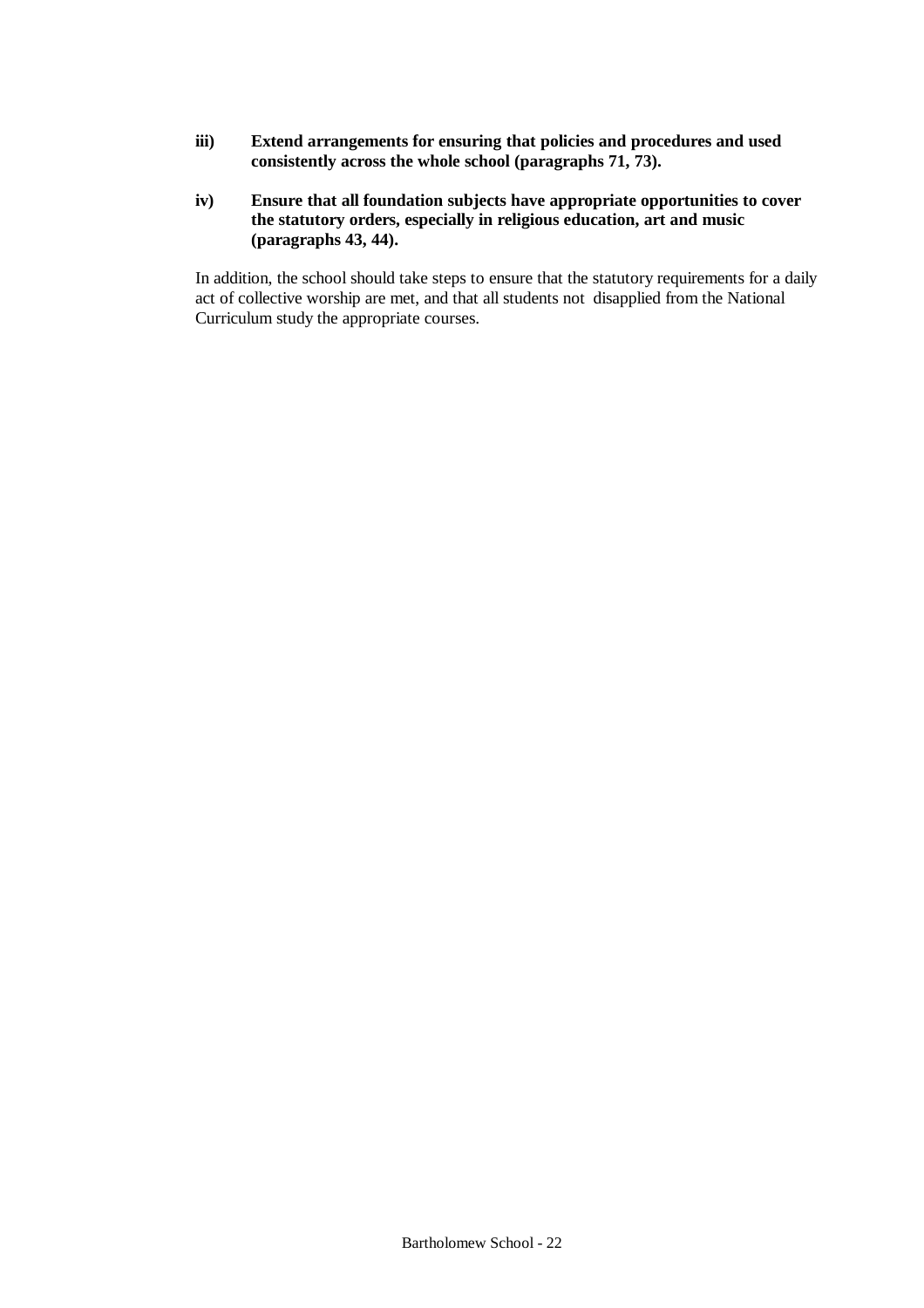**iii) Extend arrangements for ensuring that policies and procedures and used consistently across the whole school (paragraphs 71, 73).**

**iv) Ensure that all foundation subjects have appropriate opportunities to cover the statutory orders, especially in religious education, art and music (paragraphs 43, 44).**

In addition, the school should take steps to ensure that the statutory requirements for a daily act of collective worship are met, and that all students not disapplied from the National Curriculum study the appropriate courses.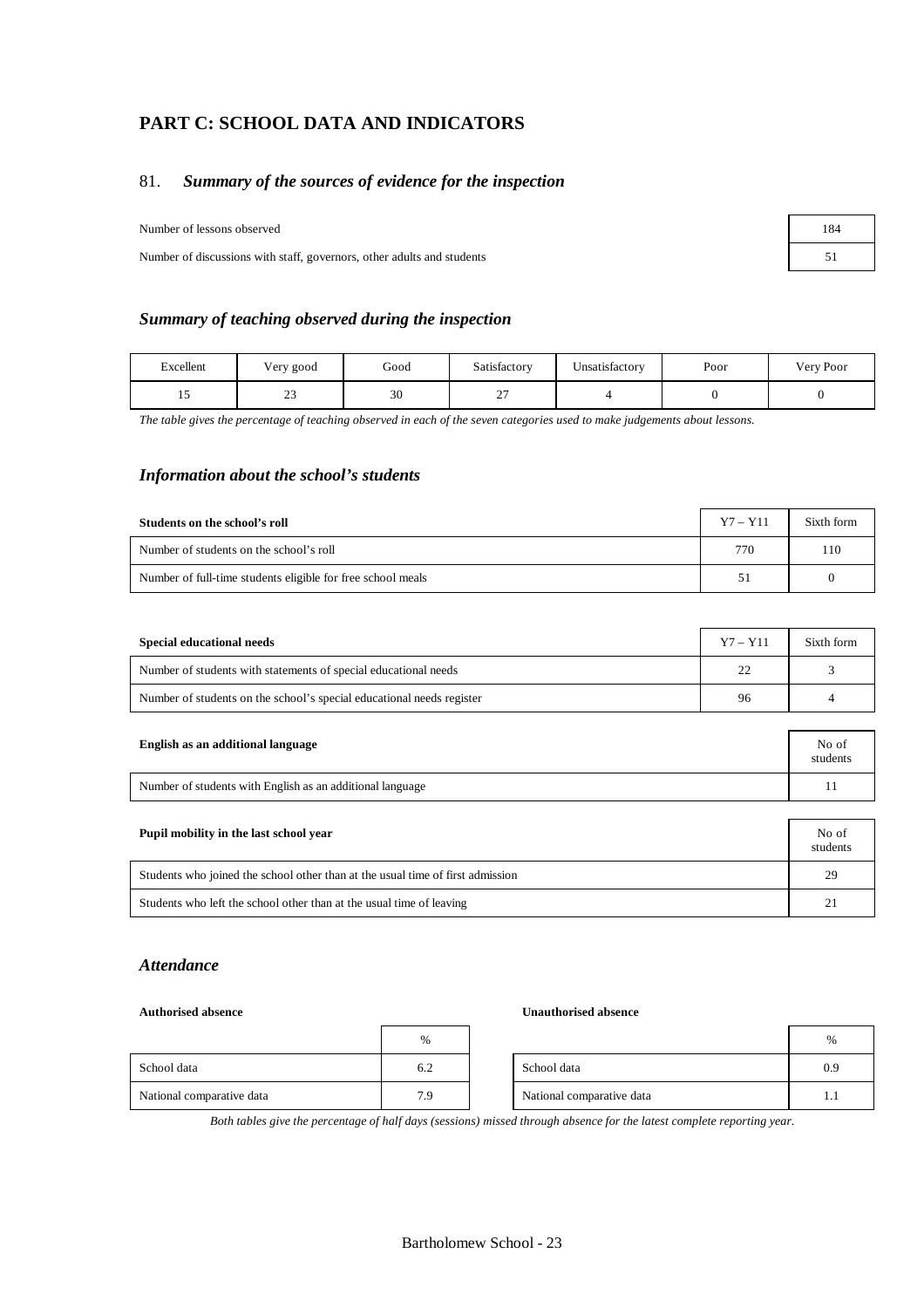## PART C: SCHOOL DATA AND INDICATORS

### 81. *Summary of the sources of evidence for the inspection*

| | |
|---|---|
| Number of lessons observed | 184 |
| Number of discussions with staff, governors, other adults and students | 51 |

### *Summary of teaching observed during the inspection*

| Excellent | Very good | Good | Satisfactory | Unsatisfactory | Poor | Very Poor |
|---|---|---|---|---|---|---|
| 15 | 23 | 30 | 27 | 4 | 0 | 0 |

*The table gives the percentage of teaching observed in each of the seven categories used to make judgements about lessons.*

### *Information about the school's students*

| **Students on the school's roll** | Y7 – Y11 | Sixth form |
|---|---|---|
| Number of students on the school's roll | 770 | 110 |
| Number of full-time students eligible for free school meals | 51 | 0 |

| **Special educational needs** | Y7 – Y11 | Sixth form |
|---|---|---|
| Number of students with statements of special educational needs | 22 | 3 |
| Number of students on the school's special educational needs register | 96 | 4 |

| **English as an additional language** | No of students |
|---|---|
| Number of students with English as an additional language | 11 |

| **Pupil mobility in the last school year** | No of students |
|---|---|
| Students who joined the school other than at the usual time of first admission | 29 |
| Students who left the school other than at the usual time of leaving | 21 |

### *Attendance*

**Authorised absence**

| | % |
|---|---|
| School data | 6.2 |
| National comparative data | 7.9 |

**Unauthorised absence**

| | % |
|---|---|
| School data | 0.9 |
| National comparative data | 1.1 |

*Both tables give the percentage of half days (sessions) missed through absence for the latest complete reporting year.*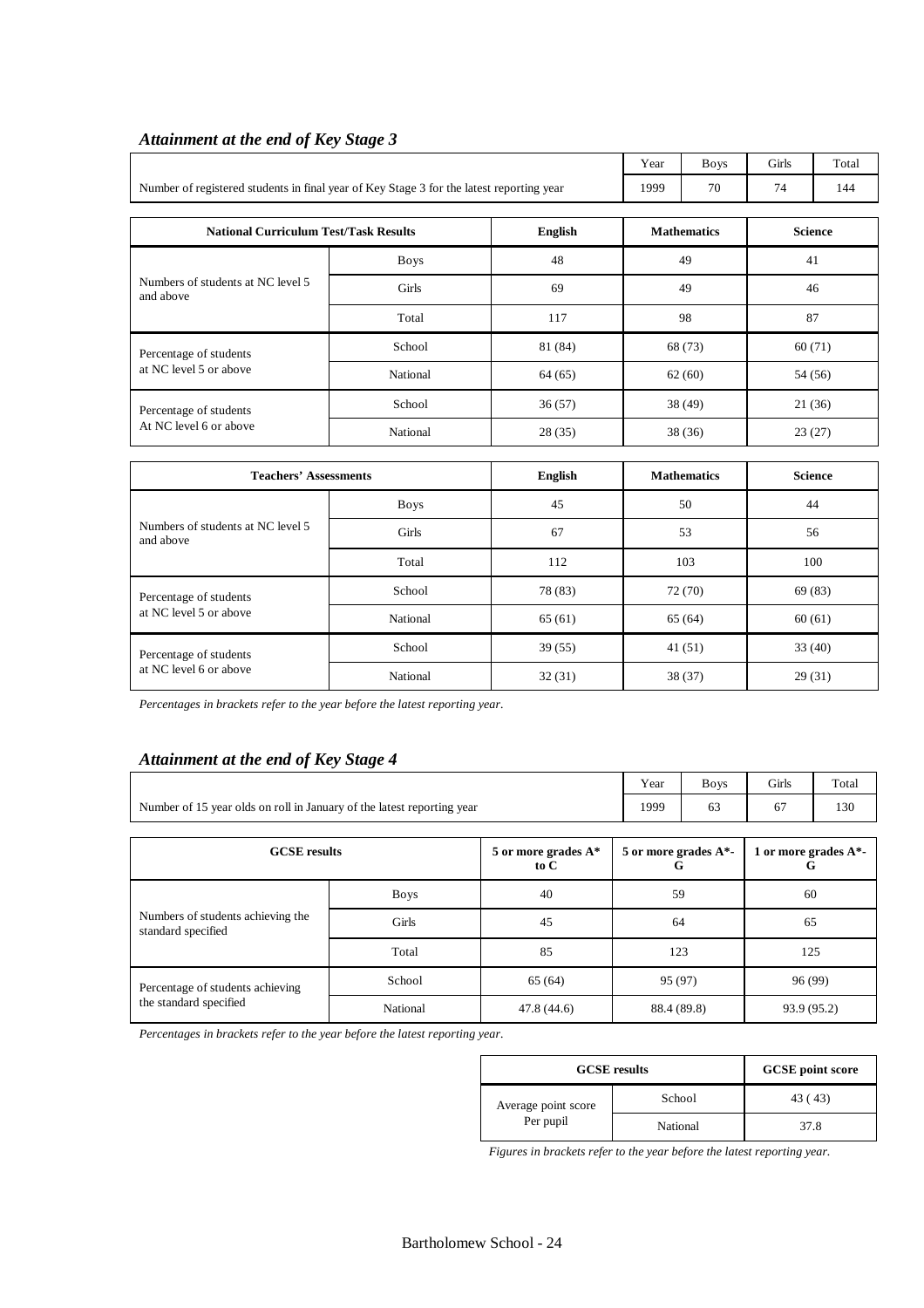## *Attainment at the end of Key Stage 3*

| | Year | Boys | Girls | Total |
|---|---|---|---|---|
| Number of registered students in final year of Key Stage 3 for the latest reporting year | 1999 | 70 | 74 | 144 |

| National Curriculum Test/Task Results | | English | Mathematics | Science |
|---|---|---|---|---|
| Numbers of students at NC level 5 and above | Boys | 48 | 49 | 41 |
| | Girls | 69 | 49 | 46 |
| | Total | 117 | 98 | 87 |
| Percentage of students at NC level 5 or above | School | 81 (84) | 68 (73) | 60 (71) |
| | National | 64 (65) | 62 (60) | 54 (56) |
| Percentage of students At NC level 6 or above | School | 36 (57) | 38 (49) | 21 (36) |
| | National | 28 (35) | 38 (36) | 23 (27) |

| Teachers' Assessments | | English | Mathematics | Science |
|---|---|---|---|---|
| Numbers of students at NC level 5 and above | Boys | 45 | 50 | 44 |
| | Girls | 67 | 53 | 56 |
| | Total | 112 | 103 | 100 |
| Percentage of students at NC level 5 or above | School | 78 (83) | 72 (70) | 69 (83) |
| | National | 65 (61) | 65 (64) | 60 (61) |
| Percentage of students at NC level 6 or above | School | 39 (55) | 41 (51) | 33 (40) |
| | National | 32 (31) | 38 (37) | 29 (31) |

*Percentages in brackets refer to the year before the latest reporting year.*

## *Attainment at the end of Key Stage 4*

| | Year | Boys | Girls | Total |
|---|---|---|---|---|
| Number of 15 year olds on roll in January of the latest reporting year | 1999 | 63 | 67 | 130 |

| GCSE results | | 5 or more grades A* to C | 5 or more grades A*-G | 1 or more grades A*-G |
|---|---|---|---|---|
| Numbers of students achieving the standard specified | Boys | 40 | 59 | 60 |
| | Girls | 45 | 64 | 65 |
| | Total | 85 | 123 | 125 |
| Percentage of students achieving the standard specified | School | 65 (64) | 95 (97) | 96 (99) |
| | National | 47.8 (44.6) | 88.4 (89.8) | 93.9 (95.2) |

*Percentages in brackets refer to the year before the latest reporting year.*

| GCSE results | | GCSE point score |
|---|---|---|
| Average point score Per pupil | School | 43 ( 43) |
| | National | 37.8 |

*Figures in brackets refer to the year before the latest reporting year.*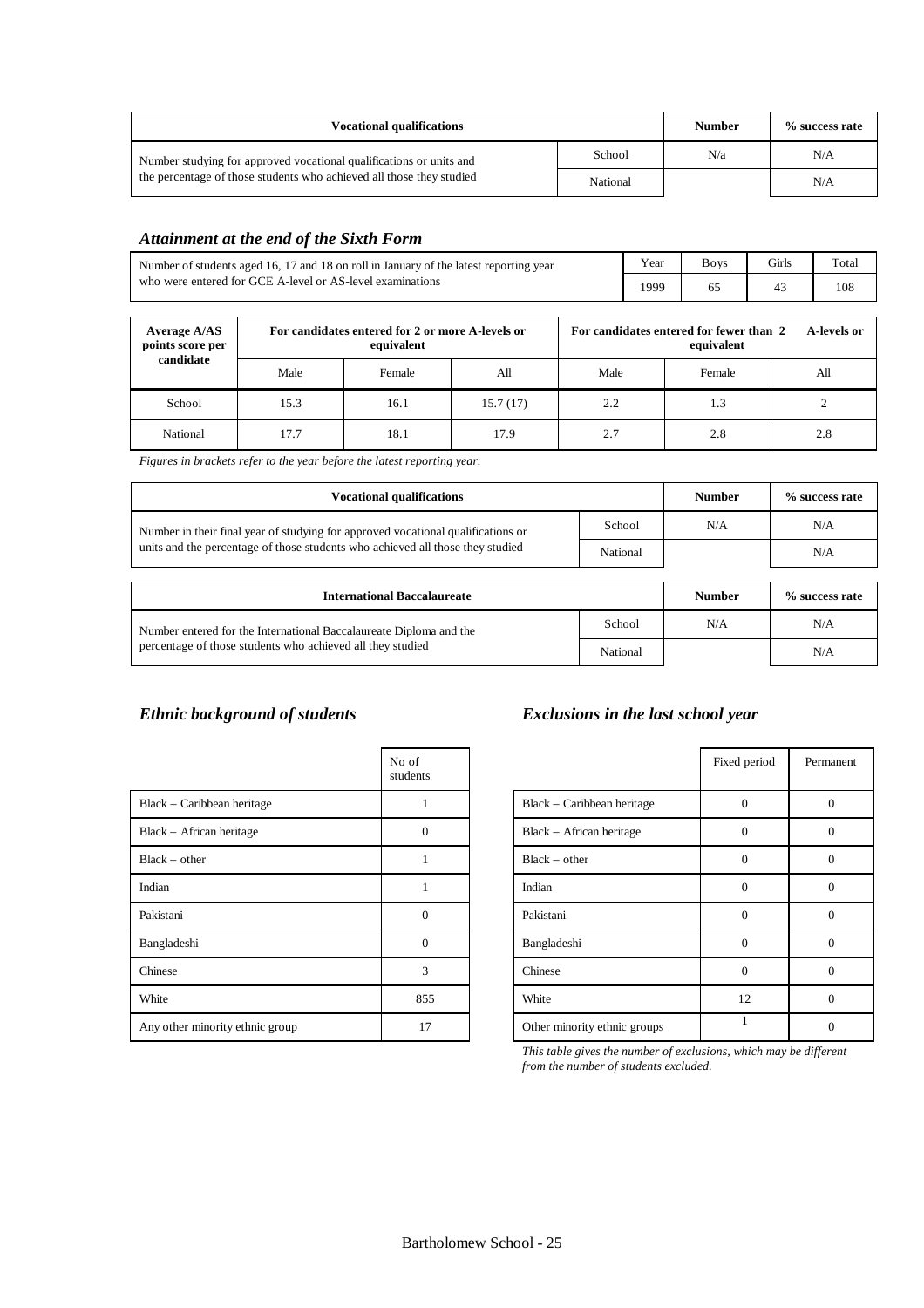| Vocational qualifications | | Number | % success rate |
|---|---|---|---|
| Number studying for approved vocational qualifications or units and the percentage of those students who achieved all those they studied | School | N/a | N/A |
| | National | | N/A |

### *Attainment at the end of the Sixth Form*

| Number of students aged 16, 17 and 18 on roll in January of the latest reporting year who were entered for GCE A-level or AS-level examinations | Year | Boys | Girls | Total |
|---|---|---|---|---|
| | 1999 | 65 | 43 | 108 |

| Average A/AS points score per candidate | For candidates entered for 2 or more A-levels or equivalent | | | For candidates entered for fewer than 2 A-levels or equivalent | | |
|---|---|---|---|---|---|---|
| | Male | Female | All | Male | Female | All |
| School | 15.3 | 16.1 | 15.7 (17) | 2.2 | 1.3 | 2 |
| National | 17.7 | 18.1 | 17.9 | 2.7 | 2.8 | 2.8 |

*Figures in brackets refer to the year before the latest reporting year.*

| Vocational qualifications | | Number | % success rate |
|---|---|---|---|
| Number in their final year of studying for approved vocational qualifications or units and the percentage of those students who achieved all those they studied | School | N/A | N/A |
| | National | | N/A |

| International Baccalaureate | | Number | % success rate |
|---|---|---|---|
| Number entered for the International Baccalaureate Diploma and the percentage of those students who achieved all they studied | School | N/A | N/A |
| | National | | N/A |

### *Ethnic background of students*

| | No of students |
|---|---|
| Black – Caribbean heritage | 1 |
| Black – African heritage | 0 |
| Black – other | 1 |
| Indian | 1 |
| Pakistani | 0 |
| Bangladeshi | 0 |
| Chinese | 3 |
| White | 855 |
| Any other minority ethnic group | 17 |

### *Exclusions in the last school year*

| | Fixed period | Permanent |
|---|---|---|
| Black – Caribbean heritage | 0 | 0 |
| Black – African heritage | 0 | 0 |
| Black – other | 0 | 0 |
| Indian | 0 | 0 |
| Pakistani | 0 | 0 |
| Bangladeshi | 0 | 0 |
| Chinese | 0 | 0 |
| White | 12 | 0 |
| Other minority ethnic groups | 1 | 0 |

*This table gives the number of exclusions, which may be different from the number of students excluded.*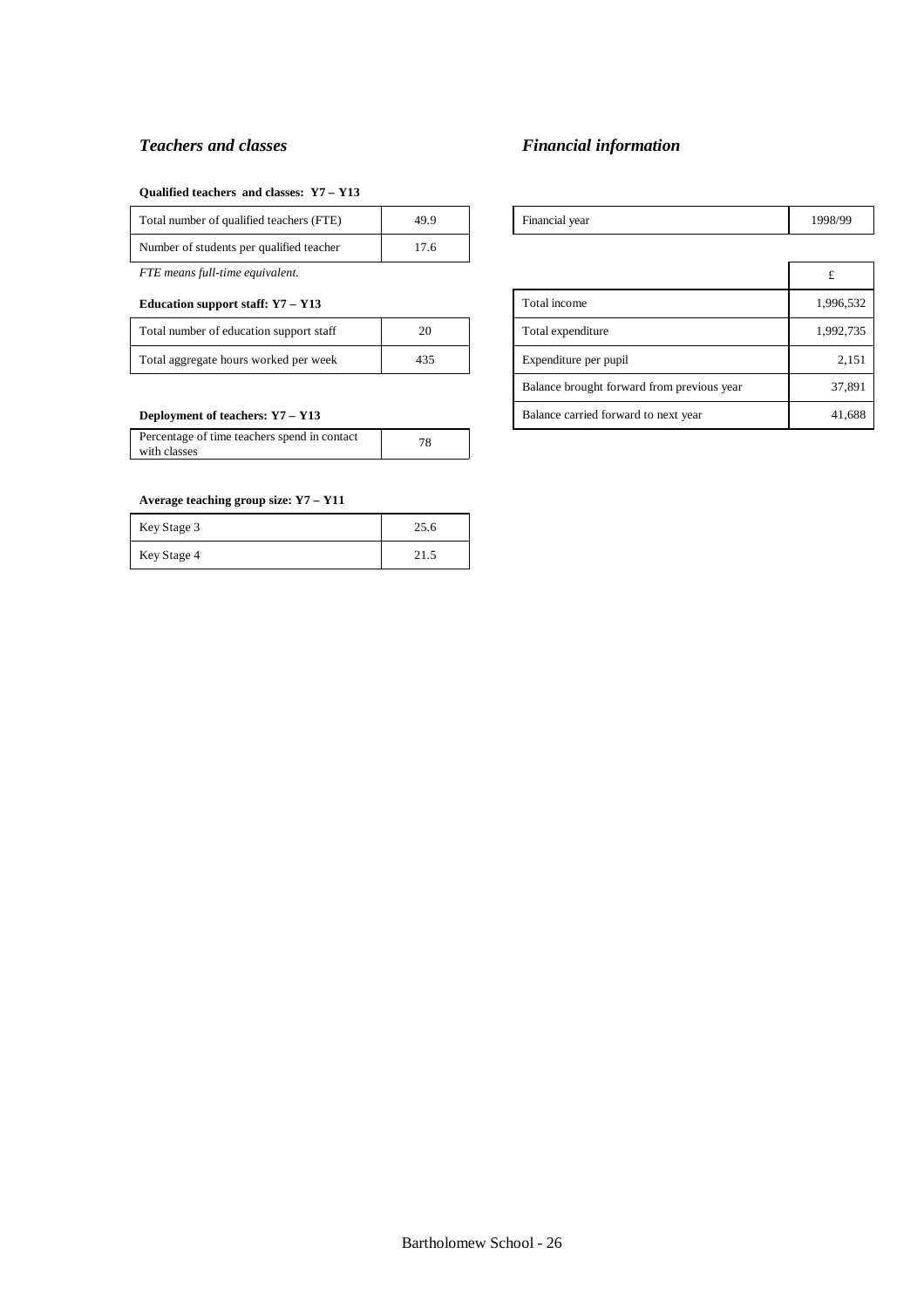### *Teachers and classes*

**Qualified teachers and classes: Y7 – Y13**

| | |
|---|---|
| Total number of qualified teachers (FTE) | 49.9 |
| Number of students per qualified teacher | 17.6 |

*FTE means full-time equivalent.*

**Education support staff: Y7 – Y13**

| | |
|---|---|
| Total number of education support staff | 20 |
| Total aggregate hours worked per week | 435 |

**Deployment of teachers: Y7 – Y13**

| | |
|---|---|
| Percentage of time teachers spend in contact with classes | 78 |

**Average teaching group size: Y7 – Y11**

| | |
|---|---|
| Key Stage 3 | 25.6 |
| Key Stage 4 | 21.5 |

### *Financial information*

| | |
|---|---|
| Financial year | 1998/99 |

| | £ |
|---|---|
| Total income | 1,996,532 |
| Total expenditure | 1,992,735 |
| Expenditure per pupil | 2,151 |
| Balance brought forward from previous year | 37,891 |
| Balance carried forward to next year | 41,688 |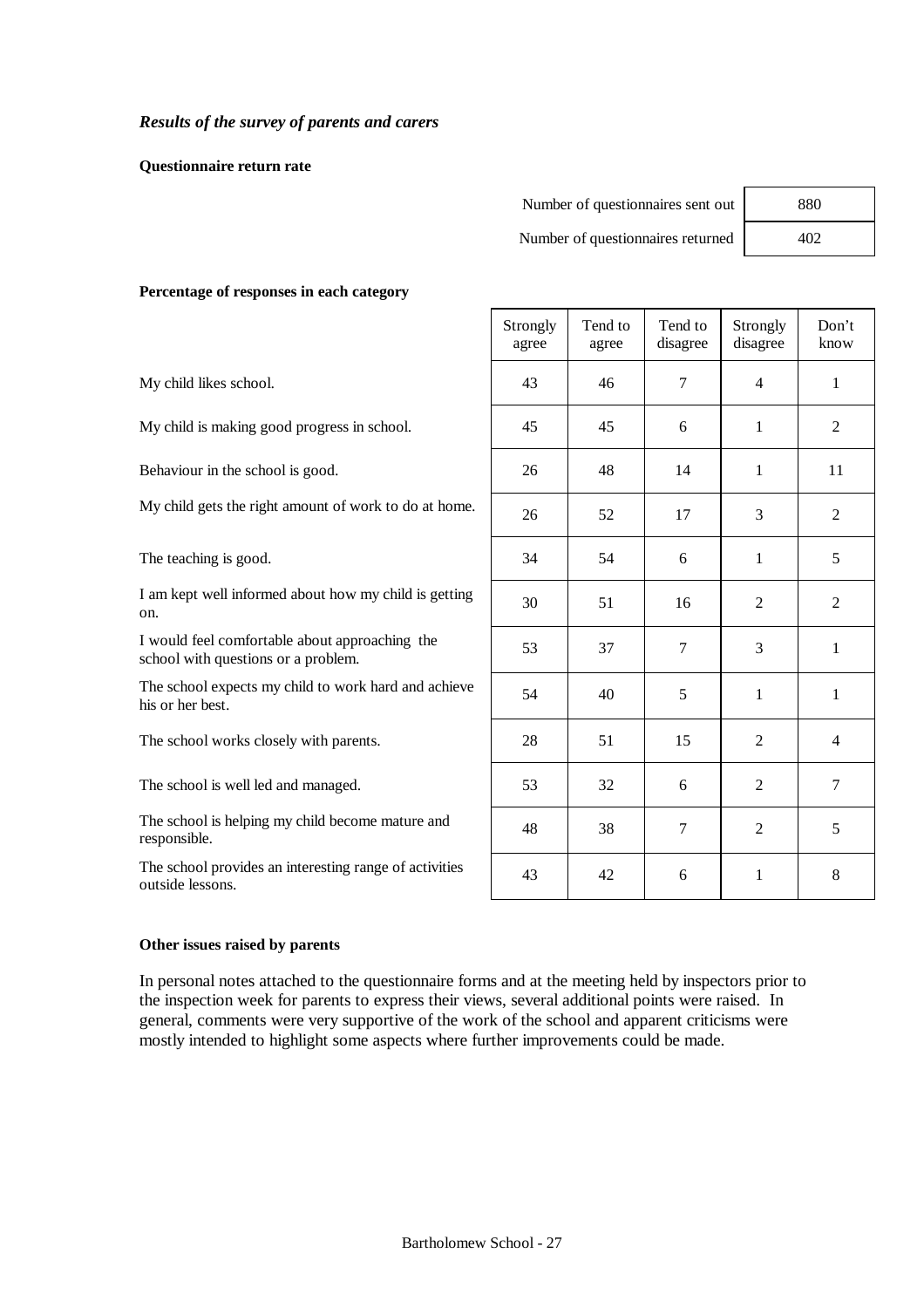*Results of the survey of parents and carers*

**Questionnaire return rate**

| | |
|---|---|
| Number of questionnaires sent out | 880 |
| Number of questionnaires returned | 402 |

**Percentage of responses in each category**

| | Strongly agree | Tend to agree | Tend to disagree | Strongly disagree | Don't know |
|---|---|---|---|---|---|
| My child likes school. | 43 | 46 | 7 | 4 | 1 |
| My child is making good progress in school. | 45 | 45 | 6 | 1 | 2 |
| Behaviour in the school is good. | 26 | 48 | 14 | 1 | 11 |
| My child gets the right amount of work to do at home. | 26 | 52 | 17 | 3 | 2 |
| The teaching is good. | 34 | 54 | 6 | 1 | 5 |
| I am kept well informed about how my child is getting on. | 30 | 51 | 16 | 2 | 2 |
| I would feel comfortable about approaching the school with questions or a problem. | 53 | 37 | 7 | 3 | 1 |
| The school expects my child to work hard and achieve his or her best. | 54 | 40 | 5 | 1 | 1 |
| The school works closely with parents. | 28 | 51 | 15 | 2 | 4 |
| The school is well led and managed. | 53 | 32 | 6 | 2 | 7 |
| The school is helping my child become mature and responsible. | 48 | 38 | 7 | 2 | 5 |
| The school provides an interesting range of activities outside lessons. | 43 | 42 | 6 | 1 | 8 |

**Other issues raised by parents**

In personal notes attached to the questionnaire forms and at the meeting held by inspectors prior to the inspection week for parents to express their views, several additional points were raised. In general, comments were very supportive of the work of the school and apparent criticisms were mostly intended to highlight some aspects where further improvements could be made.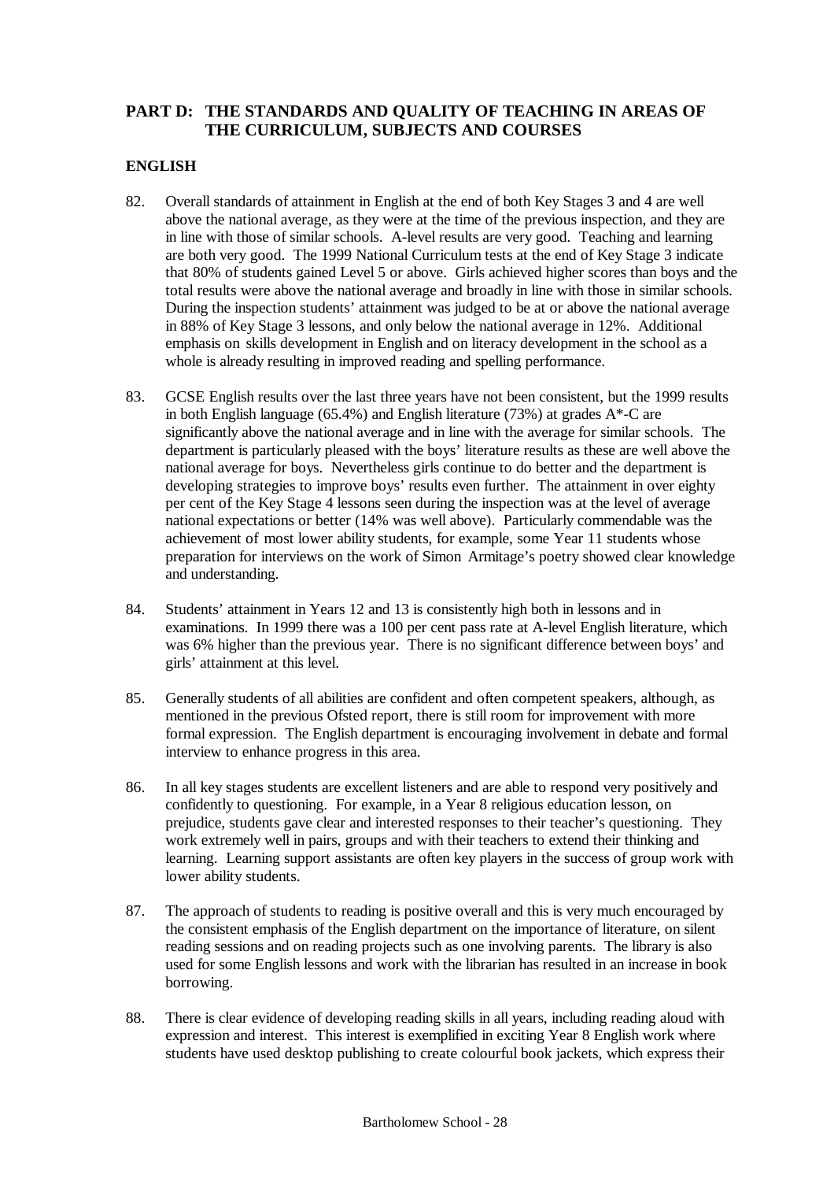## PART D: THE STANDARDS AND QUALITY OF TEACHING IN AREAS OF THE CURRICULUM, SUBJECTS AND COURSES

### ENGLISH

82. Overall standards of attainment in English at the end of both Key Stages 3 and 4 are well above the national average, as they were at the time of the previous inspection, and they are in line with those of similar schools. A-level results are very good. Teaching and learning are both very good. The 1999 National Curriculum tests at the end of Key Stage 3 indicate that 80% of students gained Level 5 or above. Girls achieved higher scores than boys and the total results were above the national average and broadly in line with those in similar schools. During the inspection students' attainment was judged to be at or above the national average in 88% of Key Stage 3 lessons, and only below the national average in 12%. Additional emphasis on skills development in English and on literacy development in the school as a whole is already resulting in improved reading and spelling performance.

83. GCSE English results over the last three years have not been consistent, but the 1999 results in both English language (65.4%) and English literature (73%) at grades A*-C are significantly above the national average and in line with the average for similar schools. The department is particularly pleased with the boys' literature results as these are well above the national average for boys. Nevertheless girls continue to do better and the department is developing strategies to improve boys' results even further. The attainment in over eighty per cent of the Key Stage 4 lessons seen during the inspection was at the level of average national expectations or better (14% was well above). Particularly commendable was the achievement of most lower ability students, for example, some Year 11 students whose preparation for interviews on the work of Simon Armitage's poetry showed clear knowledge and understanding.

84. Students' attainment in Years 12 and 13 is consistently high both in lessons and in examinations. In 1999 there was a 100 per cent pass rate at A-level English literature, which was 6% higher than the previous year. There is no significant difference between boys' and girls' attainment at this level.

85. Generally students of all abilities are confident and often competent speakers, although, as mentioned in the previous Ofsted report, there is still room for improvement with more formal expression. The English department is encouraging involvement in debate and formal interview to enhance progress in this area.

86. In all key stages students are excellent listeners and are able to respond very positively and confidently to questioning. For example, in a Year 8 religious education lesson, on prejudice, students gave clear and interested responses to their teacher's questioning. They work extremely well in pairs, groups and with their teachers to extend their thinking and learning. Learning support assistants are often key players in the success of group work with lower ability students.

87. The approach of students to reading is positive overall and this is very much encouraged by the consistent emphasis of the English department on the importance of literature, on silent reading sessions and on reading projects such as one involving parents. The library is also used for some English lessons and work with the librarian has resulted in an increase in book borrowing.

88. There is clear evidence of developing reading skills in all years, including reading aloud with expression and interest. This interest is exemplified in exciting Year 8 English work where students have used desktop publishing to create colourful book jackets, which express their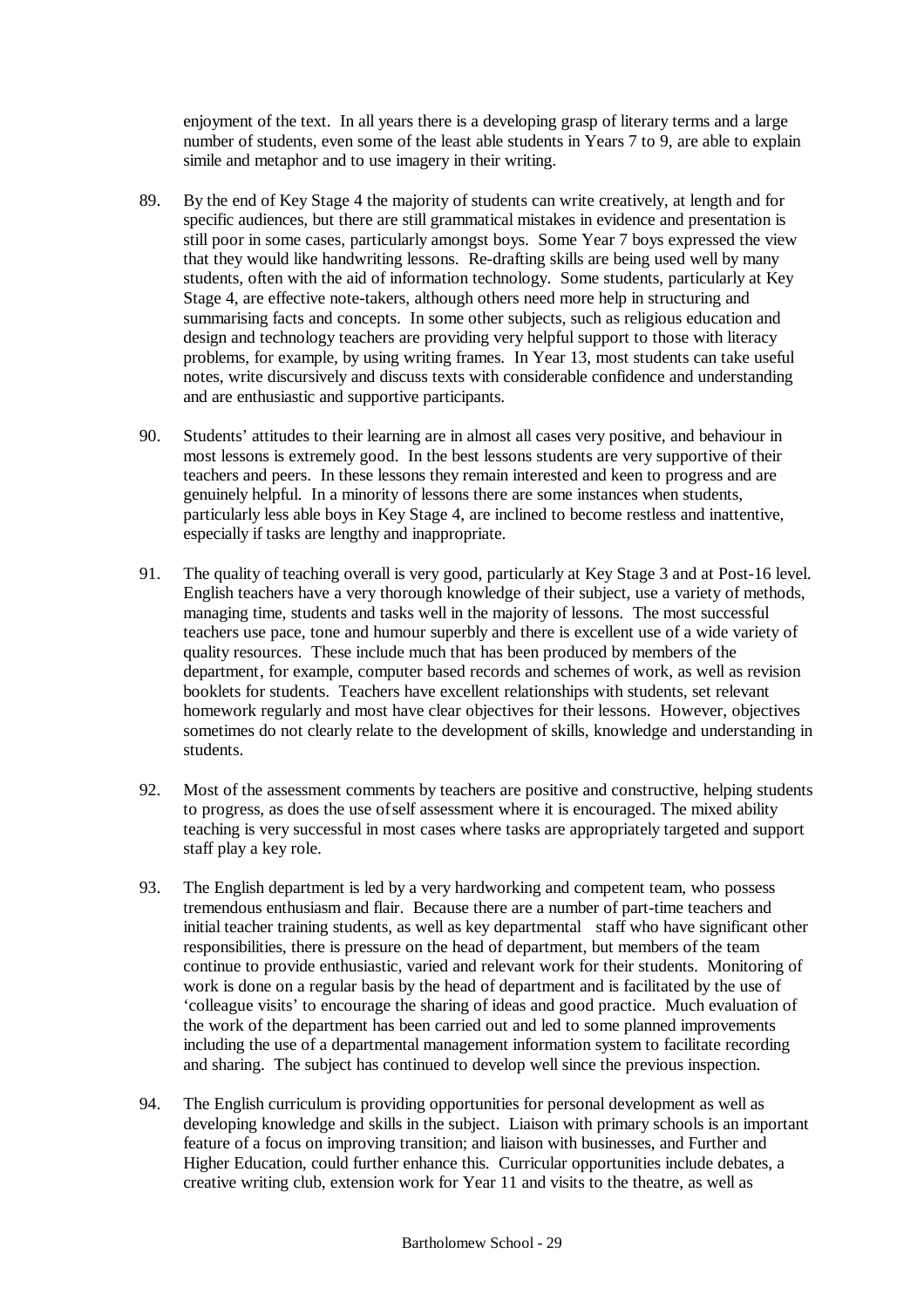enjoyment of the text. In all years there is a developing grasp of literary terms and a large number of students, even some of the least able students in Years 7 to 9, are able to explain simile and metaphor and to use imagery in their writing.

89. By the end of Key Stage 4 the majority of students can write creatively, at length and for specific audiences, but there are still grammatical mistakes in evidence and presentation is still poor in some cases, particularly amongst boys. Some Year 7 boys expressed the view that they would like handwriting lessons. Re-drafting skills are being used well by many students, often with the aid of information technology. Some students, particularly at Key Stage 4, are effective note-takers, although others need more help in structuring and summarising facts and concepts. In some other subjects, such as religious education and design and technology teachers are providing very helpful support to those with literacy problems, for example, by using writing frames. In Year 13, most students can take useful notes, write discursively and discuss texts with considerable confidence and understanding and are enthusiastic and supportive participants.

90. Students' attitudes to their learning are in almost all cases very positive, and behaviour in most lessons is extremely good. In the best lessons students are very supportive of their teachers and peers. In these lessons they remain interested and keen to progress and are genuinely helpful. In a minority of lessons there are some instances when students, particularly less able boys in Key Stage 4, are inclined to become restless and inattentive, especially if tasks are lengthy and inappropriate.

91. The quality of teaching overall is very good, particularly at Key Stage 3 and at Post-16 level. English teachers have a very thorough knowledge of their subject, use a variety of methods, managing time, students and tasks well in the majority of lessons. The most successful teachers use pace, tone and humour superbly and there is excellent use of a wide variety of quality resources. These include much that has been produced by members of the department, for example, computer based records and schemes of work, as well as revision booklets for students. Teachers have excellent relationships with students, set relevant homework regularly and most have clear objectives for their lessons. However, objectives sometimes do not clearly relate to the development of skills, knowledge and understanding in students.

92. Most of the assessment comments by teachers are positive and constructive, helping students to progress, as does the use of self assessment where it is encouraged. The mixed ability teaching is very successful in most cases where tasks are appropriately targeted and support staff play a key role.

93. The English department is led by a very hardworking and competent team, who possess tremendous enthusiasm and flair. Because there are a number of part-time teachers and initial teacher training students, as well as key departmental staff who have significant other responsibilities, there is pressure on the head of department, but members of the team continue to provide enthusiastic, varied and relevant work for their students. Monitoring of work is done on a regular basis by the head of department and is facilitated by the use of 'colleague visits' to encourage the sharing of ideas and good practice. Much evaluation of the work of the department has been carried out and led to some planned improvements including the use of a departmental management information system to facilitate recording and sharing. The subject has continued to develop well since the previous inspection.

94. The English curriculum is providing opportunities for personal development as well as developing knowledge and skills in the subject. Liaison with primary schools is an important feature of a focus on improving transition; and liaison with businesses, and Further and Higher Education, could further enhance this. Curricular opportunities include debates, a creative writing club, extension work for Year 11 and visits to the theatre, as well as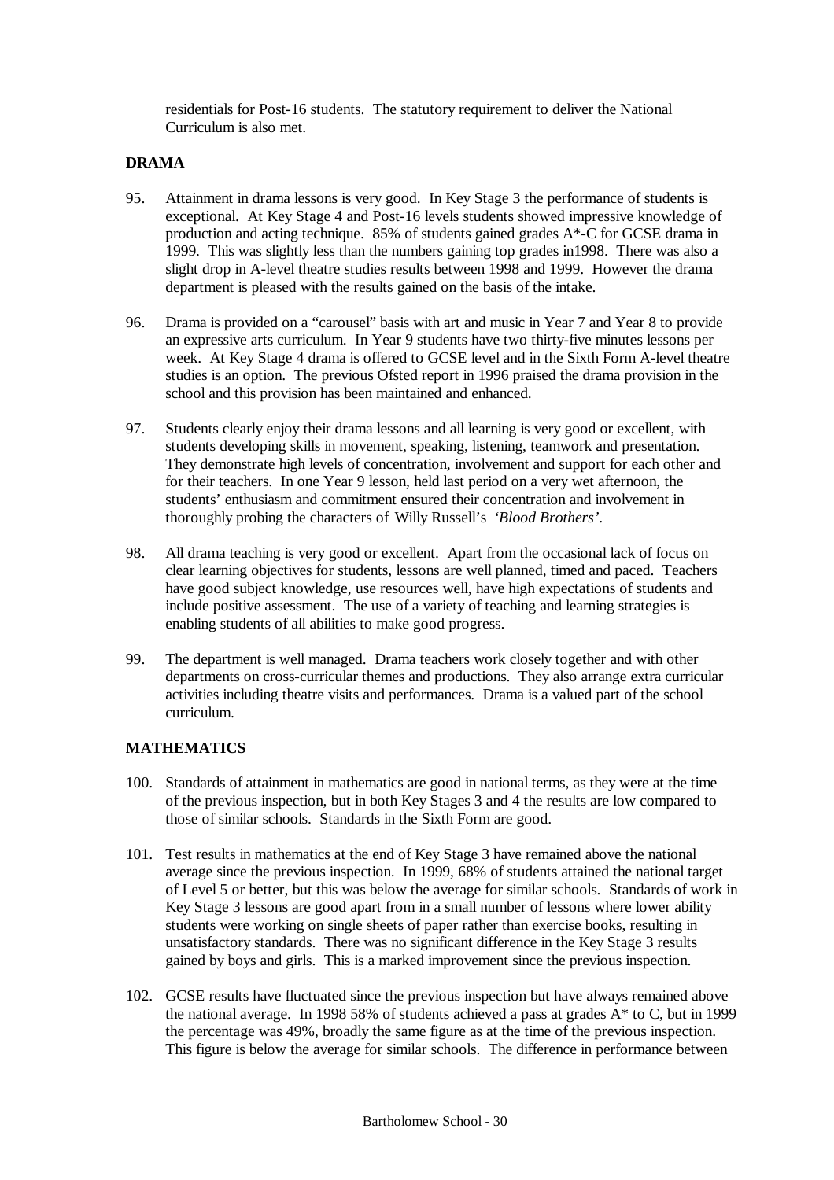residentials for Post-16 students. The statutory requirement to deliver the National Curriculum is also met.

**DRAMA**

95. Attainment in drama lessons is very good. In Key Stage 3 the performance of students is exceptional. At Key Stage 4 and Post-16 levels students showed impressive knowledge of production and acting technique. 85% of students gained grades A*-C for GCSE drama in 1999. This was slightly less than the numbers gaining top grades in1998. There was also a slight drop in A-level theatre studies results between 1998 and 1999. However the drama department is pleased with the results gained on the basis of the intake.

96. Drama is provided on a "carousel" basis with art and music in Year 7 and Year 8 to provide an expressive arts curriculum. In Year 9 students have two thirty-five minutes lessons per week. At Key Stage 4 drama is offered to GCSE level and in the Sixth Form A-level theatre studies is an option. The previous Ofsted report in 1996 praised the drama provision in the school and this provision has been maintained and enhanced.

97. Students clearly enjoy their drama lessons and all learning is very good or excellent, with students developing skills in movement, speaking, listening, teamwork and presentation. They demonstrate high levels of concentration, involvement and support for each other and for their teachers. In one Year 9 lesson, held last period on a very wet afternoon, the students' enthusiasm and commitment ensured their concentration and involvement in thoroughly probing the characters of Willy Russell's *'Blood Brothers'*.

98. All drama teaching is very good or excellent. Apart from the occasional lack of focus on clear learning objectives for students, lessons are well planned, timed and paced. Teachers have good subject knowledge, use resources well, have high expectations of students and include positive assessment. The use of a variety of teaching and learning strategies is enabling students of all abilities to make good progress.

99. The department is well managed. Drama teachers work closely together and with other departments on cross-curricular themes and productions. They also arrange extra curricular activities including theatre visits and performances. Drama is a valued part of the school curriculum.

**MATHEMATICS**

100. Standards of attainment in mathematics are good in national terms, as they were at the time of the previous inspection, but in both Key Stages 3 and 4 the results are low compared to those of similar schools. Standards in the Sixth Form are good.

101. Test results in mathematics at the end of Key Stage 3 have remained above the national average since the previous inspection. In 1999, 68% of students attained the national target of Level 5 or better, but this was below the average for similar schools. Standards of work in Key Stage 3 lessons are good apart from in a small number of lessons where lower ability students were working on single sheets of paper rather than exercise books, resulting in unsatisfactory standards. There was no significant difference in the Key Stage 3 results gained by boys and girls. This is a marked improvement since the previous inspection.

102. GCSE results have fluctuated since the previous inspection but have always remained above the national average. In 1998 58% of students achieved a pass at grades A* to C, but in 1999 the percentage was 49%, broadly the same figure as at the time of the previous inspection. This figure is below the average for similar schools. The difference in performance between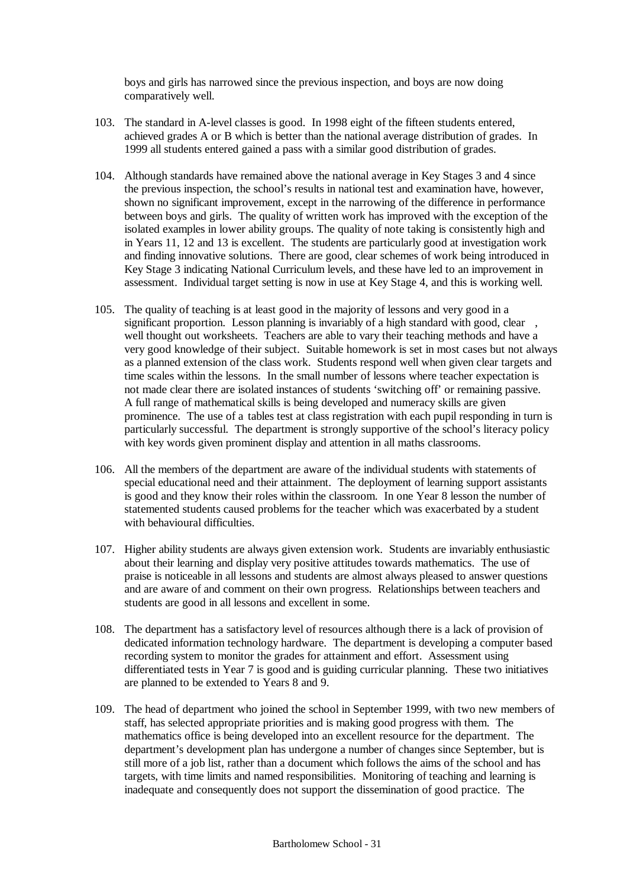boys and girls has narrowed since the previous inspection, and boys are now doing comparatively well.

103. The standard in A-level classes is good. In 1998 eight of the fifteen students entered, achieved grades A or B which is better than the national average distribution of grades. In 1999 all students entered gained a pass with a similar good distribution of grades.

104. Although standards have remained above the national average in Key Stages 3 and 4 since the previous inspection, the school's results in national test and examination have, however, shown no significant improvement, except in the narrowing of the difference in performance between boys and girls. The quality of written work has improved with the exception of the isolated examples in lower ability groups. The quality of note taking is consistently high and in Years 11, 12 and 13 is excellent. The students are particularly good at investigation work and finding innovative solutions. There are good, clear schemes of work being introduced in Key Stage 3 indicating National Curriculum levels, and these have led to an improvement in assessment. Individual target setting is now in use at Key Stage 4, and this is working well.

105. The quality of teaching is at least good in the majority of lessons and very good in a significant proportion. Lesson planning is invariably of a high standard with good, clear , well thought out worksheets. Teachers are able to vary their teaching methods and have a very good knowledge of their subject. Suitable homework is set in most cases but not always as a planned extension of the class work. Students respond well when given clear targets and time scales within the lessons. In the small number of lessons where teacher expectation is not made clear there are isolated instances of students 'switching off' or remaining passive. A full range of mathematical skills is being developed and numeracy skills are given prominence. The use of a tables test at class registration with each pupil responding in turn is particularly successful. The department is strongly supportive of the school's literacy policy with key words given prominent display and attention in all maths classrooms.

106. All the members of the department are aware of the individual students with statements of special educational need and their attainment. The deployment of learning support assistants is good and they know their roles within the classroom. In one Year 8 lesson the number of statemented students caused problems for the teacher which was exacerbated by a student with behavioural difficulties.

107. Higher ability students are always given extension work. Students are invariably enthusiastic about their learning and display very positive attitudes towards mathematics. The use of praise is noticeable in all lessons and students are almost always pleased to answer questions and are aware of and comment on their own progress. Relationships between teachers and students are good in all lessons and excellent in some.

108. The department has a satisfactory level of resources although there is a lack of provision of dedicated information technology hardware. The department is developing a computer based recording system to monitor the grades for attainment and effort. Assessment using differentiated tests in Year 7 is good and is guiding curricular planning. These two initiatives are planned to be extended to Years 8 and 9.

109. The head of department who joined the school in September 1999, with two new members of staff, has selected appropriate priorities and is making good progress with them. The mathematics office is being developed into an excellent resource for the department. The department's development plan has undergone a number of changes since September, but is still more of a job list, rather than a document which follows the aims of the school and has targets, with time limits and named responsibilities. Monitoring of teaching and learning is inadequate and consequently does not support the dissemination of good practice. The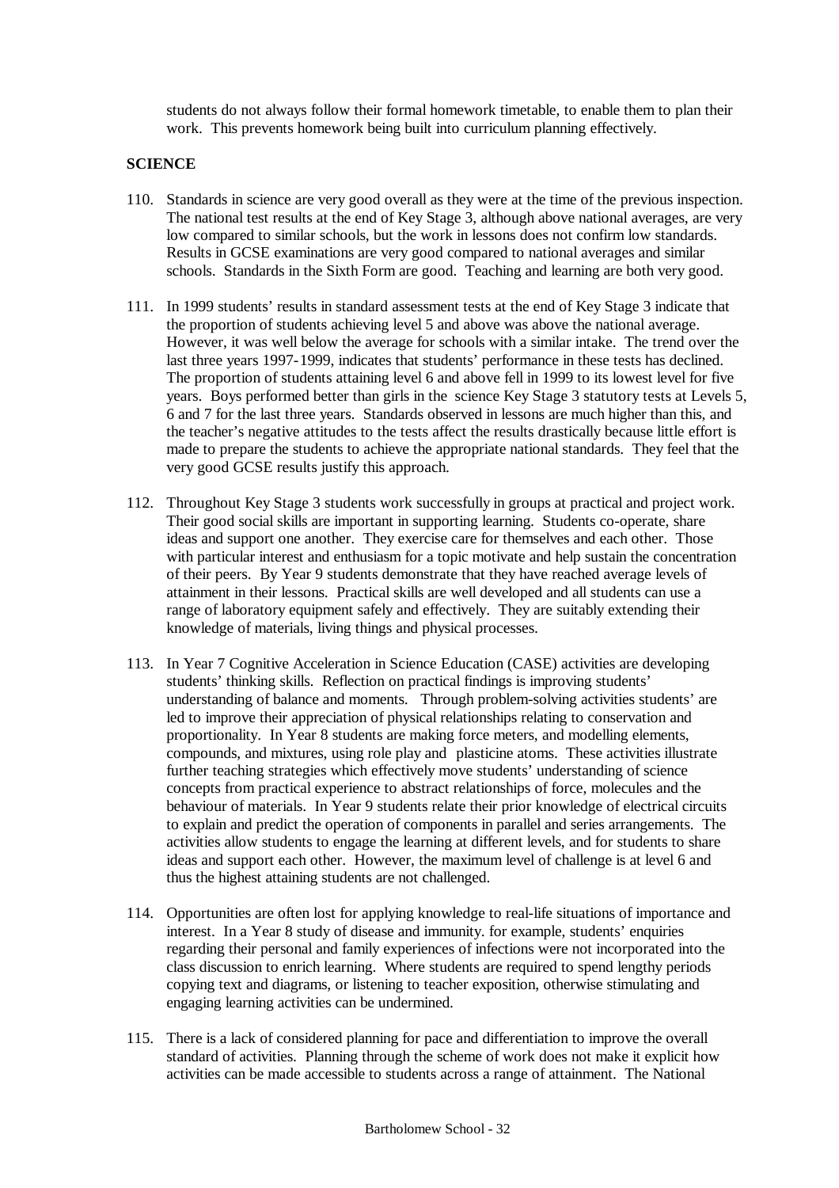students do not always follow their formal homework timetable, to enable them to plan their work. This prevents homework being built into curriculum planning effectively.

## SCIENCE

110. Standards in science are very good overall as they were at the time of the previous inspection. The national test results at the end of Key Stage 3, although above national averages, are very low compared to similar schools, but the work in lessons does not confirm low standards. Results in GCSE examinations are very good compared to national averages and similar schools. Standards in the Sixth Form are good. Teaching and learning are both very good.

111. In 1999 students' results in standard assessment tests at the end of Key Stage 3 indicate that the proportion of students achieving level 5 and above was above the national average. However, it was well below the average for schools with a similar intake. The trend over the last three years 1997-1999, indicates that students' performance in these tests has declined. The proportion of students attaining level 6 and above fell in 1999 to its lowest level for five years. Boys performed better than girls in the science Key Stage 3 statutory tests at Levels 5, 6 and 7 for the last three years. Standards observed in lessons are much higher than this, and the teacher's negative attitudes to the tests affect the results drastically because little effort is made to prepare the students to achieve the appropriate national standards. They feel that the very good GCSE results justify this approach.

112. Throughout Key Stage 3 students work successfully in groups at practical and project work. Their good social skills are important in supporting learning. Students co-operate, share ideas and support one another. They exercise care for themselves and each other. Those with particular interest and enthusiasm for a topic motivate and help sustain the concentration of their peers. By Year 9 students demonstrate that they have reached average levels of attainment in their lessons. Practical skills are well developed and all students can use a range of laboratory equipment safely and effectively. They are suitably extending their knowledge of materials, living things and physical processes.

113. In Year 7 Cognitive Acceleration in Science Education (CASE) activities are developing students' thinking skills. Reflection on practical findings is improving students' understanding of balance and moments. Through problem-solving activities students' are led to improve their appreciation of physical relationships relating to conservation and proportionality. In Year 8 students are making force meters, and modelling elements, compounds, and mixtures, using role play and plasticine atoms. These activities illustrate further teaching strategies which effectively move students' understanding of science concepts from practical experience to abstract relationships of force, molecules and the behaviour of materials. In Year 9 students relate their prior knowledge of electrical circuits to explain and predict the operation of components in parallel and series arrangements. The activities allow students to engage the learning at different levels, and for students to share ideas and support each other. However, the maximum level of challenge is at level 6 and thus the highest attaining students are not challenged.

114. Opportunities are often lost for applying knowledge to real-life situations of importance and interest. In a Year 8 study of disease and immunity. for example, students' enquiries regarding their personal and family experiences of infections were not incorporated into the class discussion to enrich learning. Where students are required to spend lengthy periods copying text and diagrams, or listening to teacher exposition, otherwise stimulating and engaging learning activities can be undermined.

115. There is a lack of considered planning for pace and differentiation to improve the overall standard of activities. Planning through the scheme of work does not make it explicit how activities can be made accessible to students across a range of attainment. The National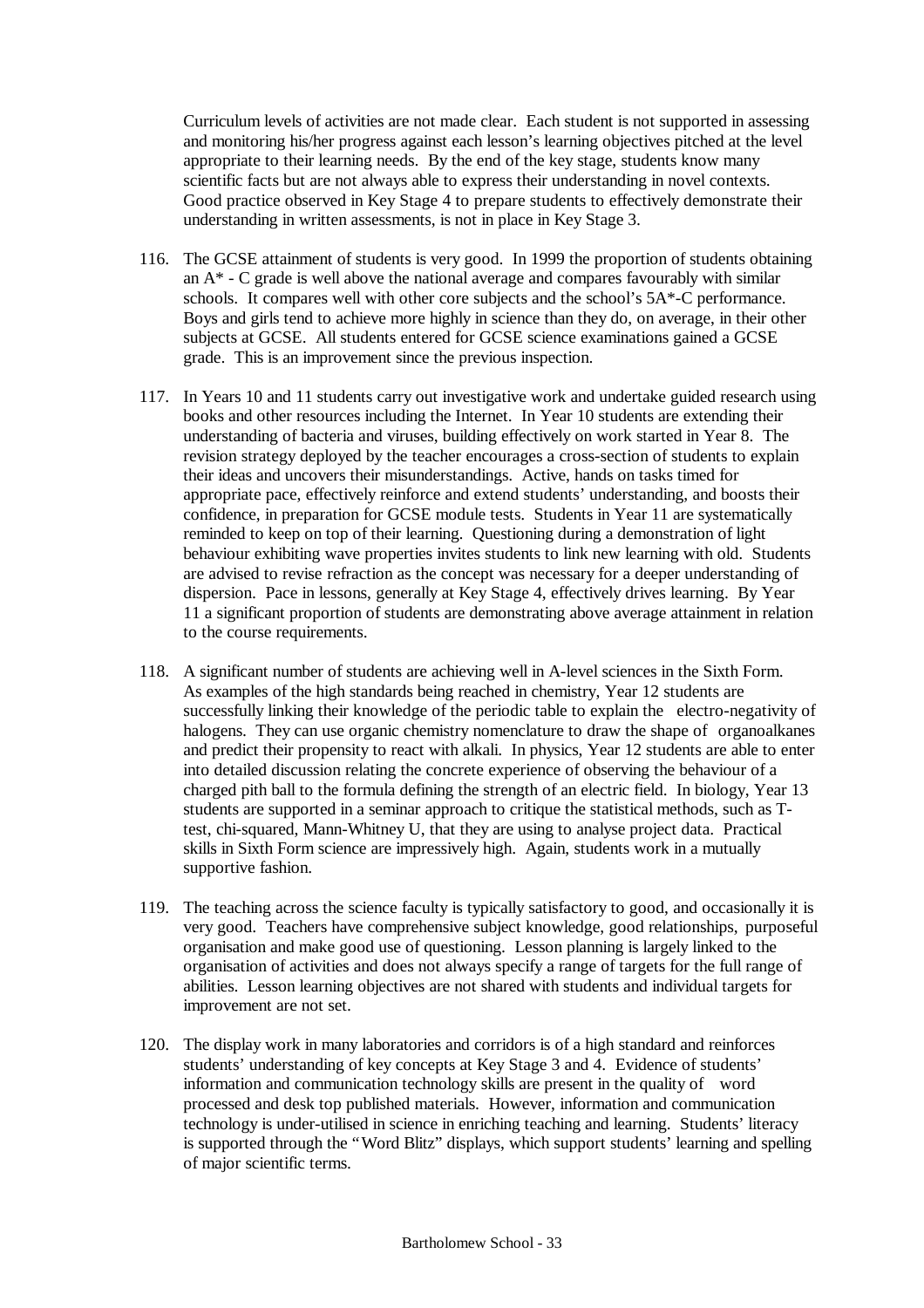Curriculum levels of activities are not made clear. Each student is not supported in assessing and monitoring his/her progress against each lesson's learning objectives pitched at the level appropriate to their learning needs. By the end of the key stage, students know many scientific facts but are not always able to express their understanding in novel contexts. Good practice observed in Key Stage 4 to prepare students to effectively demonstrate their understanding in written assessments, is not in place in Key Stage 3.

116. The GCSE attainment of students is very good. In 1999 the proportion of students obtaining an A* - C grade is well above the national average and compares favourably with similar schools. It compares well with other core subjects and the school's 5A*-C performance. Boys and girls tend to achieve more highly in science than they do, on average, in their other subjects at GCSE. All students entered for GCSE science examinations gained a GCSE grade. This is an improvement since the previous inspection.

117. In Years 10 and 11 students carry out investigative work and undertake guided research using books and other resources including the Internet. In Year 10 students are extending their understanding of bacteria and viruses, building effectively on work started in Year 8. The revision strategy deployed by the teacher encourages a cross-section of students to explain their ideas and uncovers their misunderstandings. Active, hands on tasks timed for appropriate pace, effectively reinforce and extend students' understanding, and boosts their confidence, in preparation for GCSE module tests. Students in Year 11 are systematically reminded to keep on top of their learning. Questioning during a demonstration of light behaviour exhibiting wave properties invites students to link new learning with old. Students are advised to revise refraction as the concept was necessary for a deeper understanding of dispersion. Pace in lessons, generally at Key Stage 4, effectively drives learning. By Year 11 a significant proportion of students are demonstrating above average attainment in relation to the course requirements.

118. A significant number of students are achieving well in A-level sciences in the Sixth Form. As examples of the high standards being reached in chemistry, Year 12 students are successfully linking their knowledge of the periodic table to explain the electro-negativity of halogens. They can use organic chemistry nomenclature to draw the shape of organoalkanes and predict their propensity to react with alkali. In physics, Year 12 students are able to enter into detailed discussion relating the concrete experience of observing the behaviour of a charged pith ball to the formula defining the strength of an electric field. In biology, Year 13 students are supported in a seminar approach to critique the statistical methods, such as T-test, chi-squared, Mann-Whitney U, that they are using to analyse project data. Practical skills in Sixth Form science are impressively high. Again, students work in a mutually supportive fashion.

119. The teaching across the science faculty is typically satisfactory to good, and occasionally it is very good. Teachers have comprehensive subject knowledge, good relationships, purposeful organisation and make good use of questioning. Lesson planning is largely linked to the organisation of activities and does not always specify a range of targets for the full range of abilities. Lesson learning objectives are not shared with students and individual targets for improvement are not set.

120. The display work in many laboratories and corridors is of a high standard and reinforces students' understanding of key concepts at Key Stage 3 and 4. Evidence of students' information and communication technology skills are present in the quality of word processed and desk top published materials. However, information and communication technology is under-utilised in science in enriching teaching and learning. Students' literacy is supported through the "Word Blitz" displays, which support students' learning and spelling of major scientific terms.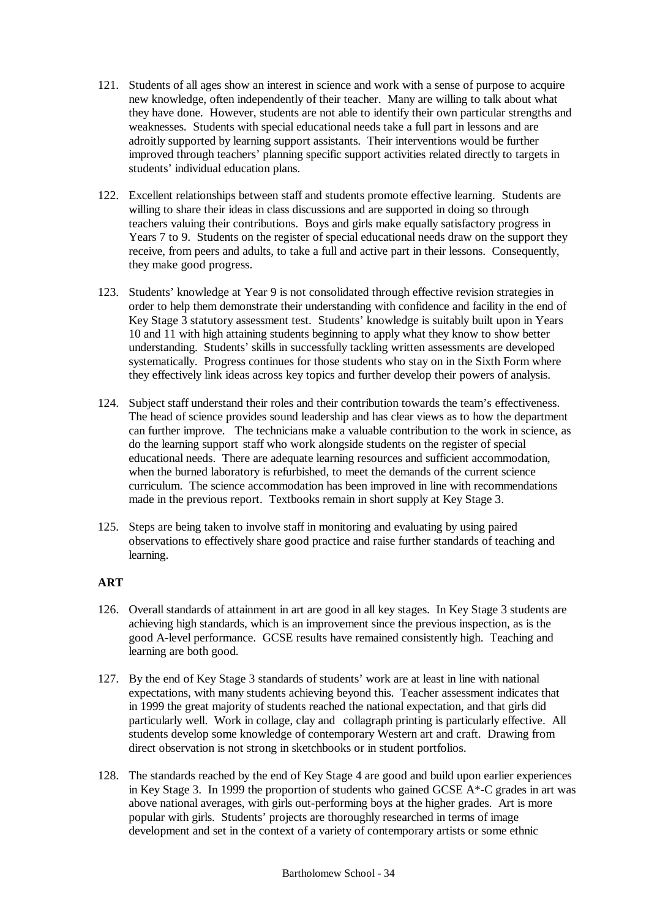121. Students of all ages show an interest in science and work with a sense of purpose to acquire new knowledge, often independently of their teacher. Many are willing to talk about what they have done. However, students are not able to identify their own particular strengths and weaknesses. Students with special educational needs take a full part in lessons and are adroitly supported by learning support assistants. Their interventions would be further improved through teachers' planning specific support activities related directly to targets in students' individual education plans.

122. Excellent relationships between staff and students promote effective learning. Students are willing to share their ideas in class discussions and are supported in doing so through teachers valuing their contributions. Boys and girls make equally satisfactory progress in Years 7 to 9. Students on the register of special educational needs draw on the support they receive, from peers and adults, to take a full and active part in their lessons. Consequently, they make good progress.

123. Students' knowledge at Year 9 is not consolidated through effective revision strategies in order to help them demonstrate their understanding with confidence and facility in the end of Key Stage 3 statutory assessment test. Students' knowledge is suitably built upon in Years 10 and 11 with high attaining students beginning to apply what they know to show better understanding. Students' skills in successfully tackling written assessments are developed systematically. Progress continues for those students who stay on in the Sixth Form where they effectively link ideas across key topics and further develop their powers of analysis.

124. Subject staff understand their roles and their contribution towards the team's effectiveness. The head of science provides sound leadership and has clear views as to how the department can further improve. The technicians make a valuable contribution to the work in science, as do the learning support staff who work alongside students on the register of special educational needs. There are adequate learning resources and sufficient accommodation, when the burned laboratory is refurbished, to meet the demands of the current science curriculum. The science accommodation has been improved in line with recommendations made in the previous report. Textbooks remain in short supply at Key Stage 3.

125. Steps are being taken to involve staff in monitoring and evaluating by using paired observations to effectively share good practice and raise further standards of teaching and learning.

**ART**

126. Overall standards of attainment in art are good in all key stages. In Key Stage 3 students are achieving high standards, which is an improvement since the previous inspection, as is the good A-level performance. GCSE results have remained consistently high. Teaching and learning are both good.

127. By the end of Key Stage 3 standards of students' work are at least in line with national expectations, with many students achieving beyond this. Teacher assessment indicates that in 1999 the great majority of students reached the national expectation, and that girls did particularly well. Work in collage, clay and collagraph printing is particularly effective. All students develop some knowledge of contemporary Western art and craft. Drawing from direct observation is not strong in sketchbooks or in student portfolios.

128. The standards reached by the end of Key Stage 4 are good and build upon earlier experiences in Key Stage 3. In 1999 the proportion of students who gained GCSE A*-C grades in art was above national averages, with girls out-performing boys at the higher grades. Art is more popular with girls. Students' projects are thoroughly researched in terms of image development and set in the context of a variety of contemporary artists or some ethnic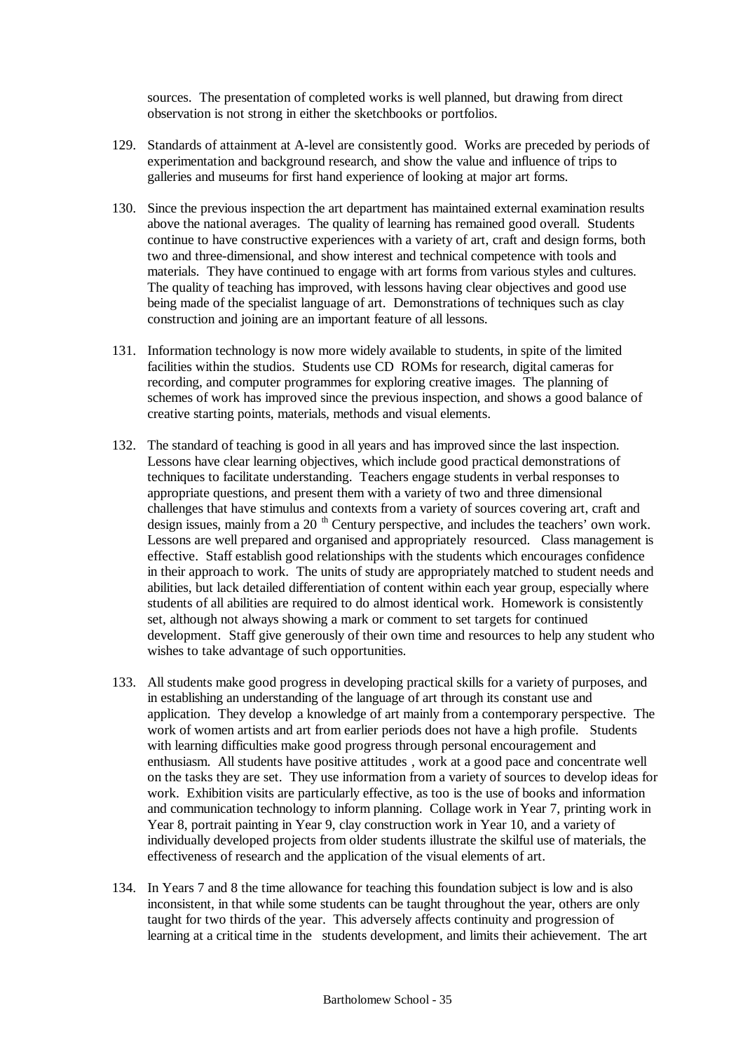sources. The presentation of completed works is well planned, but drawing from direct observation is not strong in either the sketchbooks or portfolios.

129. Standards of attainment at A-level are consistently good. Works are preceded by periods of experimentation and background research, and show the value and influence of trips to galleries and museums for first hand experience of looking at major art forms.

130. Since the previous inspection the art department has maintained external examination results above the national averages. The quality of learning has remained good overall. Students continue to have constructive experiences with a variety of art, craft and design forms, both two and three-dimensional, and show interest and technical competence with tools and materials. They have continued to engage with art forms from various styles and cultures. The quality of teaching has improved, with lessons having clear objectives and good use being made of the specialist language of art. Demonstrations of techniques such as clay construction and joining are an important feature of all lessons.

131. Information technology is now more widely available to students, in spite of the limited facilities within the studios. Students use CD ROMs for research, digital cameras for recording, and computer programmes for exploring creative images. The planning of schemes of work has improved since the previous inspection, and shows a good balance of creative starting points, materials, methods and visual elements.

132. The standard of teaching is good in all years and has improved since the last inspection. Lessons have clear learning objectives, which include good practical demonstrations of techniques to facilitate understanding. Teachers engage students in verbal responses to appropriate questions, and present them with a variety of two and three dimensional challenges that have stimulus and contexts from a variety of sources covering art, craft and design issues, mainly from a 20 th Century perspective, and includes the teachers' own work. Lessons are well prepared and organised and appropriately resourced. Class management is effective. Staff establish good relationships with the students which encourages confidence in their approach to work. The units of study are appropriately matched to student needs and abilities, but lack detailed differentiation of content within each year group, especially where students of all abilities are required to do almost identical work. Homework is consistently set, although not always showing a mark or comment to set targets for continued development. Staff give generously of their own time and resources to help any student who wishes to take advantage of such opportunities.

133. All students make good progress in developing practical skills for a variety of purposes, and in establishing an understanding of the language of art through its constant use and application. They develop a knowledge of art mainly from a contemporary perspective. The work of women artists and art from earlier periods does not have a high profile. Students with learning difficulties make good progress through personal encouragement and enthusiasm. All students have positive attitudes , work at a good pace and concentrate well on the tasks they are set. They use information from a variety of sources to develop ideas for work. Exhibition visits are particularly effective, as too is the use of books and information and communication technology to inform planning. Collage work in Year 7, printing work in Year 8, portrait painting in Year 9, clay construction work in Year 10, and a variety of individually developed projects from older students illustrate the skilful use of materials, the effectiveness of research and the application of the visual elements of art.

134. In Years 7 and 8 the time allowance for teaching this foundation subject is low and is also inconsistent, in that while some students can be taught throughout the year, others are only taught for two thirds of the year. This adversely affects continuity and progression of learning at a critical time in the students development, and limits their achievement. The art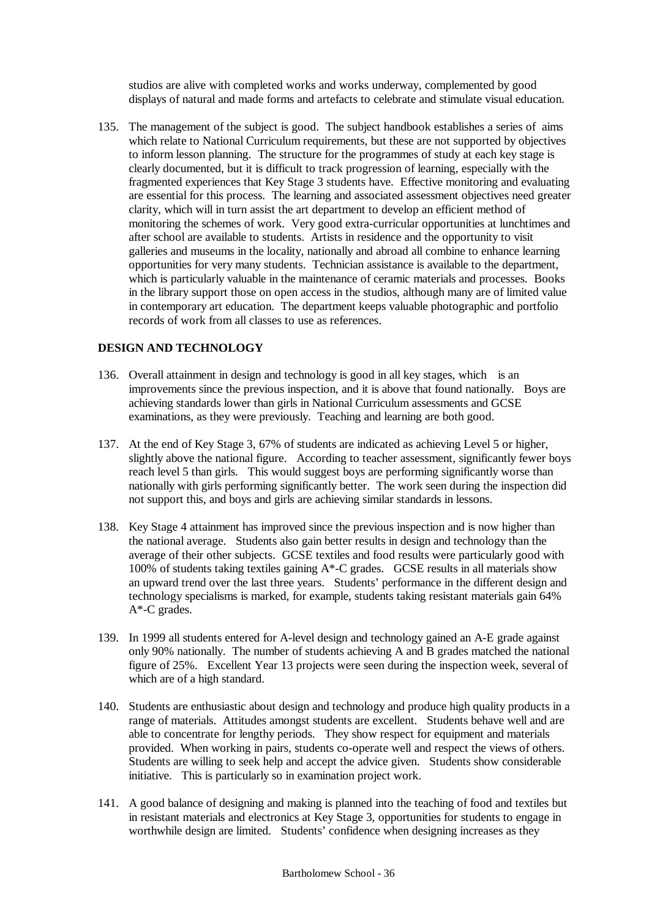studios are alive with completed works and works underway, complemented by good displays of natural and made forms and artefacts to celebrate and stimulate visual education.

135. The management of the subject is good. The subject handbook establishes a series of aims which relate to National Curriculum requirements, but these are not supported by objectives to inform lesson planning. The structure for the programmes of study at each key stage is clearly documented, but it is difficult to track progression of learning, especially with the fragmented experiences that Key Stage 3 students have. Effective monitoring and evaluating are essential for this process. The learning and associated assessment objectives need greater clarity, which will in turn assist the art department to develop an efficient method of monitoring the schemes of work. Very good extra-curricular opportunities at lunchtimes and after school are available to students. Artists in residence and the opportunity to visit galleries and museums in the locality, nationally and abroad all combine to enhance learning opportunities for very many students. Technician assistance is available to the department, which is particularly valuable in the maintenance of ceramic materials and processes. Books in the library support those on open access in the studios, although many are of limited value in contemporary art education. The department keeps valuable photographic and portfolio records of work from all classes to use as references.

## DESIGN AND TECHNOLOGY

136. Overall attainment in design and technology is good in all key stages, which is an improvements since the previous inspection, and it is above that found nationally. Boys are achieving standards lower than girls in National Curriculum assessments and GCSE examinations, as they were previously. Teaching and learning are both good.

137. At the end of Key Stage 3, 67% of students are indicated as achieving Level 5 or higher, slightly above the national figure. According to teacher assessment, significantly fewer boys reach level 5 than girls. This would suggest boys are performing significantly worse than nationally with girls performing significantly better. The work seen during the inspection did not support this, and boys and girls are achieving similar standards in lessons.

138. Key Stage 4 attainment has improved since the previous inspection and is now higher than the national average. Students also gain better results in design and technology than the average of their other subjects. GCSE textiles and food results were particularly good with 100% of students taking textiles gaining A*-C grades. GCSE results in all materials show an upward trend over the last three years. Students' performance in the different design and technology specialisms is marked, for example, students taking resistant materials gain 64% A*-C grades.

139. In 1999 all students entered for A-level design and technology gained an A-E grade against only 90% nationally. The number of students achieving A and B grades matched the national figure of 25%. Excellent Year 13 projects were seen during the inspection week, several of which are of a high standard.

140. Students are enthusiastic about design and technology and produce high quality products in a range of materials. Attitudes amongst students are excellent. Students behave well and are able to concentrate for lengthy periods. They show respect for equipment and materials provided. When working in pairs, students co-operate well and respect the views of others. Students are willing to seek help and accept the advice given. Students show considerable initiative. This is particularly so in examination project work.

141. A good balance of designing and making is planned into the teaching of food and textiles but in resistant materials and electronics at Key Stage 3, opportunities for students to engage in worthwhile design are limited. Students' confidence when designing increases as they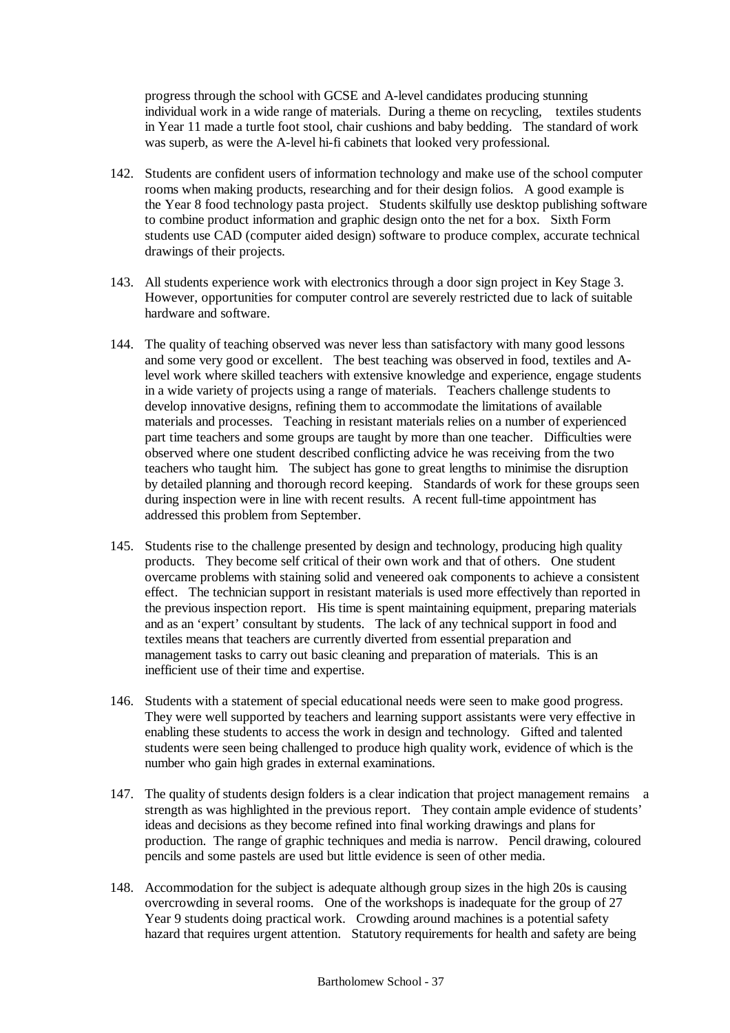progress through the school with GCSE and A-level candidates producing stunning individual work in a wide range of materials. During a theme on recycling, textiles students in Year 11 made a turtle foot stool, chair cushions and baby bedding. The standard of work was superb, as were the A-level hi-fi cabinets that looked very professional.

142. Students are confident users of information technology and make use of the school computer rooms when making products, researching and for their design folios. A good example is the Year 8 food technology pasta project. Students skilfully use desktop publishing software to combine product information and graphic design onto the net for a box. Sixth Form students use CAD (computer aided design) software to produce complex, accurate technical drawings of their projects.

143. All students experience work with electronics through a door sign project in Key Stage 3. However, opportunities for computer control are severely restricted due to lack of suitable hardware and software.

144. The quality of teaching observed was never less than satisfactory with many good lessons and some very good or excellent. The best teaching was observed in food, textiles and A-level work where skilled teachers with extensive knowledge and experience, engage students in a wide variety of projects using a range of materials. Teachers challenge students to develop innovative designs, refining them to accommodate the limitations of available materials and processes. Teaching in resistant materials relies on a number of experienced part time teachers and some groups are taught by more than one teacher. Difficulties were observed where one student described conflicting advice he was receiving from the two teachers who taught him. The subject has gone to great lengths to minimise the disruption by detailed planning and thorough record keeping. Standards of work for these groups seen during inspection were in line with recent results. A recent full-time appointment has addressed this problem from September.

145. Students rise to the challenge presented by design and technology, producing high quality products. They become self critical of their own work and that of others. One student overcame problems with staining solid and veneered oak components to achieve a consistent effect. The technician support in resistant materials is used more effectively than reported in the previous inspection report. His time is spent maintaining equipment, preparing materials and as an 'expert' consultant by students. The lack of any technical support in food and textiles means that teachers are currently diverted from essential preparation and management tasks to carry out basic cleaning and preparation of materials. This is an inefficient use of their time and expertise.

146. Students with a statement of special educational needs were seen to make good progress. They were well supported by teachers and learning support assistants were very effective in enabling these students to access the work in design and technology. Gifted and talented students were seen being challenged to produce high quality work, evidence of which is the number who gain high grades in external examinations.

147. The quality of students design folders is a clear indication that project management remains a strength as was highlighted in the previous report. They contain ample evidence of students' ideas and decisions as they become refined into final working drawings and plans for production. The range of graphic techniques and media is narrow. Pencil drawing, coloured pencils and some pastels are used but little evidence is seen of other media.

148. Accommodation for the subject is adequate although group sizes in the high 20s is causing overcrowding in several rooms. One of the workshops is inadequate for the group of 27 Year 9 students doing practical work. Crowding around machines is a potential safety hazard that requires urgent attention. Statutory requirements for health and safety are being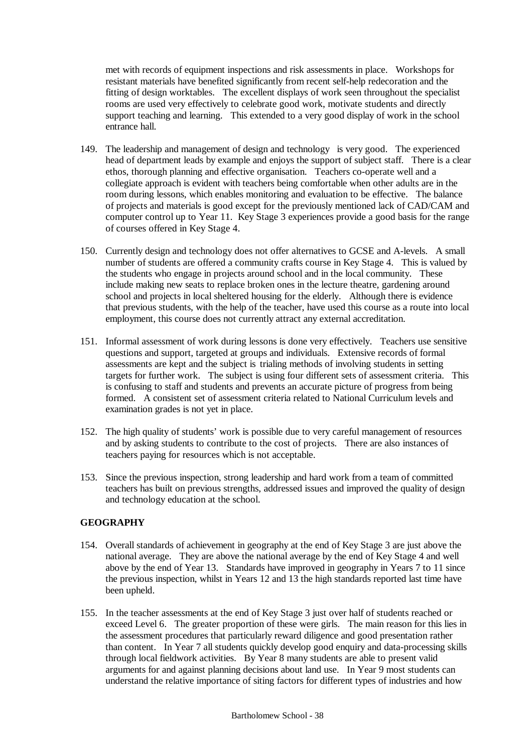met with records of equipment inspections and risk assessments in place. Workshops for resistant materials have benefited significantly from recent self-help redecoration and the fitting of design worktables. The excellent displays of work seen throughout the specialist rooms are used very effectively to celebrate good work, motivate students and directly support teaching and learning. This extended to a very good display of work in the school entrance hall.

149. The leadership and management of design and technology is very good. The experienced head of department leads by example and enjoys the support of subject staff. There is a clear ethos, thorough planning and effective organisation. Teachers co-operate well and a collegiate approach is evident with teachers being comfortable when other adults are in the room during lessons, which enables monitoring and evaluation to be effective. The balance of projects and materials is good except for the previously mentioned lack of CAD/CAM and computer control up to Year 11. Key Stage 3 experiences provide a good basis for the range of courses offered in Key Stage 4.

150. Currently design and technology does not offer alternatives to GCSE and A-levels. A small number of students are offered a community crafts course in Key Stage 4. This is valued by the students who engage in projects around school and in the local community. These include making new seats to replace broken ones in the lecture theatre, gardening around school and projects in local sheltered housing for the elderly. Although there is evidence that previous students, with the help of the teacher, have used this course as a route into local employment, this course does not currently attract any external accreditation.

151. Informal assessment of work during lessons is done very effectively. Teachers use sensitive questions and support, targeted at groups and individuals. Extensive records of formal assessments are kept and the subject is trialing methods of involving students in setting targets for further work. The subject is using four different sets of assessment criteria. This is confusing to staff and students and prevents an accurate picture of progress from being formed. A consistent set of assessment criteria related to National Curriculum levels and examination grades is not yet in place.

152. The high quality of students' work is possible due to very careful management of resources and by asking students to contribute to the cost of projects. There are also instances of teachers paying for resources which is not acceptable.

153. Since the previous inspection, strong leadership and hard work from a team of committed teachers has built on previous strengths, addressed issues and improved the quality of design and technology education at the school.

## GEOGRAPHY

154. Overall standards of achievement in geography at the end of Key Stage 3 are just above the national average. They are above the national average by the end of Key Stage 4 and well above by the end of Year 13. Standards have improved in geography in Years 7 to 11 since the previous inspection, whilst in Years 12 and 13 the high standards reported last time have been upheld.

155. In the teacher assessments at the end of Key Stage 3 just over half of students reached or exceed Level 6. The greater proportion of these were girls. The main reason for this lies in the assessment procedures that particularly reward diligence and good presentation rather than content. In Year 7 all students quickly develop good enquiry and data-processing skills through local fieldwork activities. By Year 8 many students are able to present valid arguments for and against planning decisions about land use. In Year 9 most students can understand the relative importance of siting factors for different types of industries and how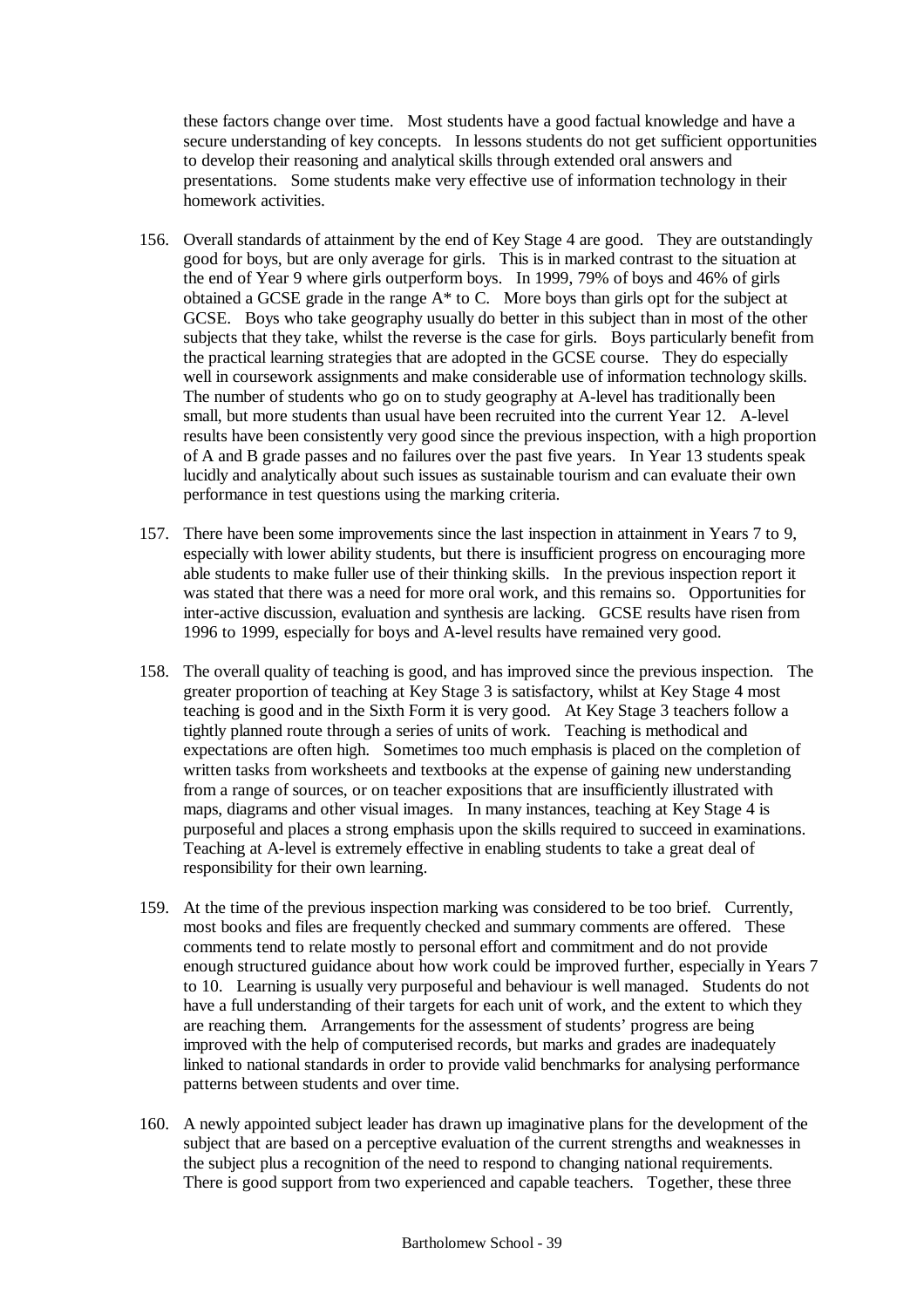these factors change over time. Most students have a good factual knowledge and have a secure understanding of key concepts. In lessons students do not get sufficient opportunities to develop their reasoning and analytical skills through extended oral answers and presentations. Some students make very effective use of information technology in their homework activities.

156. Overall standards of attainment by the end of Key Stage 4 are good. They are outstandingly good for boys, but are only average for girls. This is in marked contrast to the situation at the end of Year 9 where girls outperform boys. In 1999, 79% of boys and 46% of girls obtained a GCSE grade in the range A* to C. More boys than girls opt for the subject at GCSE. Boys who take geography usually do better in this subject than in most of the other subjects that they take, whilst the reverse is the case for girls. Boys particularly benefit from the practical learning strategies that are adopted in the GCSE course. They do especially well in coursework assignments and make considerable use of information technology skills. The number of students who go on to study geography at A-level has traditionally been small, but more students than usual have been recruited into the current Year 12. A-level results have been consistently very good since the previous inspection, with a high proportion of A and B grade passes and no failures over the past five years. In Year 13 students speak lucidly and analytically about such issues as sustainable tourism and can evaluate their own performance in test questions using the marking criteria.

157. There have been some improvements since the last inspection in attainment in Years 7 to 9, especially with lower ability students, but there is insufficient progress on encouraging more able students to make fuller use of their thinking skills. In the previous inspection report it was stated that there was a need for more oral work, and this remains so. Opportunities for inter-active discussion, evaluation and synthesis are lacking. GCSE results have risen from 1996 to 1999, especially for boys and A-level results have remained very good.

158. The overall quality of teaching is good, and has improved since the previous inspection. The greater proportion of teaching at Key Stage 3 is satisfactory, whilst at Key Stage 4 most teaching is good and in the Sixth Form it is very good. At Key Stage 3 teachers follow a tightly planned route through a series of units of work. Teaching is methodical and expectations are often high. Sometimes too much emphasis is placed on the completion of written tasks from worksheets and textbooks at the expense of gaining new understanding from a range of sources, or on teacher expositions that are insufficiently illustrated with maps, diagrams and other visual images. In many instances, teaching at Key Stage 4 is purposeful and places a strong emphasis upon the skills required to succeed in examinations. Teaching at A-level is extremely effective in enabling students to take a great deal of responsibility for their own learning.

159. At the time of the previous inspection marking was considered to be too brief. Currently, most books and files are frequently checked and summary comments are offered. These comments tend to relate mostly to personal effort and commitment and do not provide enough structured guidance about how work could be improved further, especially in Years 7 to 10. Learning is usually very purposeful and behaviour is well managed. Students do not have a full understanding of their targets for each unit of work, and the extent to which they are reaching them. Arrangements for the assessment of students' progress are being improved with the help of computerised records, but marks and grades are inadequately linked to national standards in order to provide valid benchmarks for analysing performance patterns between students and over time.

160. A newly appointed subject leader has drawn up imaginative plans for the development of the subject that are based on a perceptive evaluation of the current strengths and weaknesses in the subject plus a recognition of the need to respond to changing national requirements. There is good support from two experienced and capable teachers. Together, these three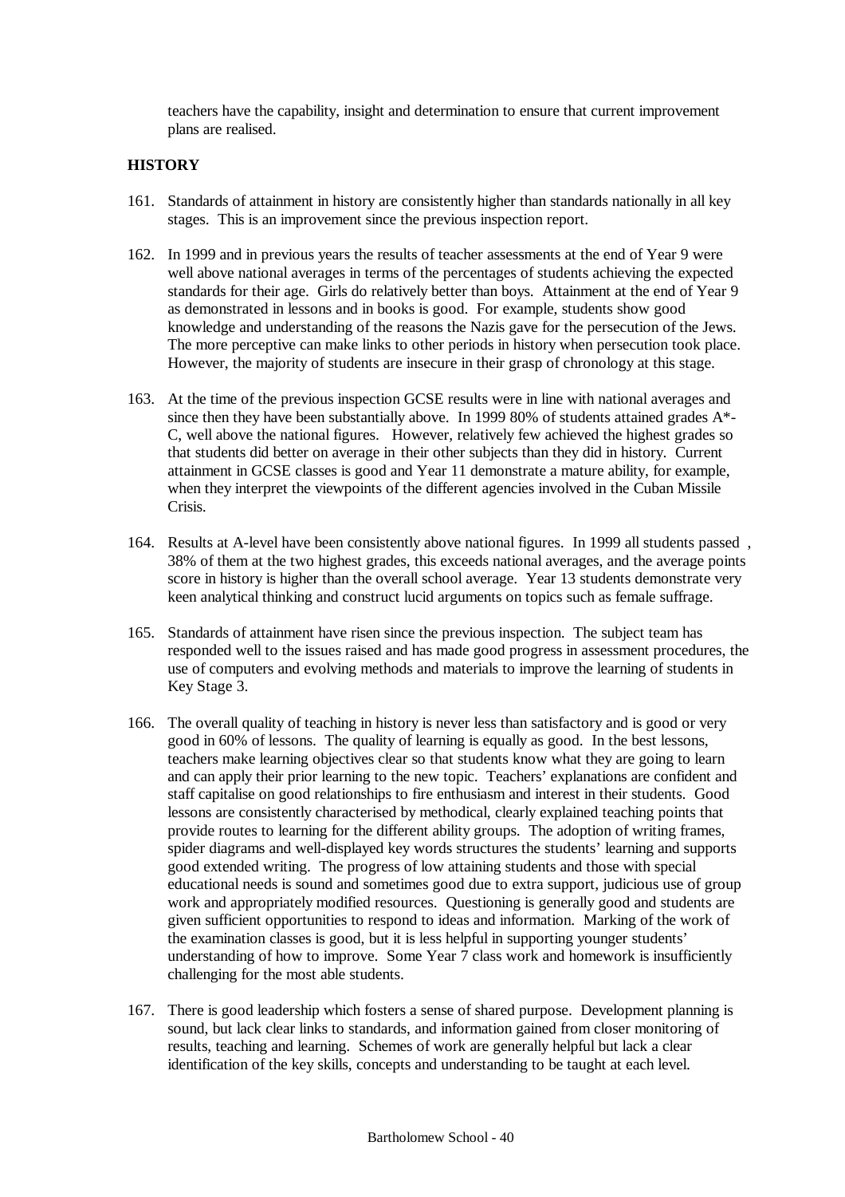teachers have the capability, insight and determination to ensure that current improvement plans are realised.

## HISTORY

161. Standards of attainment in history are consistently higher than standards nationally in all key stages. This is an improvement since the previous inspection report.

162. In 1999 and in previous years the results of teacher assessments at the end of Year 9 were well above national averages in terms of the percentages of students achieving the expected standards for their age. Girls do relatively better than boys. Attainment at the end of Year 9 as demonstrated in lessons and in books is good. For example, students show good knowledge and understanding of the reasons the Nazis gave for the persecution of the Jews. The more perceptive can make links to other periods in history when persecution took place. However, the majority of students are insecure in their grasp of chronology at this stage.

163. At the time of the previous inspection GCSE results were in line with national averages and since then they have been substantially above. In 1999 80% of students attained grades A*-C, well above the national figures. However, relatively few achieved the highest grades so that students did better on average in their other subjects than they did in history. Current attainment in GCSE classes is good and Year 11 demonstrate a mature ability, for example, when they interpret the viewpoints of the different agencies involved in the Cuban Missile Crisis.

164. Results at A-level have been consistently above national figures. In 1999 all students passed , 38% of them at the two highest grades, this exceeds national averages, and the average points score in history is higher than the overall school average. Year 13 students demonstrate very keen analytical thinking and construct lucid arguments on topics such as female suffrage.

165. Standards of attainment have risen since the previous inspection. The subject team has responded well to the issues raised and has made good progress in assessment procedures, the use of computers and evolving methods and materials to improve the learning of students in Key Stage 3.

166. The overall quality of teaching in history is never less than satisfactory and is good or very good in 60% of lessons. The quality of learning is equally as good. In the best lessons, teachers make learning objectives clear so that students know what they are going to learn and can apply their prior learning to the new topic. Teachers' explanations are confident and staff capitalise on good relationships to fire enthusiasm and interest in their students. Good lessons are consistently characterised by methodical, clearly explained teaching points that provide routes to learning for the different ability groups. The adoption of writing frames, spider diagrams and well-displayed key words structures the students' learning and supports good extended writing. The progress of low attaining students and those with special educational needs is sound and sometimes good due to extra support, judicious use of group work and appropriately modified resources. Questioning is generally good and students are given sufficient opportunities to respond to ideas and information. Marking of the work of the examination classes is good, but it is less helpful in supporting younger students' understanding of how to improve. Some Year 7 class work and homework is insufficiently challenging for the most able students.

167. There is good leadership which fosters a sense of shared purpose. Development planning is sound, but lack clear links to standards, and information gained from closer monitoring of results, teaching and learning. Schemes of work are generally helpful but lack a clear identification of the key skills, concepts and understanding to be taught at each level.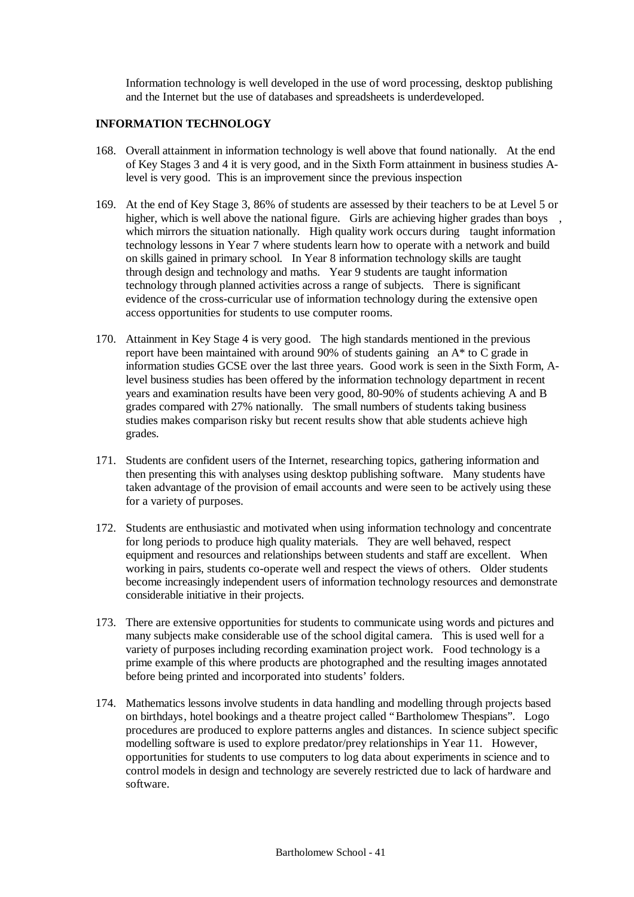Information technology is well developed in the use of word processing, desktop publishing and the Internet but the use of databases and spreadsheets is underdeveloped.

## INFORMATION TECHNOLOGY

168. Overall attainment in information technology is well above that found nationally. At the end of Key Stages 3 and 4 it is very good, and in the Sixth Form attainment in business studies A-level is very good. This is an improvement since the previous inspection

169. At the end of Key Stage 3, 86% of students are assessed by their teachers to be at Level 5 or higher, which is well above the national figure. Girls are achieving higher grades than boys , which mirrors the situation nationally. High quality work occurs during taught information technology lessons in Year 7 where students learn how to operate with a network and build on skills gained in primary school. In Year 8 information technology skills are taught through design and technology and maths. Year 9 students are taught information technology through planned activities across a range of subjects. There is significant evidence of the cross-curricular use of information technology during the extensive open access opportunities for students to use computer rooms.

170. Attainment in Key Stage 4 is very good. The high standards mentioned in the previous report have been maintained with around 90% of students gaining an A* to C grade in information studies GCSE over the last three years. Good work is seen in the Sixth Form, A-level business studies has been offered by the information technology department in recent years and examination results have been very good, 80-90% of students achieving A and B grades compared with 27% nationally. The small numbers of students taking business studies makes comparison risky but recent results show that able students achieve high grades.

171. Students are confident users of the Internet, researching topics, gathering information and then presenting this with analyses using desktop publishing software. Many students have taken advantage of the provision of email accounts and were seen to be actively using these for a variety of purposes.

172. Students are enthusiastic and motivated when using information technology and concentrate for long periods to produce high quality materials. They are well behaved, respect equipment and resources and relationships between students and staff are excellent. When working in pairs, students co-operate well and respect the views of others. Older students become increasingly independent users of information technology resources and demonstrate considerable initiative in their projects.

173. There are extensive opportunities for students to communicate using words and pictures and many subjects make considerable use of the school digital camera. This is used well for a variety of purposes including recording examination project work. Food technology is a prime example of this where products are photographed and the resulting images annotated before being printed and incorporated into students' folders.

174. Mathematics lessons involve students in data handling and modelling through projects based on birthdays, hotel bookings and a theatre project called "Bartholomew Thespians". Logo procedures are produced to explore patterns angles and distances. In science subject specific modelling software is used to explore predator/prey relationships in Year 11. However, opportunities for students to use computers to log data about experiments in science and to control models in design and technology are severely restricted due to lack of hardware and software.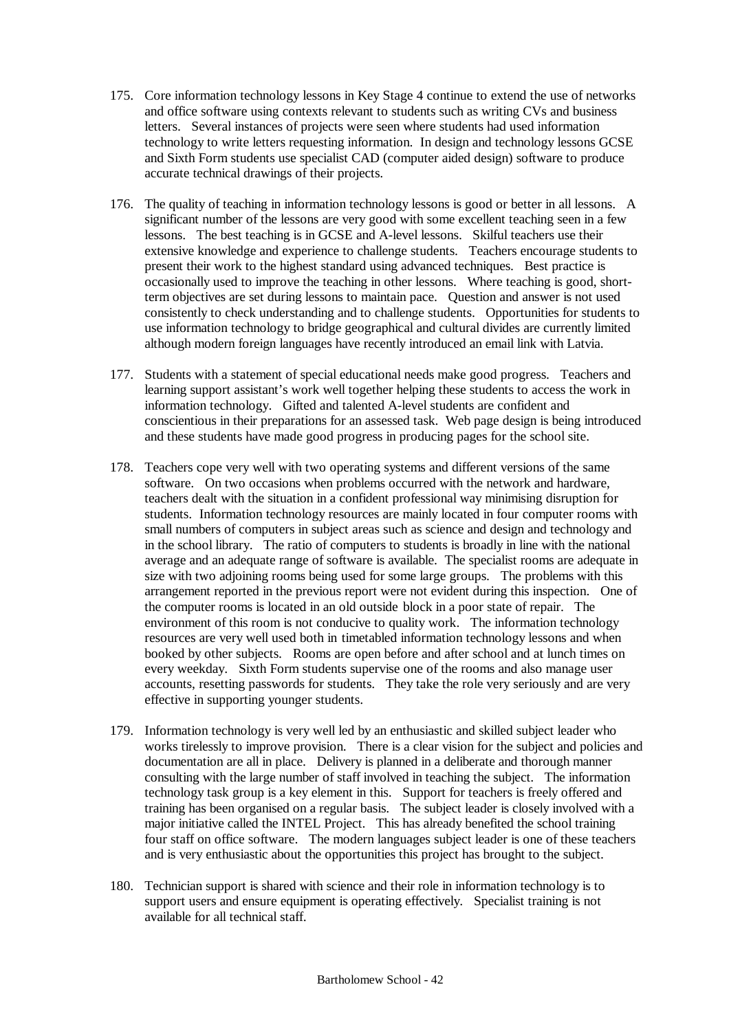175. Core information technology lessons in Key Stage 4 continue to extend the use of networks and office software using contexts relevant to students such as writing CVs and business letters. Several instances of projects were seen where students had used information technology to write letters requesting information. In design and technology lessons GCSE and Sixth Form students use specialist CAD (computer aided design) software to produce accurate technical drawings of their projects.

176. The quality of teaching in information technology lessons is good or better in all lessons. A significant number of the lessons are very good with some excellent teaching seen in a few lessons. The best teaching is in GCSE and A-level lessons. Skilful teachers use their extensive knowledge and experience to challenge students. Teachers encourage students to present their work to the highest standard using advanced techniques. Best practice is occasionally used to improve the teaching in other lessons. Where teaching is good, short-term objectives are set during lessons to maintain pace. Question and answer is not used consistently to check understanding and to challenge students. Opportunities for students to use information technology to bridge geographical and cultural divides are currently limited although modern foreign languages have recently introduced an email link with Latvia.

177. Students with a statement of special educational needs make good progress. Teachers and learning support assistant's work well together helping these students to access the work in information technology. Gifted and talented A-level students are confident and conscientious in their preparations for an assessed task. Web page design is being introduced and these students have made good progress in producing pages for the school site.

178. Teachers cope very well with two operating systems and different versions of the same software. On two occasions when problems occurred with the network and hardware, teachers dealt with the situation in a confident professional way minimising disruption for students. Information technology resources are mainly located in four computer rooms with small numbers of computers in subject areas such as science and design and technology and in the school library. The ratio of computers to students is broadly in line with the national average and an adequate range of software is available. The specialist rooms are adequate in size with two adjoining rooms being used for some large groups. The problems with this arrangement reported in the previous report were not evident during this inspection. One of the computer rooms is located in an old outside block in a poor state of repair. The environment of this room is not conducive to quality work. The information technology resources are very well used both in timetabled information technology lessons and when booked by other subjects. Rooms are open before and after school and at lunch times on every weekday. Sixth Form students supervise one of the rooms and also manage user accounts, resetting passwords for students. They take the role very seriously and are very effective in supporting younger students.

179. Information technology is very well led by an enthusiastic and skilled subject leader who works tirelessly to improve provision. There is a clear vision for the subject and policies and documentation are all in place. Delivery is planned in a deliberate and thorough manner consulting with the large number of staff involved in teaching the subject. The information technology task group is a key element in this. Support for teachers is freely offered and training has been organised on a regular basis. The subject leader is closely involved with a major initiative called the INTEL Project. This has already benefited the school training four staff on office software. The modern languages subject leader is one of these teachers and is very enthusiastic about the opportunities this project has brought to the subject.

180. Technician support is shared with science and their role in information technology is to support users and ensure equipment is operating effectively. Specialist training is not available for all technical staff.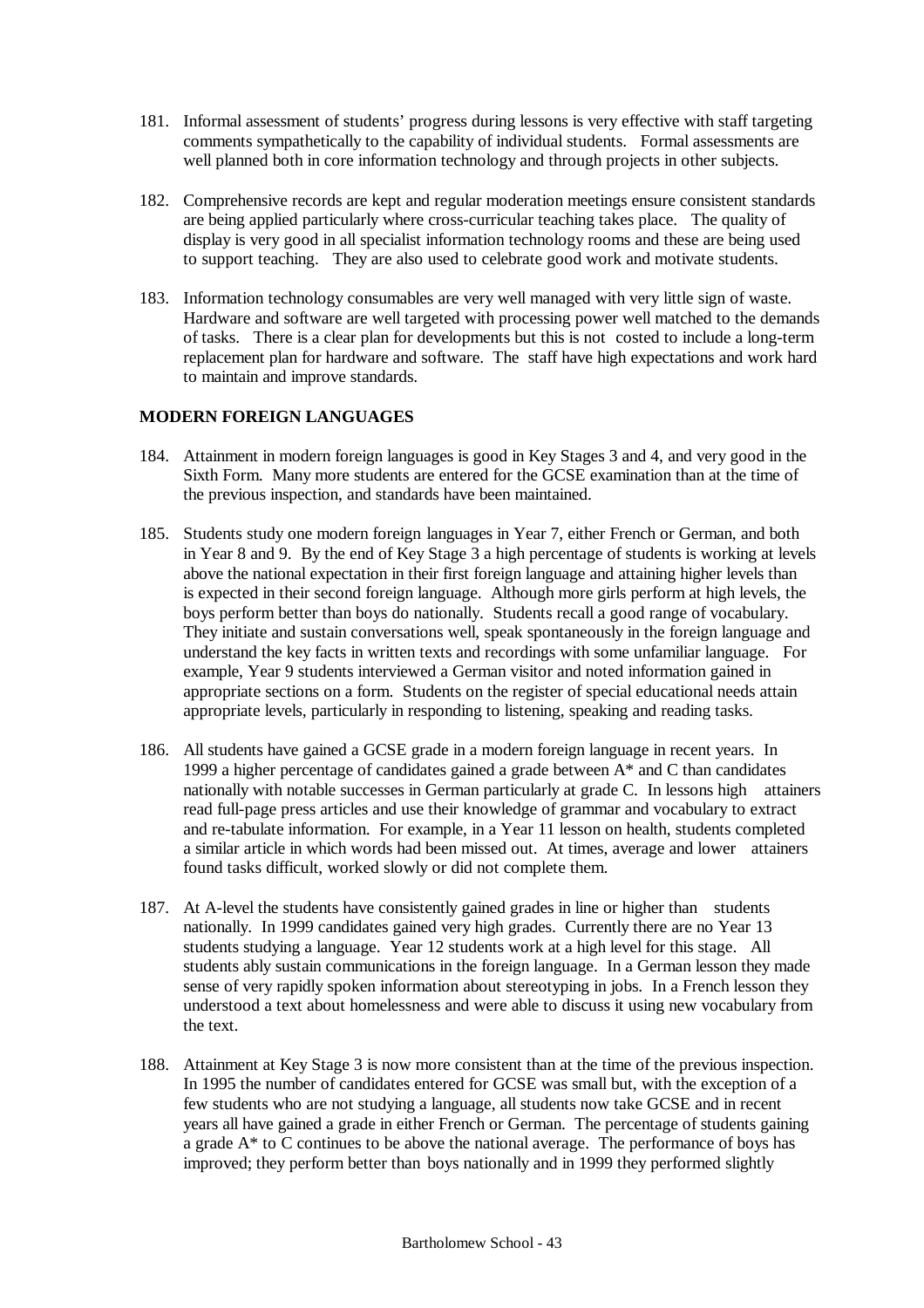181. Informal assessment of students' progress during lessons is very effective with staff targeting comments sympathetically to the capability of individual students. Formal assessments are well planned both in core information technology and through projects in other subjects.

182. Comprehensive records are kept and regular moderation meetings ensure consistent standards are being applied particularly where cross-curricular teaching takes place. The quality of display is very good in all specialist information technology rooms and these are being used to support teaching. They are also used to celebrate good work and motivate students.

183. Information technology consumables are very well managed with very little sign of waste. Hardware and software are well targeted with processing power well matched to the demands of tasks. There is a clear plan for developments but this is not costed to include a long-term replacement plan for hardware and software. The staff have high expectations and work hard to maintain and improve standards.

**MODERN FOREIGN LANGUAGES**

184. Attainment in modern foreign languages is good in Key Stages 3 and 4, and very good in the Sixth Form. Many more students are entered for the GCSE examination than at the time of the previous inspection, and standards have been maintained.

185. Students study one modern foreign languages in Year 7, either French or German, and both in Year 8 and 9. By the end of Key Stage 3 a high percentage of students is working at levels above the national expectation in their first foreign language and attaining higher levels than is expected in their second foreign language. Although more girls perform at high levels, the boys perform better than boys do nationally. Students recall a good range of vocabulary. They initiate and sustain conversations well, speak spontaneously in the foreign language and understand the key facts in written texts and recordings with some unfamiliar language. For example, Year 9 students interviewed a German visitor and noted information gained in appropriate sections on a form. Students on the register of special educational needs attain appropriate levels, particularly in responding to listening, speaking and reading tasks.

186. All students have gained a GCSE grade in a modern foreign language in recent years. In 1999 a higher percentage of candidates gained a grade between A* and C than candidates nationally with notable successes in German particularly at grade C. In lessons high attainers read full-page press articles and use their knowledge of grammar and vocabulary to extract and re-tabulate information. For example, in a Year 11 lesson on health, students completed a similar article in which words had been missed out. At times, average and lower attainers found tasks difficult, worked slowly or did not complete them.

187. At A-level the students have consistently gained grades in line or higher than students nationally. In 1999 candidates gained very high grades. Currently there are no Year 13 students studying a language. Year 12 students work at a high level for this stage. All students ably sustain communications in the foreign language. In a German lesson they made sense of very rapidly spoken information about stereotyping in jobs. In a French lesson they understood a text about homelessness and were able to discuss it using new vocabulary from the text.

188. Attainment at Key Stage 3 is now more consistent than at the time of the previous inspection. In 1995 the number of candidates entered for GCSE was small but, with the exception of a few students who are not studying a language, all students now take GCSE and in recent years all have gained a grade in either French or German. The percentage of students gaining a grade A* to C continues to be above the national average. The performance of boys has improved; they perform better than boys nationally and in 1999 they performed slightly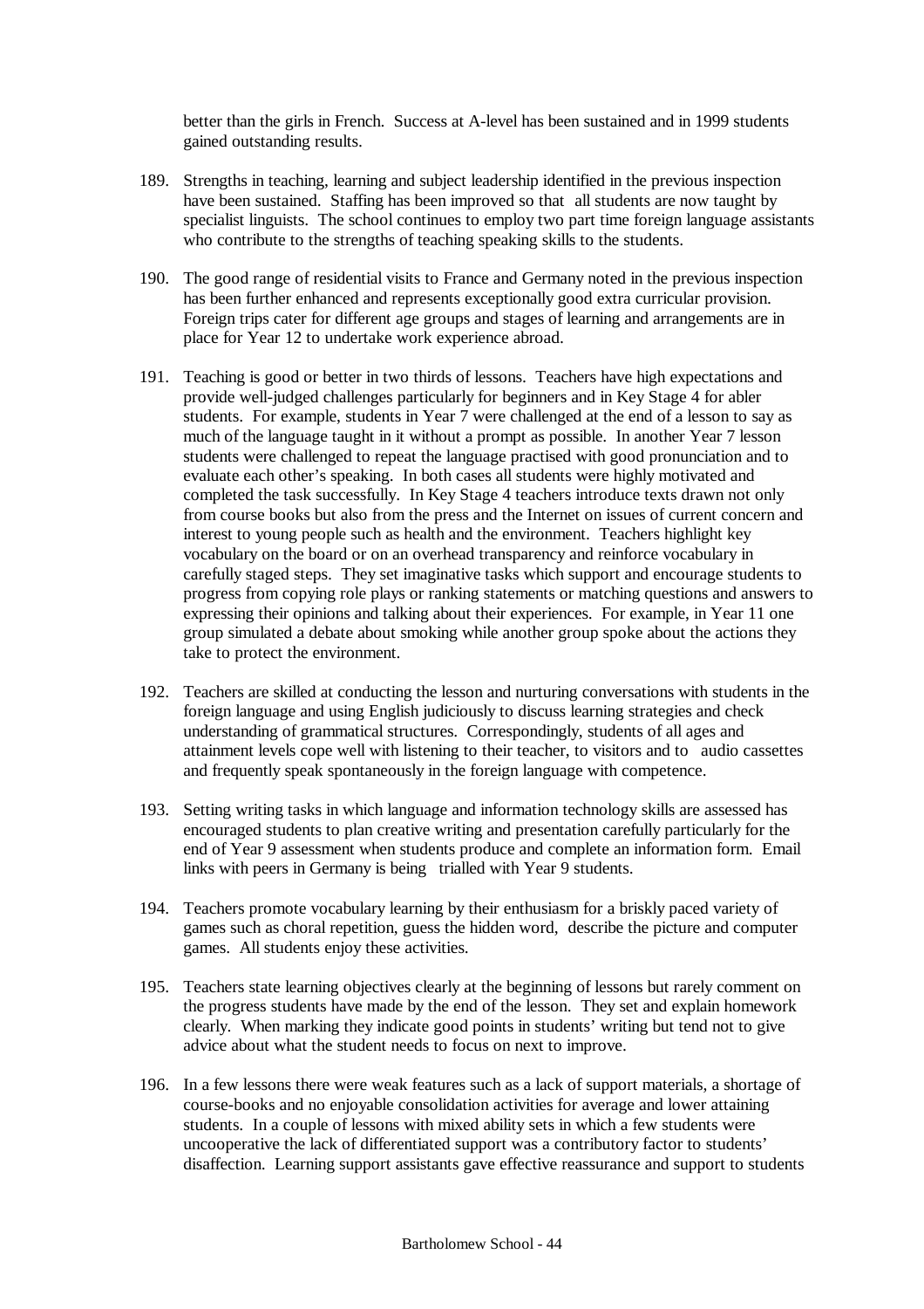better than the girls in French. Success at A-level has been sustained and in 1999 students gained outstanding results.

189. Strengths in teaching, learning and subject leadership identified in the previous inspection have been sustained. Staffing has been improved so that all students are now taught by specialist linguists. The school continues to employ two part time foreign language assistants who contribute to the strengths of teaching speaking skills to the students.

190. The good range of residential visits to France and Germany noted in the previous inspection has been further enhanced and represents exceptionally good extra curricular provision. Foreign trips cater for different age groups and stages of learning and arrangements are in place for Year 12 to undertake work experience abroad.

191. Teaching is good or better in two thirds of lessons. Teachers have high expectations and provide well-judged challenges particularly for beginners and in Key Stage 4 for abler students. For example, students in Year 7 were challenged at the end of a lesson to say as much of the language taught in it without a prompt as possible. In another Year 7 lesson students were challenged to repeat the language practised with good pronunciation and to evaluate each other's speaking. In both cases all students were highly motivated and completed the task successfully. In Key Stage 4 teachers introduce texts drawn not only from course books but also from the press and the Internet on issues of current concern and interest to young people such as health and the environment. Teachers highlight key vocabulary on the board or on an overhead transparency and reinforce vocabulary in carefully staged steps. They set imaginative tasks which support and encourage students to progress from copying role plays or ranking statements or matching questions and answers to expressing their opinions and talking about their experiences. For example, in Year 11 one group simulated a debate about smoking while another group spoke about the actions they take to protect the environment.

192. Teachers are skilled at conducting the lesson and nurturing conversations with students in the foreign language and using English judiciously to discuss learning strategies and check understanding of grammatical structures. Correspondingly, students of all ages and attainment levels cope well with listening to their teacher, to visitors and to audio cassettes and frequently speak spontaneously in the foreign language with competence.

193. Setting writing tasks in which language and information technology skills are assessed has encouraged students to plan creative writing and presentation carefully particularly for the end of Year 9 assessment when students produce and complete an information form. Email links with peers in Germany is being trialled with Year 9 students.

194. Teachers promote vocabulary learning by their enthusiasm for a briskly paced variety of games such as choral repetition, guess the hidden word, describe the picture and computer games. All students enjoy these activities.

195. Teachers state learning objectives clearly at the beginning of lessons but rarely comment on the progress students have made by the end of the lesson. They set and explain homework clearly. When marking they indicate good points in students' writing but tend not to give advice about what the student needs to focus on next to improve.

196. In a few lessons there were weak features such as a lack of support materials, a shortage of course-books and no enjoyable consolidation activities for average and lower attaining students. In a couple of lessons with mixed ability sets in which a few students were uncooperative the lack of differentiated support was a contributory factor to students' disaffection. Learning support assistants gave effective reassurance and support to students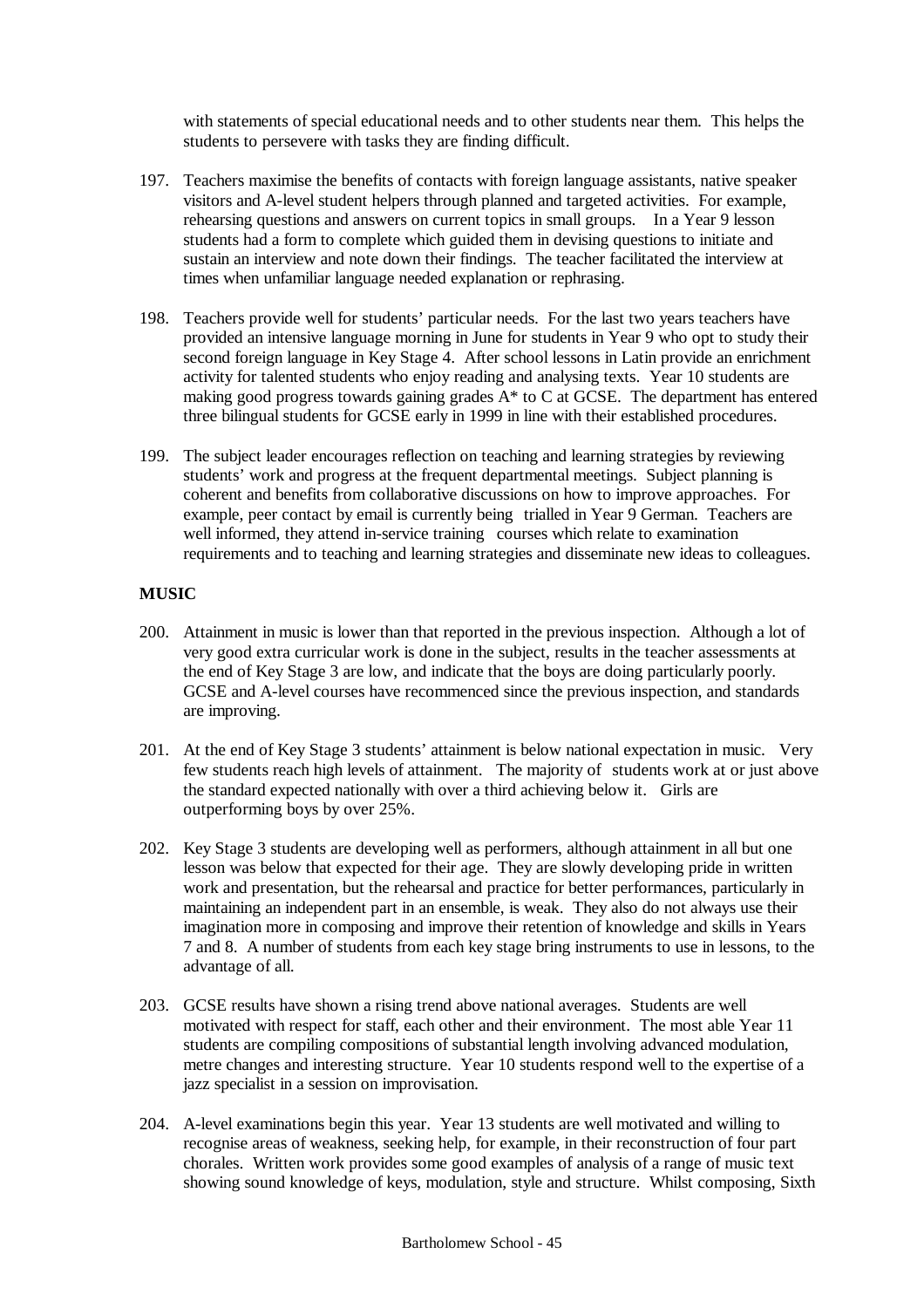with statements of special educational needs and to other students near them. This helps the students to persevere with tasks they are finding difficult.

197. Teachers maximise the benefits of contacts with foreign language assistants, native speaker visitors and A-level student helpers through planned and targeted activities. For example, rehearsing questions and answers on current topics in small groups. In a Year 9 lesson students had a form to complete which guided them in devising questions to initiate and sustain an interview and note down their findings. The teacher facilitated the interview at times when unfamiliar language needed explanation or rephrasing.

198. Teachers provide well for students' particular needs. For the last two years teachers have provided an intensive language morning in June for students in Year 9 who opt to study their second foreign language in Key Stage 4. After school lessons in Latin provide an enrichment activity for talented students who enjoy reading and analysing texts. Year 10 students are making good progress towards gaining grades A* to C at GCSE. The department has entered three bilingual students for GCSE early in 1999 in line with their established procedures.

199. The subject leader encourages reflection on teaching and learning strategies by reviewing students' work and progress at the frequent departmental meetings. Subject planning is coherent and benefits from collaborative discussions on how to improve approaches. For example, peer contact by email is currently being trialled in Year 9 German. Teachers are well informed, they attend in-service training courses which relate to examination requirements and to teaching and learning strategies and disseminate new ideas to colleagues.

**MUSIC**

200. Attainment in music is lower than that reported in the previous inspection. Although a lot of very good extra curricular work is done in the subject, results in the teacher assessments at the end of Key Stage 3 are low, and indicate that the boys are doing particularly poorly. GCSE and A-level courses have recommenced since the previous inspection, and standards are improving.

201. At the end of Key Stage 3 students' attainment is below national expectation in music. Very few students reach high levels of attainment. The majority of students work at or just above the standard expected nationally with over a third achieving below it. Girls are outperforming boys by over 25%.

202. Key Stage 3 students are developing well as performers, although attainment in all but one lesson was below that expected for their age. They are slowly developing pride in written work and presentation, but the rehearsal and practice for better performances, particularly in maintaining an independent part in an ensemble, is weak. They also do not always use their imagination more in composing and improve their retention of knowledge and skills in Years 7 and 8. A number of students from each key stage bring instruments to use in lessons, to the advantage of all.

203. GCSE results have shown a rising trend above national averages. Students are well motivated with respect for staff, each other and their environment. The most able Year 11 students are compiling compositions of substantial length involving advanced modulation, metre changes and interesting structure. Year 10 students respond well to the expertise of a jazz specialist in a session on improvisation.

204. A-level examinations begin this year. Year 13 students are well motivated and willing to recognise areas of weakness, seeking help, for example, in their reconstruction of four part chorales. Written work provides some good examples of analysis of a range of music text showing sound knowledge of keys, modulation, style and structure. Whilst composing, Sixth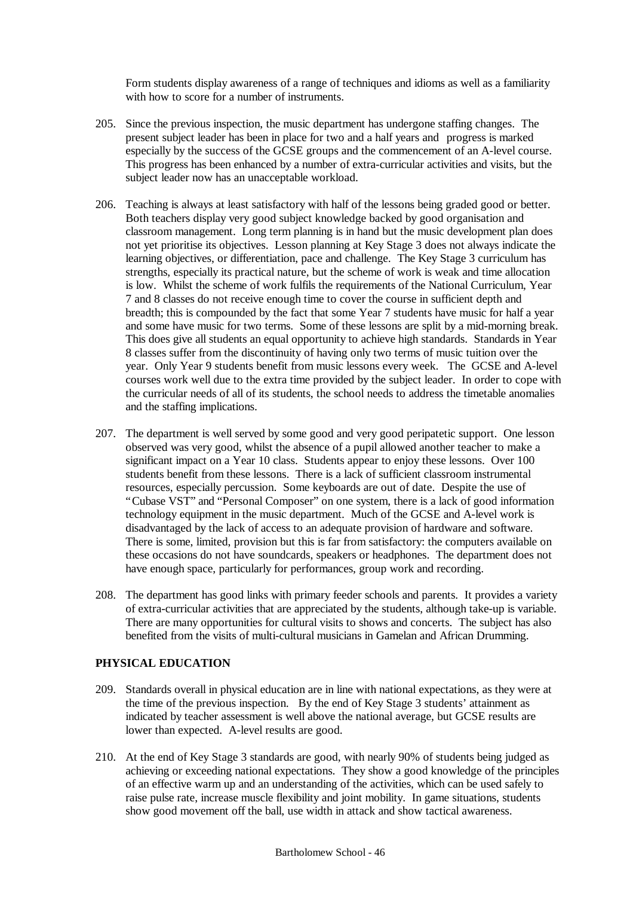Form students display awareness of a range of techniques and idioms as well as a familiarity with how to score for a number of instruments.

205. Since the previous inspection, the music department has undergone staffing changes. The present subject leader has been in place for two and a half years and progress is marked especially by the success of the GCSE groups and the commencement of an A-level course. This progress has been enhanced by a number of extra-curricular activities and visits, but the subject leader now has an unacceptable workload.

206. Teaching is always at least satisfactory with half of the lessons being graded good or better. Both teachers display very good subject knowledge backed by good organisation and classroom management. Long term planning is in hand but the music development plan does not yet prioritise its objectives. Lesson planning at Key Stage 3 does not always indicate the learning objectives, or differentiation, pace and challenge. The Key Stage 3 curriculum has strengths, especially its practical nature, but the scheme of work is weak and time allocation is low. Whilst the scheme of work fulfils the requirements of the National Curriculum, Year 7 and 8 classes do not receive enough time to cover the course in sufficient depth and breadth; this is compounded by the fact that some Year 7 students have music for half a year and some have music for two terms. Some of these lessons are split by a mid-morning break. This does give all students an equal opportunity to achieve high standards. Standards in Year 8 classes suffer from the discontinuity of having only two terms of music tuition over the year. Only Year 9 students benefit from music lessons every week. The GCSE and A-level courses work well due to the extra time provided by the subject leader. In order to cope with the curricular needs of all of its students, the school needs to address the timetable anomalies and the staffing implications.

207. The department is well served by some good and very good peripatetic support. One lesson observed was very good, whilst the absence of a pupil allowed another teacher to make a significant impact on a Year 10 class. Students appear to enjoy these lessons. Over 100 students benefit from these lessons. There is a lack of sufficient classroom instrumental resources, especially percussion. Some keyboards are out of date. Despite the use of "Cubase VST" and "Personal Composer" on one system, there is a lack of good information technology equipment in the music department. Much of the GCSE and A-level work is disadvantaged by the lack of access to an adequate provision of hardware and software. There is some, limited, provision but this is far from satisfactory: the computers available on these occasions do not have soundcards, speakers or headphones. The department does not have enough space, particularly for performances, group work and recording.

208. The department has good links with primary feeder schools and parents. It provides a variety of extra-curricular activities that are appreciated by the students, although take-up is variable. There are many opportunities for cultural visits to shows and concerts. The subject has also benefited from the visits of multi-cultural musicians in Gamelan and African Drumming.

## PHYSICAL EDUCATION

209. Standards overall in physical education are in line with national expectations, as they were at the time of the previous inspection. By the end of Key Stage 3 students' attainment as indicated by teacher assessment is well above the national average, but GCSE results are lower than expected. A-level results are good.

210. At the end of Key Stage 3 standards are good, with nearly 90% of students being judged as achieving or exceeding national expectations. They show a good knowledge of the principles of an effective warm up and an understanding of the activities, which can be used safely to raise pulse rate, increase muscle flexibility and joint mobility. In game situations, students show good movement off the ball, use width in attack and show tactical awareness.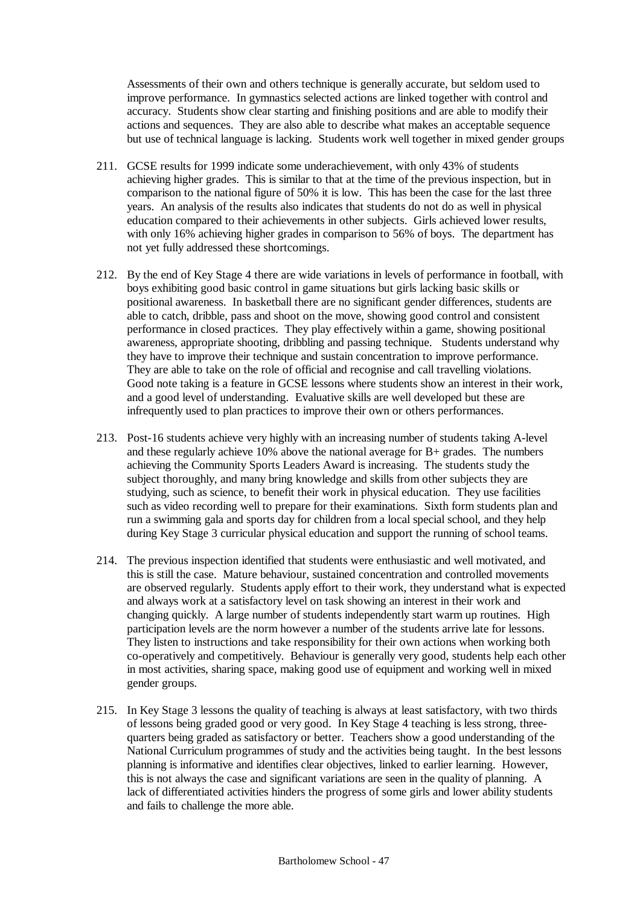Assessments of their own and others technique is generally accurate, but seldom used to improve performance. In gymnastics selected actions are linked together with control and accuracy. Students show clear starting and finishing positions and are able to modify their actions and sequences. They are also able to describe what makes an acceptable sequence but use of technical language is lacking. Students work well together in mixed gender groups

211. GCSE results for 1999 indicate some underachievement, with only 43% of students achieving higher grades. This is similar to that at the time of the previous inspection, but in comparison to the national figure of 50% it is low. This has been the case for the last three years. An analysis of the results also indicates that students do not do as well in physical education compared to their achievements in other subjects. Girls achieved lower results, with only 16% achieving higher grades in comparison to 56% of boys. The department has not yet fully addressed these shortcomings.

212. By the end of Key Stage 4 there are wide variations in levels of performance in football, with boys exhibiting good basic control in game situations but girls lacking basic skills or positional awareness. In basketball there are no significant gender differences, students are able to catch, dribble, pass and shoot on the move, showing good control and consistent performance in closed practices. They play effectively within a game, showing positional awareness, appropriate shooting, dribbling and passing technique. Students understand why they have to improve their technique and sustain concentration to improve performance. They are able to take on the role of official and recognise and call travelling violations. Good note taking is a feature in GCSE lessons where students show an interest in their work, and a good level of understanding. Evaluative skills are well developed but these are infrequently used to plan practices to improve their own or others performances.

213. Post-16 students achieve very highly with an increasing number of students taking A-level and these regularly achieve 10% above the national average for B+ grades. The numbers achieving the Community Sports Leaders Award is increasing. The students study the subject thoroughly, and many bring knowledge and skills from other subjects they are studying, such as science, to benefit their work in physical education. They use facilities such as video recording well to prepare for their examinations. Sixth form students plan and run a swimming gala and sports day for children from a local special school, and they help during Key Stage 3 curricular physical education and support the running of school teams.

214. The previous inspection identified that students were enthusiastic and well motivated, and this is still the case. Mature behaviour, sustained concentration and controlled movements are observed regularly. Students apply effort to their work, they understand what is expected and always work at a satisfactory level on task showing an interest in their work and changing quickly. A large number of students independently start warm up routines. High participation levels are the norm however a number of the students arrive late for lessons. They listen to instructions and take responsibility for their own actions when working both co-operatively and competitively. Behaviour is generally very good, students help each other in most activities, sharing space, making good use of equipment and working well in mixed gender groups.

215. In Key Stage 3 lessons the quality of teaching is always at least satisfactory, with two thirds of lessons being graded good or very good. In Key Stage 4 teaching is less strong, three-quarters being graded as satisfactory or better. Teachers show a good understanding of the National Curriculum programmes of study and the activities being taught. In the best lessons planning is informative and identifies clear objectives, linked to earlier learning. However, this is not always the case and significant variations are seen in the quality of planning. A lack of differentiated activities hinders the progress of some girls and lower ability students and fails to challenge the more able.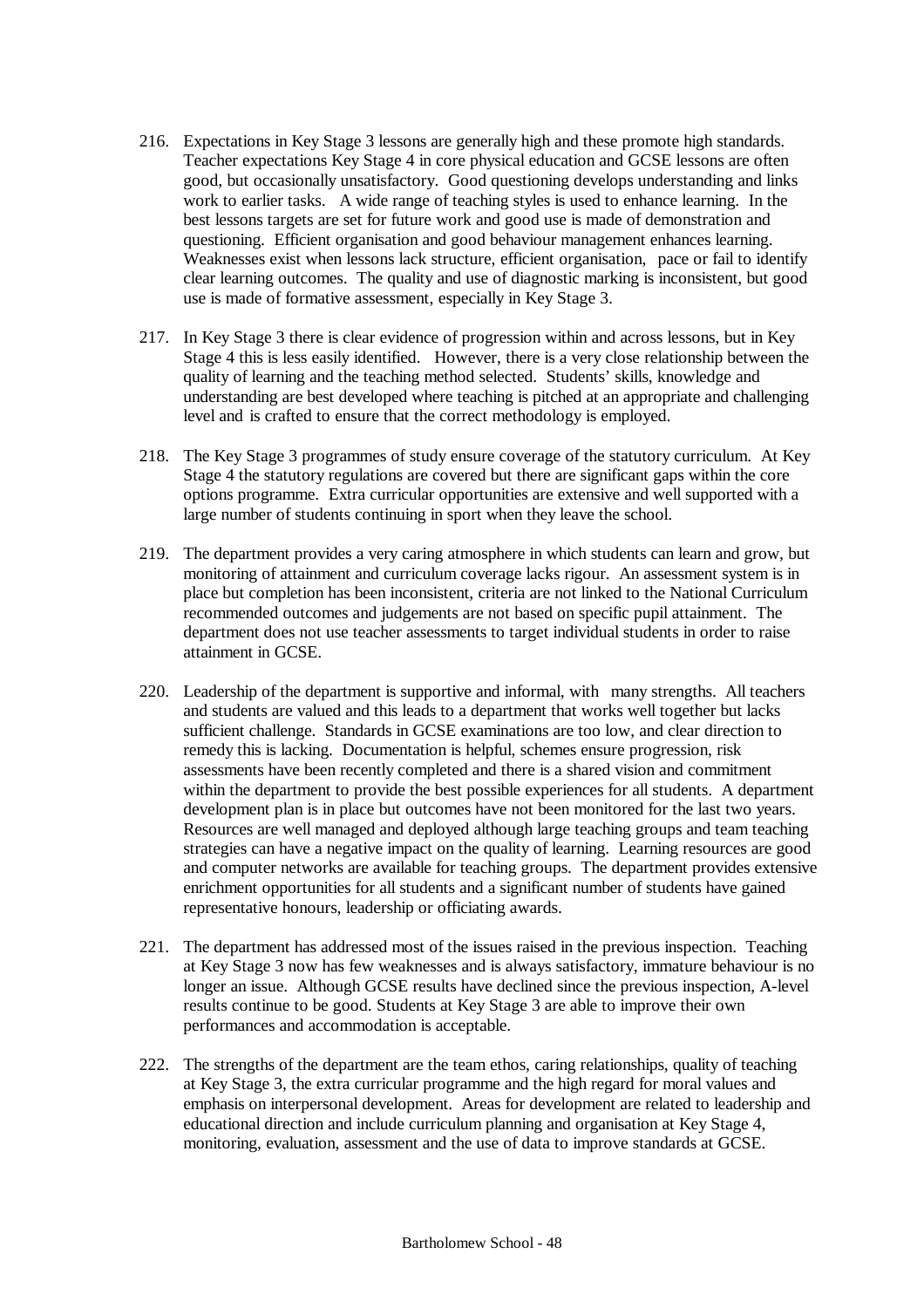216. Expectations in Key Stage 3 lessons are generally high and these promote high standards. Teacher expectations Key Stage 4 in core physical education and GCSE lessons are often good, but occasionally unsatisfactory. Good questioning develops understanding and links work to earlier tasks. A wide range of teaching styles is used to enhance learning. In the best lessons targets are set for future work and good use is made of demonstration and questioning. Efficient organisation and good behaviour management enhances learning. Weaknesses exist when lessons lack structure, efficient organisation, pace or fail to identify clear learning outcomes. The quality and use of diagnostic marking is inconsistent, but good use is made of formative assessment, especially in Key Stage 3.

217. In Key Stage 3 there is clear evidence of progression within and across lessons, but in Key Stage 4 this is less easily identified. However, there is a very close relationship between the quality of learning and the teaching method selected. Students' skills, knowledge and understanding are best developed where teaching is pitched at an appropriate and challenging level and is crafted to ensure that the correct methodology is employed.

218. The Key Stage 3 programmes of study ensure coverage of the statutory curriculum. At Key Stage 4 the statutory regulations are covered but there are significant gaps within the core options programme. Extra curricular opportunities are extensive and well supported with a large number of students continuing in sport when they leave the school.

219. The department provides a very caring atmosphere in which students can learn and grow, but monitoring of attainment and curriculum coverage lacks rigour. An assessment system is in place but completion has been inconsistent, criteria are not linked to the National Curriculum recommended outcomes and judgements are not based on specific pupil attainment. The department does not use teacher assessments to target individual students in order to raise attainment in GCSE.

220. Leadership of the department is supportive and informal, with many strengths. All teachers and students are valued and this leads to a department that works well together but lacks sufficient challenge. Standards in GCSE examinations are too low, and clear direction to remedy this is lacking. Documentation is helpful, schemes ensure progression, risk assessments have been recently completed and there is a shared vision and commitment within the department to provide the best possible experiences for all students. A department development plan is in place but outcomes have not been monitored for the last two years. Resources are well managed and deployed although large teaching groups and team teaching strategies can have a negative impact on the quality of learning. Learning resources are good and computer networks are available for teaching groups. The department provides extensive enrichment opportunities for all students and a significant number of students have gained representative honours, leadership or officiating awards.

221. The department has addressed most of the issues raised in the previous inspection. Teaching at Key Stage 3 now has few weaknesses and is always satisfactory, immature behaviour is no longer an issue. Although GCSE results have declined since the previous inspection, A-level results continue to be good. Students at Key Stage 3 are able to improve their own performances and accommodation is acceptable.

222. The strengths of the department are the team ethos, caring relationships, quality of teaching at Key Stage 3, the extra curricular programme and the high regard for moral values and emphasis on interpersonal development. Areas for development are related to leadership and educational direction and include curriculum planning and organisation at Key Stage 4, monitoring, evaluation, assessment and the use of data to improve standards at GCSE.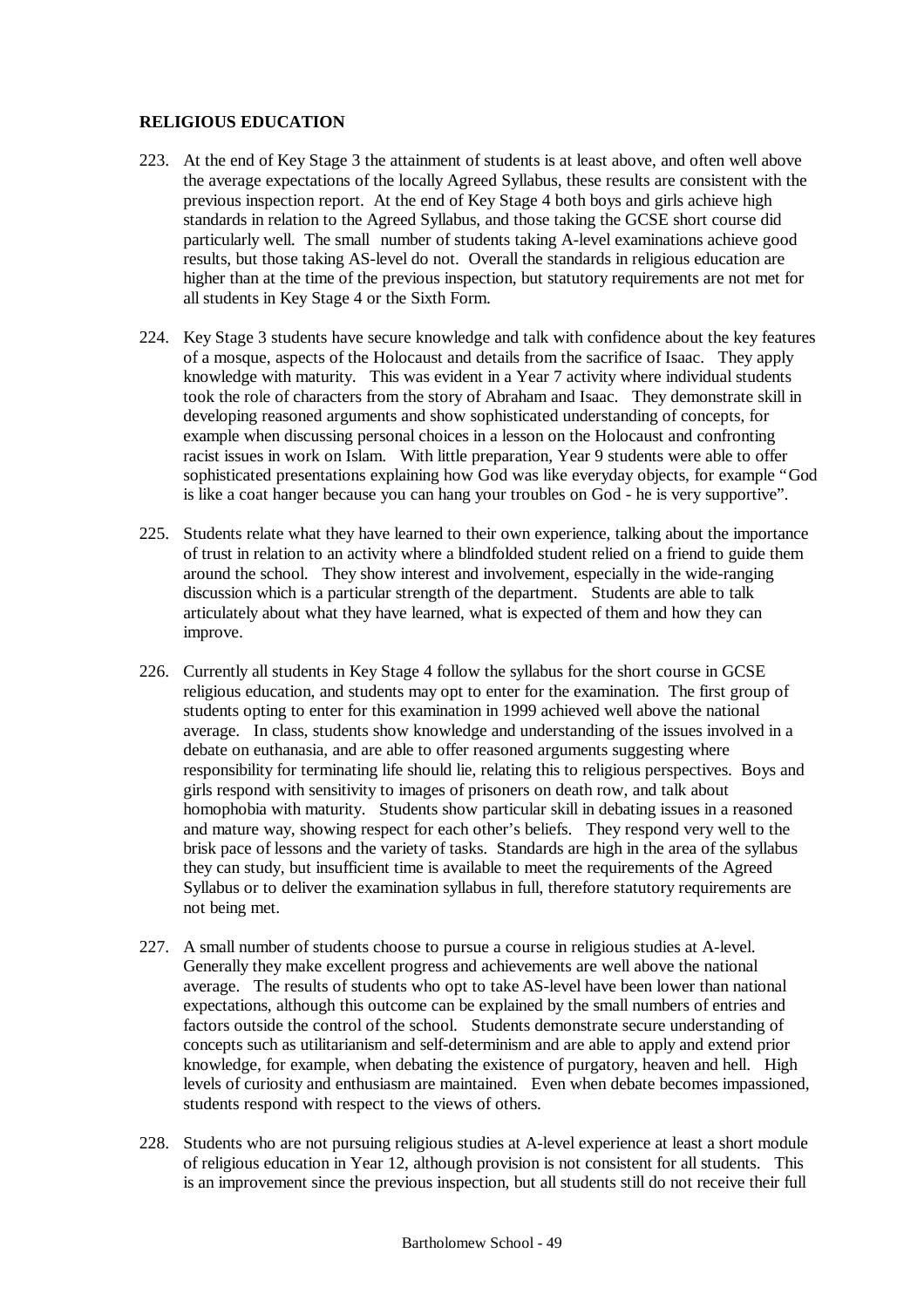**RELIGIOUS EDUCATION**

223. At the end of Key Stage 3 the attainment of students is at least above, and often well above the average expectations of the locally Agreed Syllabus, these results are consistent with the previous inspection report. At the end of Key Stage 4 both boys and girls achieve high standards in relation to the Agreed Syllabus, and those taking the GCSE short course did particularly well. The small number of students taking A-level examinations achieve good results, but those taking AS-level do not. Overall the standards in religious education are higher than at the time of the previous inspection, but statutory requirements are not met for all students in Key Stage 4 or the Sixth Form.

224. Key Stage 3 students have secure knowledge and talk with confidence about the key features of a mosque, aspects of the Holocaust and details from the sacrifice of Isaac. They apply knowledge with maturity. This was evident in a Year 7 activity where individual students took the role of characters from the story of Abraham and Isaac. They demonstrate skill in developing reasoned arguments and show sophisticated understanding of concepts, for example when discussing personal choices in a lesson on the Holocaust and confronting racist issues in work on Islam. With little preparation, Year 9 students were able to offer sophisticated presentations explaining how God was like everyday objects, for example "God is like a coat hanger because you can hang your troubles on God - he is very supportive".

225. Students relate what they have learned to their own experience, talking about the importance of trust in relation to an activity where a blindfolded student relied on a friend to guide them around the school. They show interest and involvement, especially in the wide-ranging discussion which is a particular strength of the department. Students are able to talk articulately about what they have learned, what is expected of them and how they can improve.

226. Currently all students in Key Stage 4 follow the syllabus for the short course in GCSE religious education, and students may opt to enter for the examination. The first group of students opting to enter for this examination in 1999 achieved well above the national average. In class, students show knowledge and understanding of the issues involved in a debate on euthanasia, and are able to offer reasoned arguments suggesting where responsibility for terminating life should lie, relating this to religious perspectives. Boys and girls respond with sensitivity to images of prisoners on death row, and talk about homophobia with maturity. Students show particular skill in debating issues in a reasoned and mature way, showing respect for each other's beliefs. They respond very well to the brisk pace of lessons and the variety of tasks. Standards are high in the area of the syllabus they can study, but insufficient time is available to meet the requirements of the Agreed Syllabus or to deliver the examination syllabus in full, therefore statutory requirements are not being met.

227. A small number of students choose to pursue a course in religious studies at A-level. Generally they make excellent progress and achievements are well above the national average. The results of students who opt to take AS-level have been lower than national expectations, although this outcome can be explained by the small numbers of entries and factors outside the control of the school. Students demonstrate secure understanding of concepts such as utilitarianism and self-determinism and are able to apply and extend prior knowledge, for example, when debating the existence of purgatory, heaven and hell. High levels of curiosity and enthusiasm are maintained. Even when debate becomes impassioned, students respond with respect to the views of others.

228. Students who are not pursuing religious studies at A-level experience at least a short module of religious education in Year 12, although provision is not consistent for all students. This is an improvement since the previous inspection, but all students still do not receive their full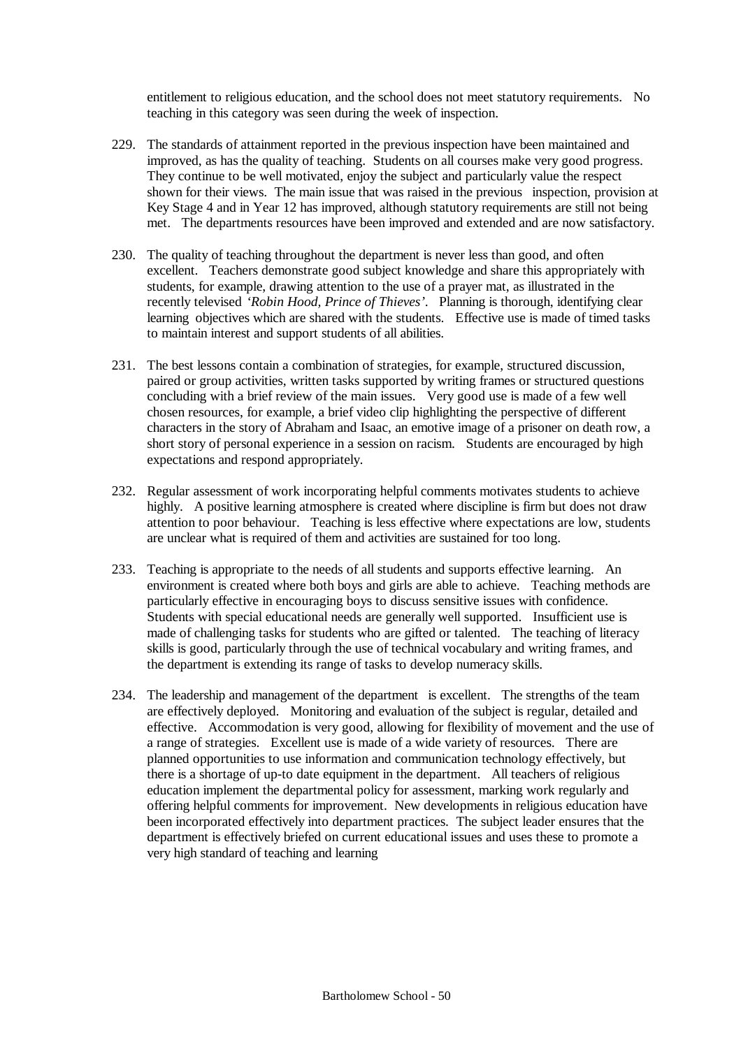entitlement to religious education, and the school does not meet statutory requirements. No teaching in this category was seen during the week of inspection.

229. The standards of attainment reported in the previous inspection have been maintained and improved, as has the quality of teaching. Students on all courses make very good progress. They continue to be well motivated, enjoy the subject and particularly value the respect shown for their views. The main issue that was raised in the previous inspection, provision at Key Stage 4 and in Year 12 has improved, although statutory requirements are still not being met. The departments resources have been improved and extended and are now satisfactory.

230. The quality of teaching throughout the department is never less than good, and often excellent. Teachers demonstrate good subject knowledge and share this appropriately with students, for example, drawing attention to the use of a prayer mat, as illustrated in the recently televised *'Robin Hood, Prince of Thieves'*. Planning is thorough, identifying clear learning objectives which are shared with the students. Effective use is made of timed tasks to maintain interest and support students of all abilities.

231. The best lessons contain a combination of strategies, for example, structured discussion, paired or group activities, written tasks supported by writing frames or structured questions concluding with a brief review of the main issues. Very good use is made of a few well chosen resources, for example, a brief video clip highlighting the perspective of different characters in the story of Abraham and Isaac, an emotive image of a prisoner on death row, a short story of personal experience in a session on racism. Students are encouraged by high expectations and respond appropriately.

232. Regular assessment of work incorporating helpful comments motivates students to achieve highly. A positive learning atmosphere is created where discipline is firm but does not draw attention to poor behaviour. Teaching is less effective where expectations are low, students are unclear what is required of them and activities are sustained for too long.

233. Teaching is appropriate to the needs of all students and supports effective learning. An environment is created where both boys and girls are able to achieve. Teaching methods are particularly effective in encouraging boys to discuss sensitive issues with confidence. Students with special educational needs are generally well supported. Insufficient use is made of challenging tasks for students who are gifted or talented. The teaching of literacy skills is good, particularly through the use of technical vocabulary and writing frames, and the department is extending its range of tasks to develop numeracy skills.

234. The leadership and management of the department is excellent. The strengths of the team are effectively deployed. Monitoring and evaluation of the subject is regular, detailed and effective. Accommodation is very good, allowing for flexibility of movement and the use of a range of strategies. Excellent use is made of a wide variety of resources. There are planned opportunities to use information and communication technology effectively, but there is a shortage of up-to date equipment in the department. All teachers of religious education implement the departmental policy for assessment, marking work regularly and offering helpful comments for improvement. New developments in religious education have been incorporated effectively into department practices. The subject leader ensures that the department is effectively briefed on current educational issues and uses these to promote a very high standard of teaching and learning